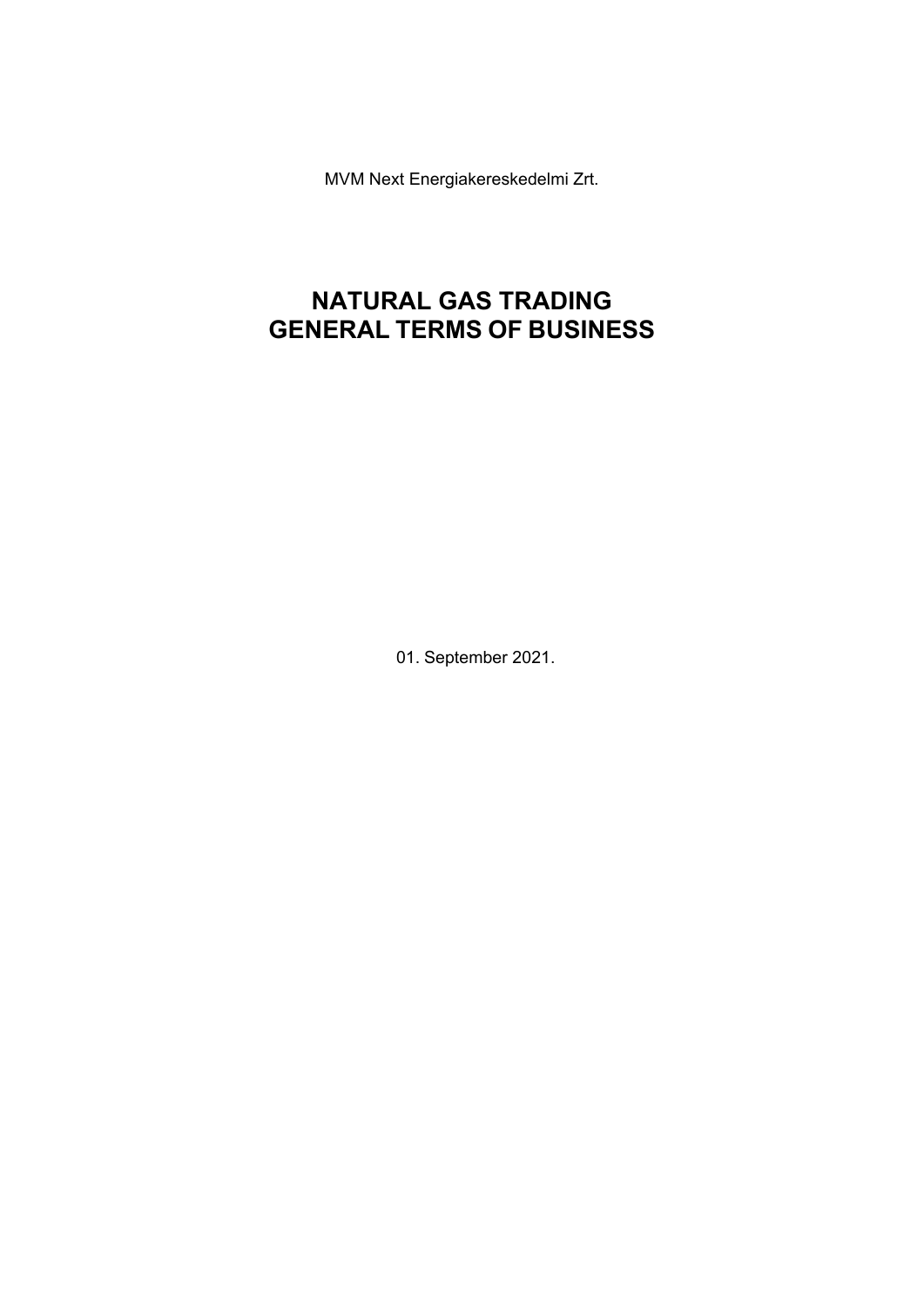MVM Next Energiakereskedelmi Zrt.

# NATURAL GAS TRADING
# GENERAL TERMS OF BUSINESS

01. September 2021.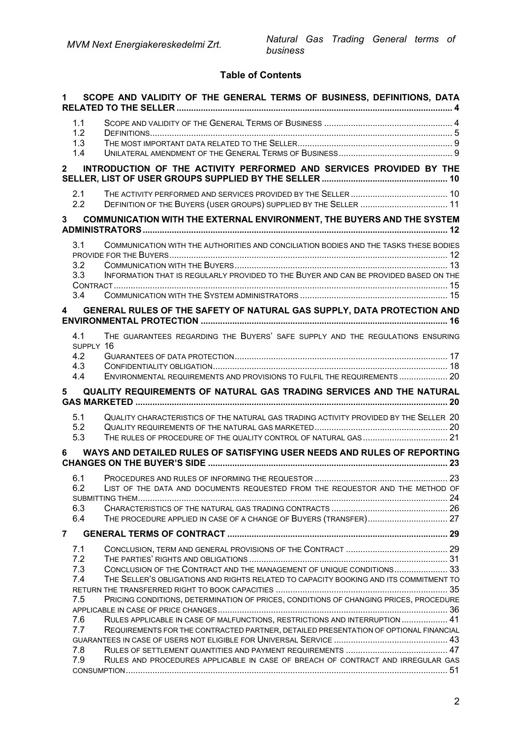## Table of Contents

**1 SCOPE AND VALIDITY OF THE GENERAL TERMS OF BUSINESS, DEFINITIONS, DATA RELATED TO THE SELLER** ..... 4

- 1.1 SCOPE AND VALIDITY OF THE GENERAL TERMS OF BUSINESS ..... 4
- 1.2 DEFINITIONS ..... 5
- 1.3 THE MOST IMPORTANT DATA RELATED TO THE SELLER ..... 9
- 1.4 UNILATERAL AMENDMENT OF THE GENERAL TERMS OF BUSINESS ..... 9

**2 INTRODUCTION OF THE ACTIVITY PERFORMED AND SERVICES PROVIDED BY THE SELLER, LIST OF USER GROUPS SUPPLIED BY THE SELLER** ..... 10

- 2.1 THE ACTIVITY PERFORMED AND SERVICES PROVIDED BY THE SELLER ..... 10
- 2.2 DEFINITION OF THE BUYERS (USER GROUPS) SUPPLIED BY THE SELLER ..... 11

**3 COMMUNICATION WITH THE EXTERNAL ENVIRONMENT, THE BUYERS AND THE SYSTEM ADMINISTRATORS** ..... 12

- 3.1 COMMUNICATION WITH THE AUTHORITIES AND CONCILIATION BODIES AND THE TASKS THESE BODIES PROVIDE FOR THE BUYERS ..... 12
- 3.2 COMMUNICATION WITH THE BUYERS ..... 13
- 3.3 INFORMATION THAT IS REGULARLY PROVIDED TO THE BUYER AND CAN BE PROVIDED BASED ON THE CONTRACT ..... 15
- 3.4 COMMUNICATION WITH THE SYSTEM ADMINISTRATORS ..... 15

**4 GENERAL RULES OF THE SAFETY OF NATURAL GAS SUPPLY, DATA PROTECTION AND ENVIRONMENTAL PROTECTION** ..... 16

- 4.1 THE GUARANTEES REGARDING THE BUYERS' SAFE SUPPLY AND THE REGULATIONS ENSURING SUPPLY 16
- 4.2 GUARANTEES OF DATA PROTECTION ..... 17
- 4.3 CONFIDENTIALITY OBLIGATION ..... 18
- 4.4 ENVIRONMENTAL REQUIREMENTS AND PROVISIONS TO FULFIL THE REQUIREMENTS ..... 20

**5 QUALITY REQUIREMENTS OF NATURAL GAS TRADING SERVICES AND THE NATURAL GAS MARKETED** ..... 20

- 5.1 QUALITY CHARACTERISTICS OF THE NATURAL GAS TRADING ACTIVITY PROVIDED BY THE SELLER 20
- 5.2 QUALITY REQUIREMENTS OF THE NATURAL GAS MARKETED ..... 20
- 5.3 THE RULES OF PROCEDURE OF THE QUALITY CONTROL OF NATURAL GAS ..... 21

**6 WAYS AND DETAILED RULES OF SATISFYING USER NEEDS AND RULES OF REPORTING CHANGES ON THE BUYER'S SIDE** ..... 23

- 6.1 PROCEDURES AND RULES OF INFORMING THE REQUESTOR ..... 23
- 6.2 LIST OF THE DATA AND DOCUMENTS REQUESTED FROM THE REQUESTOR AND THE METHOD OF SUBMITTING THEM ..... 24
- 6.3 CHARACTERISTICS OF THE NATURAL GAS TRADING CONTRACTS ..... 26
- 6.4 THE PROCEDURE APPLIED IN CASE OF A CHANGE OF BUYERS (TRANSFER) ..... 27

**7 GENERAL TERMS OF CONTRACT** ..... 29

- 7.1 CONCLUSION, TERM AND GENERAL PROVISIONS OF THE CONTRACT ..... 29
- 7.2 THE PARTIES' RIGHTS AND OBLIGATIONS ..... 31
- 7.3 CONCLUSION OF THE CONTRACT AND THE MANAGEMENT OF UNIQUE CONDITIONS ..... 33
- 7.4 THE SELLER'S OBLIGATIONS AND RIGHTS RELATED TO CAPACITY BOOKING AND ITS COMMITMENT TO RETURN THE TRANSFERRED RIGHT TO BOOK CAPACITIES ..... 35
- 7.5 PRICING CONDITIONS, DETERMINATION OF PRICES, CONDITIONS OF CHANGING PRICES, PROCEDURE APPLICABLE IN CASE OF PRICE CHANGES ..... 36
- 7.6 RULES APPLICABLE IN CASE OF MALFUNCTIONS, RESTRICTIONS AND INTERRUPTION ..... 41
- 7.7 REQUIREMENTS FOR THE CONTRACTED PARTNER, DETAILED PRESENTATION OF OPTIONAL FINANCIAL GUARANTEES IN CASE OF USERS NOT ELIGIBLE FOR UNIVERSAL SERVICE ..... 43
- 7.8 RULES OF SETTLEMENT QUANTITIES AND PAYMENT REQUIREMENTS ..... 47
- 7.9 RULES AND PROCEDURES APPLICABLE IN CASE OF BREACH OF CONTRACT AND IRREGULAR GAS CONSUMPTION ..... 51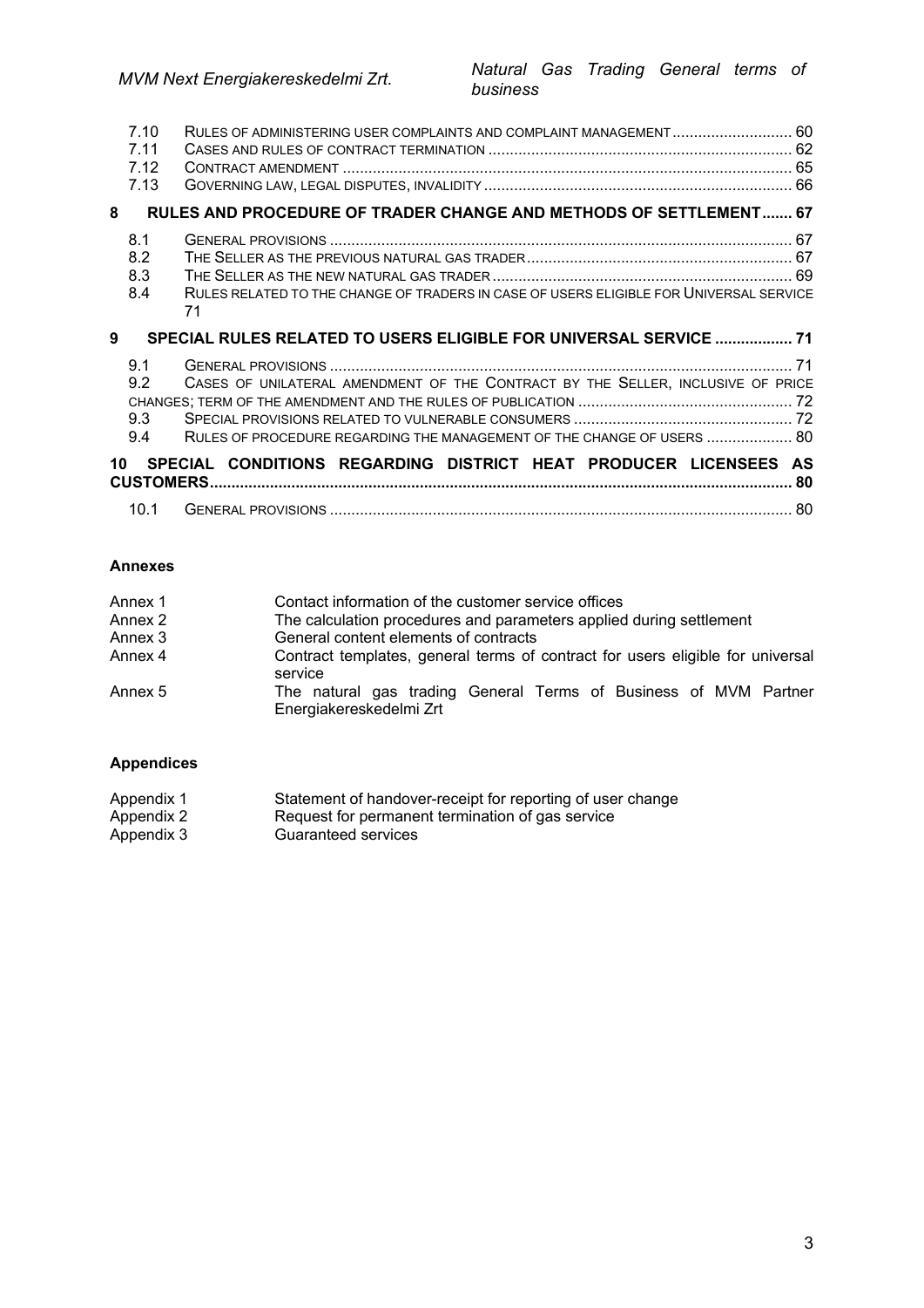| | | |
|---|---|---|
| 7.10 | RULES OF ADMINISTERING USER COMPLAINTS AND COMPLAINT MANAGEMENT | 60 |
| 7.11 | CASES AND RULES OF CONTRACT TERMINATION | 62 |
| 7.12 | CONTRACT AMENDMENT | 65 |
| 7.13 | GOVERNING LAW, LEGAL DISPUTES, INVALIDITY | 66 |
| **8** | **RULES AND PROCEDURE OF TRADER CHANGE AND METHODS OF SETTLEMENT** | **67** |
| 8.1 | GENERAL PROVISIONS | 67 |
| 8.2 | THE SELLER AS THE PREVIOUS NATURAL GAS TRADER | 67 |
| 8.3 | THE SELLER AS THE NEW NATURAL GAS TRADER | 69 |
| 8.4 | RULES RELATED TO THE CHANGE OF TRADERS IN CASE OF USERS ELIGIBLE FOR UNIVERSAL SERVICE | 71 |
| **9** | **SPECIAL RULES RELATED TO USERS ELIGIBLE FOR UNIVERSAL SERVICE** | **71** |
| 9.1 | GENERAL PROVISIONS | 71 |
| 9.2 | CASES OF UNILATERAL AMENDMENT OF THE CONTRACT BY THE SELLER, INCLUSIVE OF PRICE CHANGES; TERM OF THE AMENDMENT AND THE RULES OF PUBLICATION | 72 |
| 9.3 | SPECIAL PROVISIONS RELATED TO VULNERABLE CONSUMERS | 72 |
| 9.4 | RULES OF PROCEDURE REGARDING THE MANAGEMENT OF THE CHANGE OF USERS | 80 |
| **10** | **SPECIAL CONDITIONS REGARDING DISTRICT HEAT PRODUCER LICENSEES AS CUSTOMERS** | **80** |
| 10.1 | GENERAL PROVISIONS | 80 |

**Annexes**

| | |
|---|---|
| Annex 1 | Contact information of the customer service offices |
| Annex 2 | The calculation procedures and parameters applied during settlement |
| Annex 3 | General content elements of contracts |
| Annex 4 | Contract templates, general terms of contract for users eligible for universal service |
| Annex 5 | The natural gas trading General Terms of Business of MVM Partner Energiakereskedelmi Zrt |

**Appendices**

| | |
|---|---|
| Appendix 1 | Statement of handover-receipt for reporting of user change |
| Appendix 2 | Request for permanent termination of gas service |
| Appendix 3 | Guaranteed services |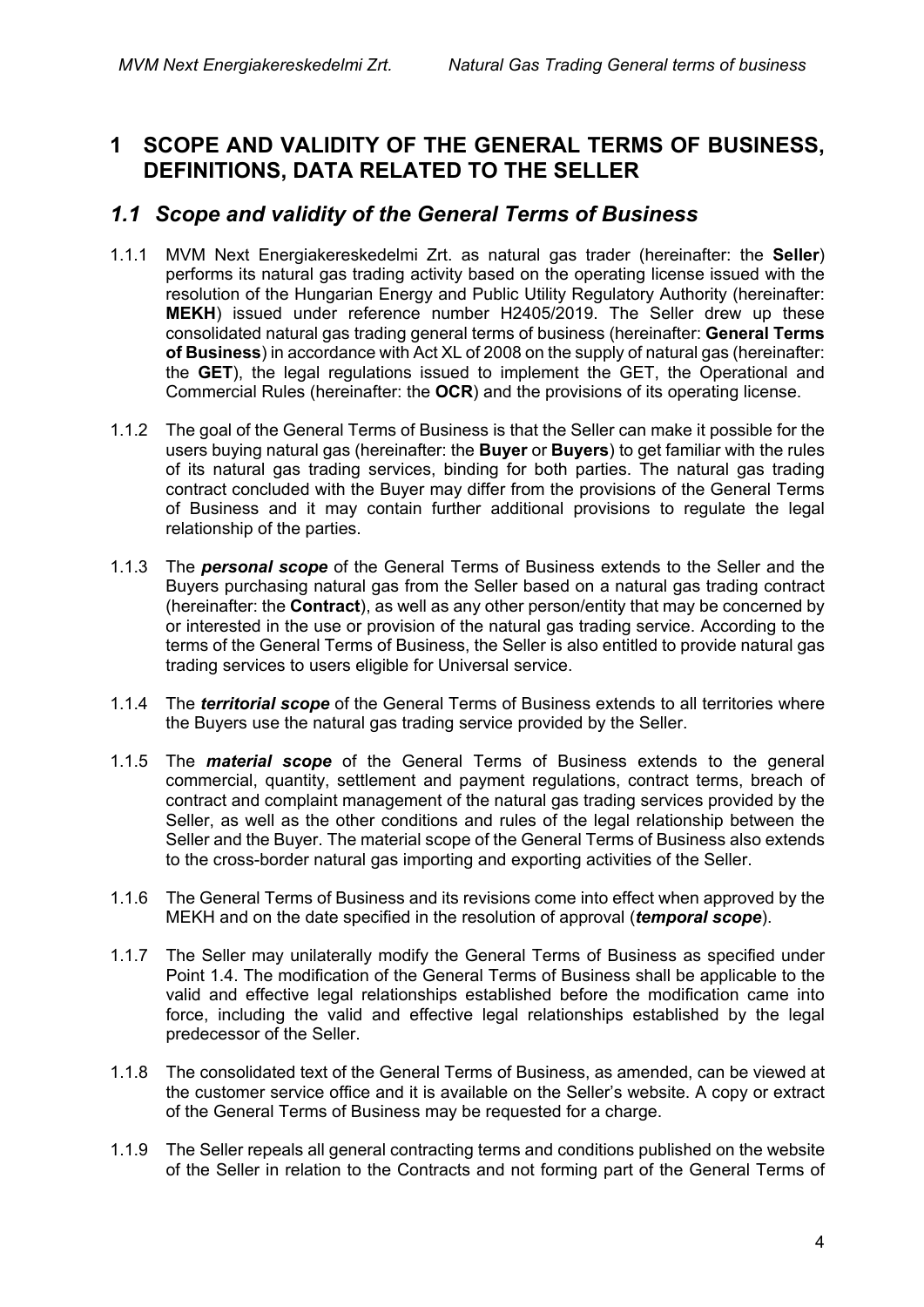# 1 SCOPE AND VALIDITY OF THE GENERAL TERMS OF BUSINESS, DEFINITIONS, DATA RELATED TO THE SELLER

## *1.1 Scope and validity of the General Terms of Business*

1.1.1 MVM Next Energiakereskedelmi Zrt. as natural gas trader (hereinafter: the **Seller**) performs its natural gas trading activity based on the operating license issued with the resolution of the Hungarian Energy and Public Utility Regulatory Authority (hereinafter: **MEKH**) issued under reference number H2405/2019. The Seller drew up these consolidated natural gas trading general terms of business (hereinafter: **General Terms of Business**) in accordance with Act XL of 2008 on the supply of natural gas (hereinafter: the **GET**), the legal regulations issued to implement the GET, the Operational and Commercial Rules (hereinafter: the **OCR**) and the provisions of its operating license.

1.1.2 The goal of the General Terms of Business is that the Seller can make it possible for the users buying natural gas (hereinafter: the **Buyer** or **Buyers**) to get familiar with the rules of its natural gas trading services, binding for both parties. The natural gas trading contract concluded with the Buyer may differ from the provisions of the General Terms of Business and it may contain further additional provisions to regulate the legal relationship of the parties.

1.1.3 The ***personal scope*** of the General Terms of Business extends to the Seller and the Buyers purchasing natural gas from the Seller based on a natural gas trading contract (hereinafter: the **Contract**), as well as any other person/entity that may be concerned by or interested in the use or provision of the natural gas trading service. According to the terms of the General Terms of Business, the Seller is also entitled to provide natural gas trading services to users eligible for Universal service.

1.1.4 The ***territorial scope*** of the General Terms of Business extends to all territories where the Buyers use the natural gas trading service provided by the Seller.

1.1.5 The ***material scope*** of the General Terms of Business extends to the general commercial, quantity, settlement and payment regulations, contract terms, breach of contract and complaint management of the natural gas trading services provided by the Seller, as well as the other conditions and rules of the legal relationship between the Seller and the Buyer. The material scope of the General Terms of Business also extends to the cross-border natural gas importing and exporting activities of the Seller.

1.1.6 The General Terms of Business and its revisions come into effect when approved by the MEKH and on the date specified in the resolution of approval (***temporal scope***).

1.1.7 The Seller may unilaterally modify the General Terms of Business as specified under Point 1.4. The modification of the General Terms of Business shall be applicable to the valid and effective legal relationships established before the modification came into force, including the valid and effective legal relationships established by the legal predecessor of the Seller.

1.1.8 The consolidated text of the General Terms of Business, as amended, can be viewed at the customer service office and it is available on the Seller's website. A copy or extract of the General Terms of Business may be requested for a charge.

1.1.9 The Seller repeals all general contracting terms and conditions published on the website of the Seller in relation to the Contracts and not forming part of the General Terms of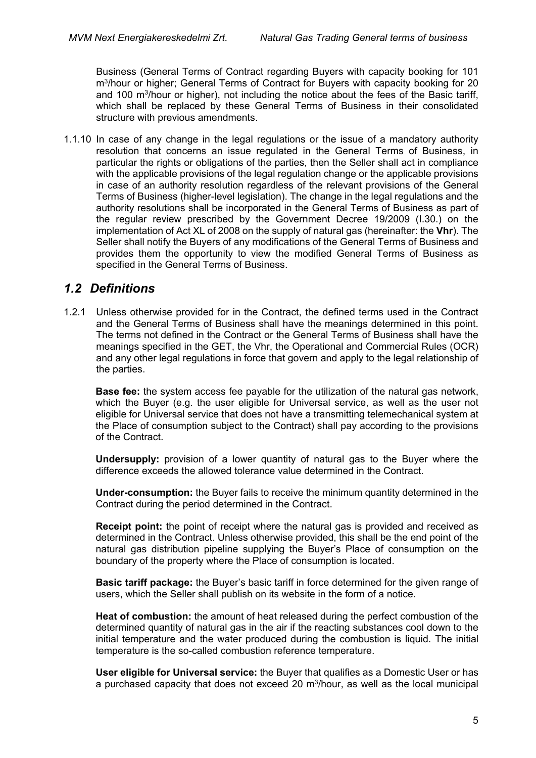Business (General Terms of Contract regarding Buyers with capacity booking for 101 $m^3$/hour or higher; General Terms of Contract for Buyers with capacity booking for 20 and 100 $m^3$/hour or higher), not including the notice about the fees of the Basic tariff, which shall be replaced by these General Terms of Business in their consolidated structure with previous amendments.

1.1.10 In case of any change in the legal regulations or the issue of a mandatory authority resolution that concerns an issue regulated in the General Terms of Business, in particular the rights or obligations of the parties, then the Seller shall act in compliance with the applicable provisions of the legal regulation change or the applicable provisions in case of an authority resolution regardless of the relevant provisions of the General Terms of Business (higher-level legislation). The change in the legal regulations and the authority resolutions shall be incorporated in the General Terms of Business as part of the regular review prescribed by the Government Decree 19/2009 (I.30.) on the implementation of Act XL of 2008 on the supply of natural gas (hereinafter: the **Vhr**). The Seller shall notify the Buyers of any modifications of the General Terms of Business and provides them the opportunity to view the modified General Terms of Business as specified in the General Terms of Business.

## *1.2 Definitions*

1.2.1 Unless otherwise provided for in the Contract, the defined terms used in the Contract and the General Terms of Business shall have the meanings determined in this point. The terms not defined in the Contract or the General Terms of Business shall have the meanings specified in the GET, the Vhr, the Operational and Commercial Rules (OCR) and any other legal regulations in force that govern and apply to the legal relationship of the parties.

**Base fee:** the system access fee payable for the utilization of the natural gas network, which the Buyer (e.g. the user eligible for Universal service, as well as the user not eligible for Universal service that does not have a transmitting telemechanical system at the Place of consumption subject to the Contract) shall pay according to the provisions of the Contract.

**Undersupply:** provision of a lower quantity of natural gas to the Buyer where the difference exceeds the allowed tolerance value determined in the Contract.

**Under-consumption:** the Buyer fails to receive the minimum quantity determined in the Contract during the period determined in the Contract.

**Receipt point:** the point of receipt where the natural gas is provided and received as determined in the Contract. Unless otherwise provided, this shall be the end point of the natural gas distribution pipeline supplying the Buyer's Place of consumption on the boundary of the property where the Place of consumption is located.

**Basic tariff package:** the Buyer's basic tariff in force determined for the given range of users, which the Seller shall publish on its website in the form of a notice.

**Heat of combustion:** the amount of heat released during the perfect combustion of the determined quantity of natural gas in the air if the reacting substances cool down to the initial temperature and the water produced during the combustion is liquid. The initial temperature is the so-called combustion reference temperature.

**User eligible for Universal service:** the Buyer that qualifies as a Domestic User or has a purchased capacity that does not exceed 20 $m^3$/hour, as well as the local municipal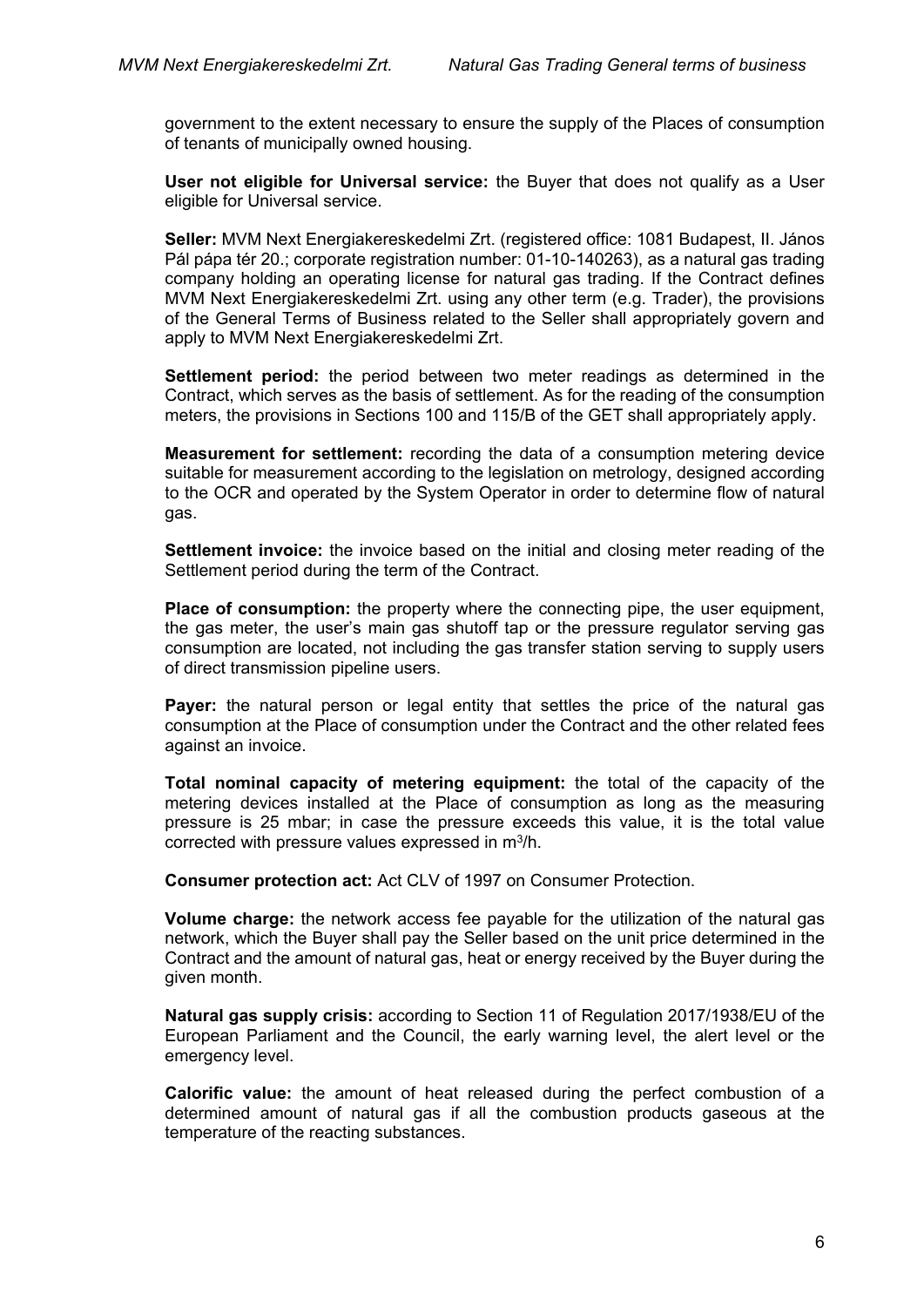government to the extent necessary to ensure the supply of the Places of consumption of tenants of municipally owned housing.

**User not eligible for Universal service:** the Buyer that does not qualify as a User eligible for Universal service.

**Seller:** MVM Next Energiakereskedelmi Zrt. (registered office: 1081 Budapest, II. János Pál pápa tér 20.; corporate registration number: 01-10-140263), as a natural gas trading company holding an operating license for natural gas trading. If the Contract defines MVM Next Energiakereskedelmi Zrt. using any other term (e.g. Trader), the provisions of the General Terms of Business related to the Seller shall appropriately govern and apply to MVM Next Energiakereskedelmi Zrt.

**Settlement period:** the period between two meter readings as determined in the Contract, which serves as the basis of settlement. As for the reading of the consumption meters, the provisions in Sections 100 and 115/B of the GET shall appropriately apply.

**Measurement for settlement:** recording the data of a consumption metering device suitable for measurement according to the legislation on metrology, designed according to the OCR and operated by the System Operator in order to determine flow of natural gas.

**Settlement invoice:** the invoice based on the initial and closing meter reading of the Settlement period during the term of the Contract.

**Place of consumption:** the property where the connecting pipe, the user equipment, the gas meter, the user's main gas shutoff tap or the pressure regulator serving gas consumption are located, not including the gas transfer station serving to supply users of direct transmission pipeline users.

**Payer:** the natural person or legal entity that settles the price of the natural gas consumption at the Place of consumption under the Contract and the other related fees against an invoice.

**Total nominal capacity of metering equipment:** the total of the capacity of the metering devices installed at the Place of consumption as long as the measuring pressure is 25 mbar; in case the pressure exceeds this value, it is the total value corrected with pressure values expressed in $m^3/h$.

**Consumer protection act:** Act CLV of 1997 on Consumer Protection.

**Volume charge:** the network access fee payable for the utilization of the natural gas network, which the Buyer shall pay the Seller based on the unit price determined in the Contract and the amount of natural gas, heat or energy received by the Buyer during the given month.

**Natural gas supply crisis:** according to Section 11 of Regulation 2017/1938/EU of the European Parliament and the Council, the early warning level, the alert level or the emergency level.

**Calorific value:** the amount of heat released during the perfect combustion of a determined amount of natural gas if all the combustion products gaseous at the temperature of the reacting substances.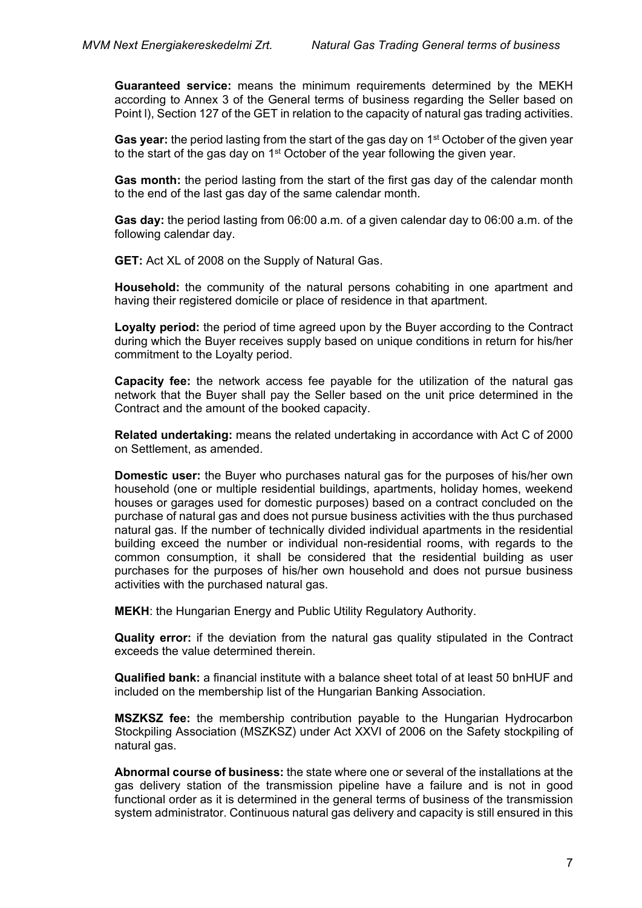**Guaranteed service:** means the minimum requirements determined by the MEKH according to Annex 3 of the General terms of business regarding the Seller based on Point l), Section 127 of the GET in relation to the capacity of natural gas trading activities.

**Gas year:** the period lasting from the start of the gas day on 1st October of the given year to the start of the gas day on 1st October of the year following the given year.

**Gas month:** the period lasting from the start of the first gas day of the calendar month to the end of the last gas day of the same calendar month.

**Gas day:** the period lasting from 06:00 a.m. of a given calendar day to 06:00 a.m. of the following calendar day.

**GET:** Act XL of 2008 on the Supply of Natural Gas.

**Household:** the community of the natural persons cohabiting in one apartment and having their registered domicile or place of residence in that apartment.

**Loyalty period:** the period of time agreed upon by the Buyer according to the Contract during which the Buyer receives supply based on unique conditions in return for his/her commitment to the Loyalty period.

**Capacity fee:** the network access fee payable for the utilization of the natural gas network that the Buyer shall pay the Seller based on the unit price determined in the Contract and the amount of the booked capacity.

**Related undertaking:** means the related undertaking in accordance with Act C of 2000 on Settlement, as amended.

**Domestic user:** the Buyer who purchases natural gas for the purposes of his/her own household (one or multiple residential buildings, apartments, holiday homes, weekend houses or garages used for domestic purposes) based on a contract concluded on the purchase of natural gas and does not pursue business activities with the thus purchased natural gas. If the number of technically divided individual apartments in the residential building exceed the number or individual non-residential rooms, with regards to the common consumption, it shall be considered that the residential building as user purchases for the purposes of his/her own household and does not pursue business activities with the purchased natural gas.

**MEKH**: the Hungarian Energy and Public Utility Regulatory Authority.

**Quality error:** if the deviation from the natural gas quality stipulated in the Contract exceeds the value determined therein.

**Qualified bank:** a financial institute with a balance sheet total of at least 50 bnHUF and included on the membership list of the Hungarian Banking Association.

**MSZKSZ fee:** the membership contribution payable to the Hungarian Hydrocarbon Stockpiling Association (MSZKSZ) under Act XXVI of 2006 on the Safety stockpiling of natural gas.

**Abnormal course of business:** the state where one or several of the installations at the gas delivery station of the transmission pipeline have a failure and is not in good functional order as it is determined in the general terms of business of the transmission system administrator. Continuous natural gas delivery and capacity is still ensured in this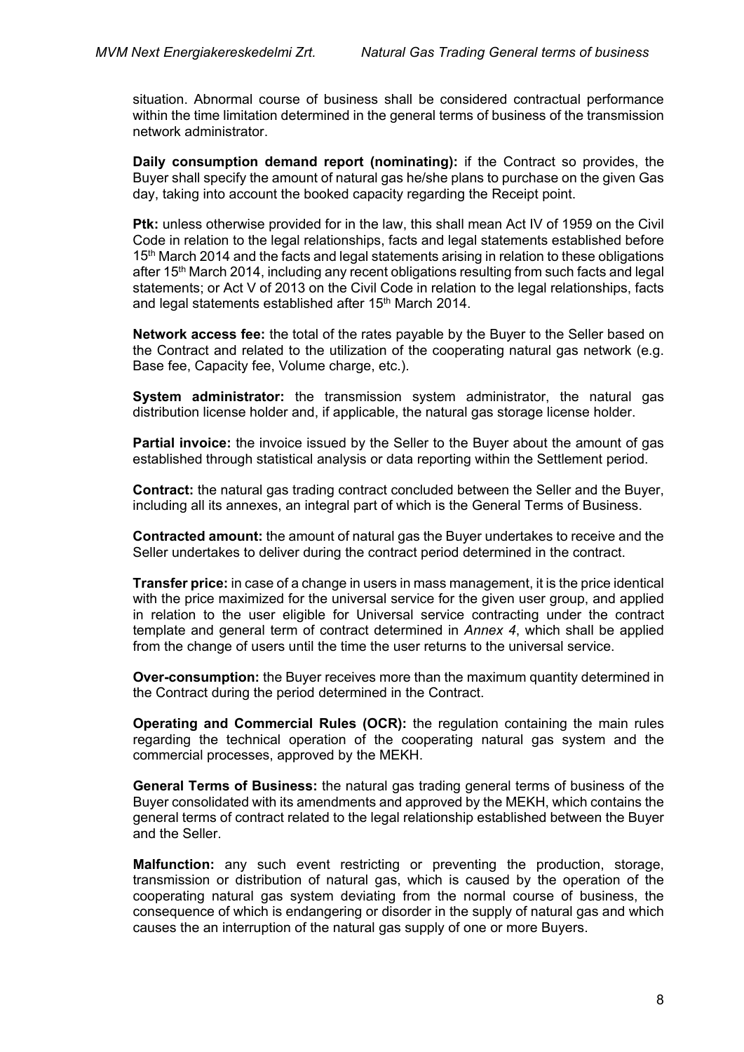situation. Abnormal course of business shall be considered contractual performance within the time limitation determined in the general terms of business of the transmission network administrator.

**Daily consumption demand report (nominating):** if the Contract so provides, the Buyer shall specify the amount of natural gas he/she plans to purchase on the given Gas day, taking into account the booked capacity regarding the Receipt point.

**Ptk:** unless otherwise provided for in the law, this shall mean Act IV of 1959 on the Civil Code in relation to the legal relationships, facts and legal statements established before 15th March 2014 and the facts and legal statements arising in relation to these obligations after 15th March 2014, including any recent obligations resulting from such facts and legal statements; or Act V of 2013 on the Civil Code in relation to the legal relationships, facts and legal statements established after 15th March 2014.

**Network access fee:** the total of the rates payable by the Buyer to the Seller based on the Contract and related to the utilization of the cooperating natural gas network (e.g. Base fee, Capacity fee, Volume charge, etc.).

**System administrator:** the transmission system administrator, the natural gas distribution license holder and, if applicable, the natural gas storage license holder.

**Partial invoice:** the invoice issued by the Seller to the Buyer about the amount of gas established through statistical analysis or data reporting within the Settlement period.

**Contract:** the natural gas trading contract concluded between the Seller and the Buyer, including all its annexes, an integral part of which is the General Terms of Business.

**Contracted amount:** the amount of natural gas the Buyer undertakes to receive and the Seller undertakes to deliver during the contract period determined in the contract.

**Transfer price:** in case of a change in users in mass management, it is the price identical with the price maximized for the universal service for the given user group, and applied in relation to the user eligible for Universal service contracting under the contract template and general term of contract determined in *Annex 4*, which shall be applied from the change of users until the time the user returns to the universal service.

**Over-consumption:** the Buyer receives more than the maximum quantity determined in the Contract during the period determined in the Contract.

**Operating and Commercial Rules (OCR):** the regulation containing the main rules regarding the technical operation of the cooperating natural gas system and the commercial processes, approved by the MEKH.

**General Terms of Business:** the natural gas trading general terms of business of the Buyer consolidated with its amendments and approved by the MEKH, which contains the general terms of contract related to the legal relationship established between the Buyer and the Seller.

**Malfunction:** any such event restricting or preventing the production, storage, transmission or distribution of natural gas, which is caused by the operation of the cooperating natural gas system deviating from the normal course of business, the consequence of which is endangering or disorder in the supply of natural gas and which causes the an interruption of the natural gas supply of one or more Buyers.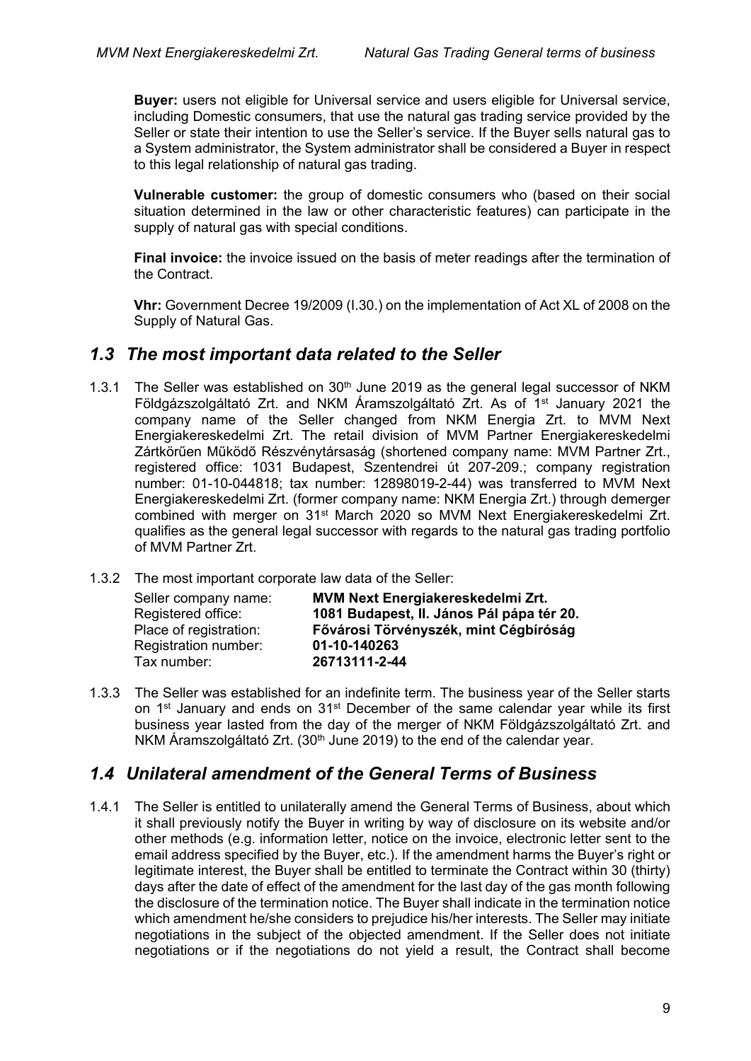**Buyer:** users not eligible for Universal service and users eligible for Universal service, including Domestic consumers, that use the natural gas trading service provided by the Seller or state their intention to use the Seller's service. If the Buyer sells natural gas to a System administrator, the System administrator shall be considered a Buyer in respect to this legal relationship of natural gas trading.

**Vulnerable customer:** the group of domestic consumers who (based on their social situation determined in the law or other characteristic features) can participate in the supply of natural gas with special conditions.

**Final invoice:** the invoice issued on the basis of meter readings after the termination of the Contract.

**Vhr:** Government Decree 19/2009 (I.30.) on the implementation of Act XL of 2008 on the Supply of Natural Gas.

## *1.3 The most important data related to the Seller*

1.3.1 The Seller was established on 30th June 2019 as the general legal successor of NKM Földgázszolgáltató Zrt. and NKM Áramszolgáltató Zrt. As of 1st January 2021 the company name of the Seller changed from NKM Energia Zrt. to MVM Next Energiakereskedelmi Zrt. The retail division of MVM Partner Energiakereskedelmi Zártkörűen Működő Részvénytársaság (shortened company name: MVM Partner Zrt., registered office: 1031 Budapest, Szentendrei út 207-209.; company registration number: 01-10-044818; tax number: 12898019-2-44) was transferred to MVM Next Energiakereskedelmi Zrt. (former company name: NKM Energia Zrt.) through demerger combined with merger on 31st March 2020 so MVM Next Energiakereskedelmi Zrt. qualifies as the general legal successor with regards to the natural gas trading portfolio of MVM Partner Zrt.

1.3.2 The most important corporate law data of the Seller:

| | |
|---|---|
| Seller company name: | **MVM Next Energiakereskedelmi Zrt.** |
| Registered office: | **1081 Budapest, II. János Pál pápa tér 20.** |
| Place of registration: | **Fővárosi Törvényszék, mint Cégbíróság** |
| Registration number: | **01-10-140263** |
| Tax number: | **26713111-2-44** |

1.3.3 The Seller was established for an indefinite term. The business year of the Seller starts on 1st January and ends on 31st December of the same calendar year while its first business year lasted from the day of the merger of NKM Földgázszolgáltató Zrt. and NKM Áramszolgáltató Zrt. (30th June 2019) to the end of the calendar year.

## *1.4 Unilateral amendment of the General Terms of Business*

1.4.1 The Seller is entitled to unilaterally amend the General Terms of Business, about which it shall previously notify the Buyer in writing by way of disclosure on its website and/or other methods (e.g. information letter, notice on the invoice, electronic letter sent to the email address specified by the Buyer, etc.). If the amendment harms the Buyer's right or legitimate interest, the Buyer shall be entitled to terminate the Contract within 30 (thirty) days after the date of effect of the amendment for the last day of the gas month following the disclosure of the termination notice. The Buyer shall indicate in the termination notice which amendment he/she considers to prejudice his/her interests. The Seller may initiate negotiations in the subject of the objected amendment. If the Seller does not initiate negotiations or if the negotiations do not yield a result, the Contract shall become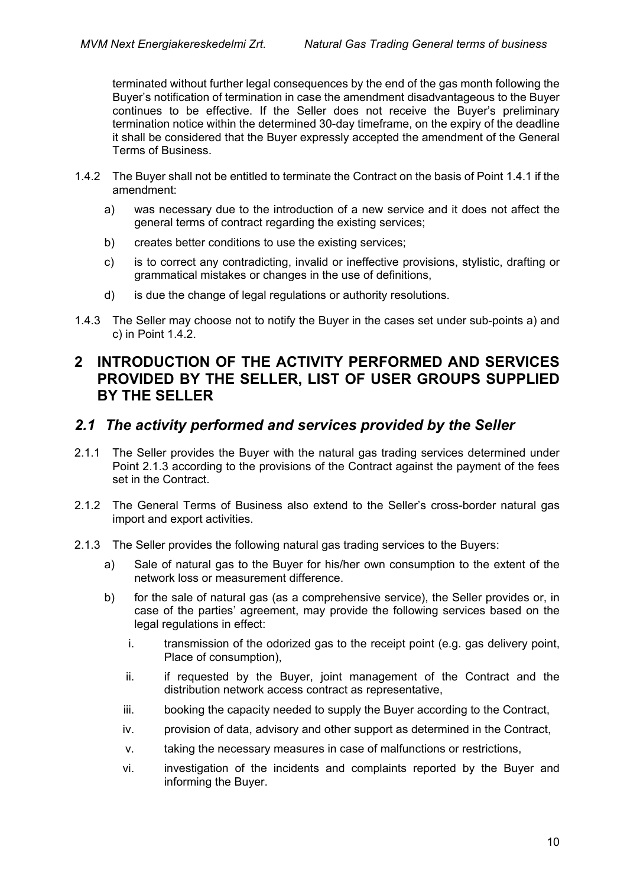terminated without further legal consequences by the end of the gas month following the Buyer's notification of termination in case the amendment disadvantageous to the Buyer continues to be effective. If the Seller does not receive the Buyer's preliminary termination notice within the determined 30-day timeframe, on the expiry of the deadline it shall be considered that the Buyer expressly accepted the amendment of the General Terms of Business.

1.4.2 The Buyer shall not be entitled to terminate the Contract on the basis of Point 1.4.1 if the amendment:

a) was necessary due to the introduction of a new service and it does not affect the general terms of contract regarding the existing services;

b) creates better conditions to use the existing services;

c) is to correct any contradicting, invalid or ineffective provisions, stylistic, drafting or grammatical mistakes or changes in the use of definitions,

d) is due the change of legal regulations or authority resolutions.

1.4.3 The Seller may choose not to notify the Buyer in the cases set under sub-points a) and c) in Point 1.4.2.

# 2 INTRODUCTION OF THE ACTIVITY PERFORMED AND SERVICES PROVIDED BY THE SELLER, LIST OF USER GROUPS SUPPLIED BY THE SELLER

## *2.1 The activity performed and services provided by the Seller*

2.1.1 The Seller provides the Buyer with the natural gas trading services determined under Point 2.1.3 according to the provisions of the Contract against the payment of the fees set in the Contract.

2.1.2 The General Terms of Business also extend to the Seller's cross-border natural gas import and export activities.

2.1.3 The Seller provides the following natural gas trading services to the Buyers:

a) Sale of natural gas to the Buyer for his/her own consumption to the extent of the network loss or measurement difference.

b) for the sale of natural gas (as a comprehensive service), the Seller provides or, in case of the parties' agreement, may provide the following services based on the legal regulations in effect:

   i. transmission of the odorized gas to the receipt point (e.g. gas delivery point, Place of consumption),

   ii. if requested by the Buyer, joint management of the Contract and the distribution network access contract as representative,

   iii. booking the capacity needed to supply the Buyer according to the Contract,

   iv. provision of data, advisory and other support as determined in the Contract,

   v. taking the necessary measures in case of malfunctions or restrictions,

   vi. investigation of the incidents and complaints reported by the Buyer and informing the Buyer.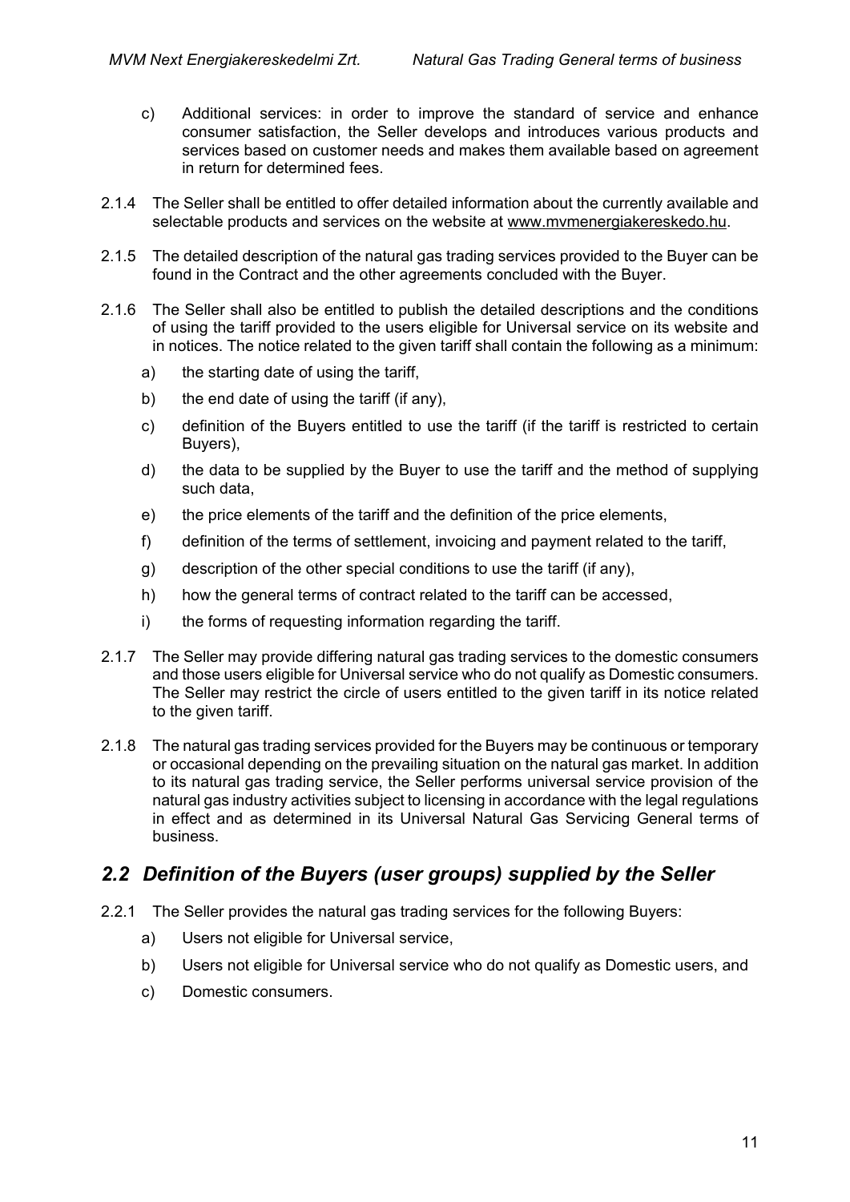c) Additional services: in order to improve the standard of service and enhance consumer satisfaction, the Seller develops and introduces various products and services based on customer needs and makes them available based on agreement in return for determined fees.

2.1.4 The Seller shall be entitled to offer detailed information about the currently available and selectable products and services on the website at www.mvmenergiakereskedo.hu.

2.1.5 The detailed description of the natural gas trading services provided to the Buyer can be found in the Contract and the other agreements concluded with the Buyer.

2.1.6 The Seller shall also be entitled to publish the detailed descriptions and the conditions of using the tariff provided to the users eligible for Universal service on its website and in notices. The notice related to the given tariff shall contain the following as a minimum:

a) the starting date of using the tariff,

b) the end date of using the tariff (if any),

c) definition of the Buyers entitled to use the tariff (if the tariff is restricted to certain Buyers),

d) the data to be supplied by the Buyer to use the tariff and the method of supplying such data,

e) the price elements of the tariff and the definition of the price elements,

f) definition of the terms of settlement, invoicing and payment related to the tariff,

g) description of the other special conditions to use the tariff (if any),

h) how the general terms of contract related to the tariff can be accessed,

i) the forms of requesting information regarding the tariff.

2.1.7 The Seller may provide differing natural gas trading services to the domestic consumers and those users eligible for Universal service who do not qualify as Domestic consumers. The Seller may restrict the circle of users entitled to the given tariff in its notice related to the given tariff.

2.1.8 The natural gas trading services provided for the Buyers may be continuous or temporary or occasional depending on the prevailing situation on the natural gas market. In addition to its natural gas trading service, the Seller performs universal service provision of the natural gas industry activities subject to licensing in accordance with the legal regulations in effect and as determined in its Universal Natural Gas Servicing General terms of business.

## *2.2 Definition of the Buyers (user groups) supplied by the Seller*

2.2.1 The Seller provides the natural gas trading services for the following Buyers:

a) Users not eligible for Universal service,

b) Users not eligible for Universal service who do not qualify as Domestic users, and

c) Domestic consumers.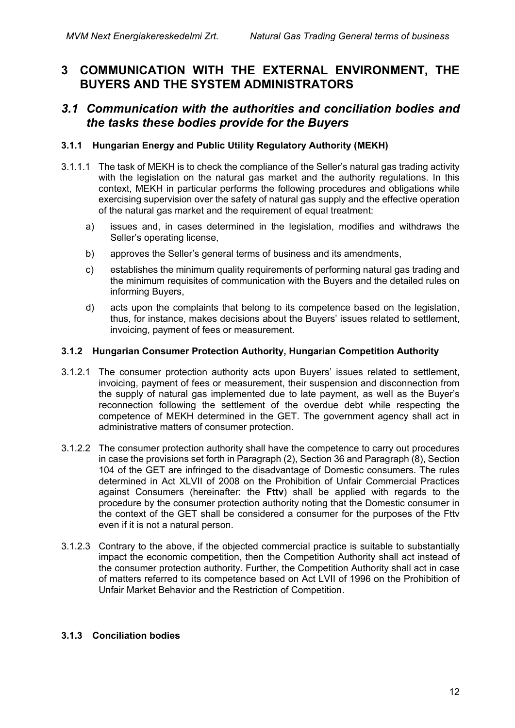# 3 COMMUNICATION WITH THE EXTERNAL ENVIRONMENT, THE BUYERS AND THE SYSTEM ADMINISTRATORS

## *3.1 Communication with the authorities and conciliation bodies and the tasks these bodies provide for the Buyers*

### 3.1.1 Hungarian Energy and Public Utility Regulatory Authority (MEKH)

3.1.1.1 The task of MEKH is to check the compliance of the Seller's natural gas trading activity with the legislation on the natural gas market and the authority regulations. In this context, MEKH in particular performs the following procedures and obligations while exercising supervision over the safety of natural gas supply and the effective operation of the natural gas market and the requirement of equal treatment:

a) issues and, in cases determined in the legislation, modifies and withdraws the Seller's operating license,

b) approves the Seller's general terms of business and its amendments,

c) establishes the minimum quality requirements of performing natural gas trading and the minimum requisites of communication with the Buyers and the detailed rules on informing Buyers,

d) acts upon the complaints that belong to its competence based on the legislation, thus, for instance, makes decisions about the Buyers' issues related to settlement, invoicing, payment of fees or measurement.

### 3.1.2 Hungarian Consumer Protection Authority, Hungarian Competition Authority

3.1.2.1 The consumer protection authority acts upon Buyers' issues related to settlement, invoicing, payment of fees or measurement, their suspension and disconnection from the supply of natural gas implemented due to late payment, as well as the Buyer's reconnection following the settlement of the overdue debt while respecting the competence of MEKH determined in the GET. The government agency shall act in administrative matters of consumer protection.

3.1.2.2 The consumer protection authority shall have the competence to carry out procedures in case the provisions set forth in Paragraph (2), Section 36 and Paragraph (8), Section 104 of the GET are infringed to the disadvantage of Domestic consumers. The rules determined in Act XLVII of 2008 on the Prohibition of Unfair Commercial Practices against Consumers (hereinafter: the **Fttv**) shall be applied with regards to the procedure by the consumer protection authority noting that the Domestic consumer in the context of the GET shall be considered a consumer for the purposes of the Fttv even if it is not a natural person.

3.1.2.3 Contrary to the above, if the objected commercial practice is suitable to substantially impact the economic competition, then the Competition Authority shall act instead of the consumer protection authority. Further, the Competition Authority shall act in case of matters referred to its competence based on Act LVII of 1996 on the Prohibition of Unfair Market Behavior and the Restriction of Competition.

### 3.1.3 Conciliation bodies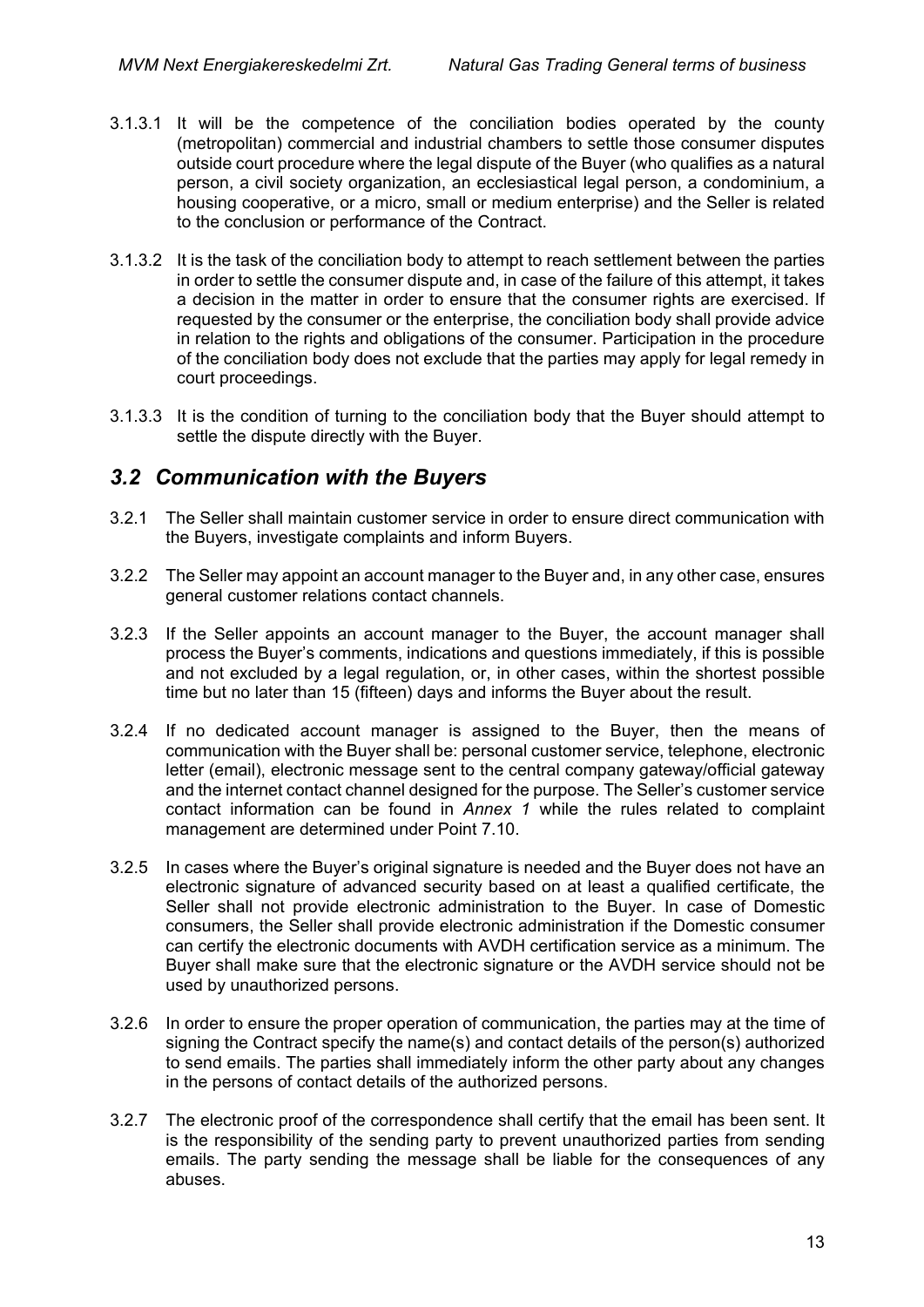3.1.3.1 It will be the competence of the conciliation bodies operated by the county (metropolitan) commercial and industrial chambers to settle those consumer disputes outside court procedure where the legal dispute of the Buyer (who qualifies as a natural person, a civil society organization, an ecclesiastical legal person, a condominium, a housing cooperative, or a micro, small or medium enterprise) and the Seller is related to the conclusion or performance of the Contract.

3.1.3.2 It is the task of the conciliation body to attempt to reach settlement between the parties in order to settle the consumer dispute and, in case of the failure of this attempt, it takes a decision in the matter in order to ensure that the consumer rights are exercised. If requested by the consumer or the enterprise, the conciliation body shall provide advice in relation to the rights and obligations of the consumer. Participation in the procedure of the conciliation body does not exclude that the parties may apply for legal remedy in court proceedings.

3.1.3.3 It is the condition of turning to the conciliation body that the Buyer should attempt to settle the dispute directly with the Buyer.

## *3.2 Communication with the Buyers*

3.2.1 The Seller shall maintain customer service in order to ensure direct communication with the Buyers, investigate complaints and inform Buyers.

3.2.2 The Seller may appoint an account manager to the Buyer and, in any other case, ensures general customer relations contact channels.

3.2.3 If the Seller appoints an account manager to the Buyer, the account manager shall process the Buyer's comments, indications and questions immediately, if this is possible and not excluded by a legal regulation, or, in other cases, within the shortest possible time but no later than 15 (fifteen) days and informs the Buyer about the result.

3.2.4 If no dedicated account manager is assigned to the Buyer, then the means of communication with the Buyer shall be: personal customer service, telephone, electronic letter (email), electronic message sent to the central company gateway/official gateway and the internet contact channel designed for the purpose. The Seller's customer service contact information can be found in *Annex 1* while the rules related to complaint management are determined under Point 7.10.

3.2.5 In cases where the Buyer's original signature is needed and the Buyer does not have an electronic signature of advanced security based on at least a qualified certificate, the Seller shall not provide electronic administration to the Buyer. In case of Domestic consumers, the Seller shall provide electronic administration if the Domestic consumer can certify the electronic documents with AVDH certification service as a minimum. The Buyer shall make sure that the electronic signature or the AVDH service should not be used by unauthorized persons.

3.2.6 In order to ensure the proper operation of communication, the parties may at the time of signing the Contract specify the name(s) and contact details of the person(s) authorized to send emails. The parties shall immediately inform the other party about any changes in the persons of contact details of the authorized persons.

3.2.7 The electronic proof of the correspondence shall certify that the email has been sent. It is the responsibility of the sending party to prevent unauthorized parties from sending emails. The party sending the message shall be liable for the consequences of any abuses.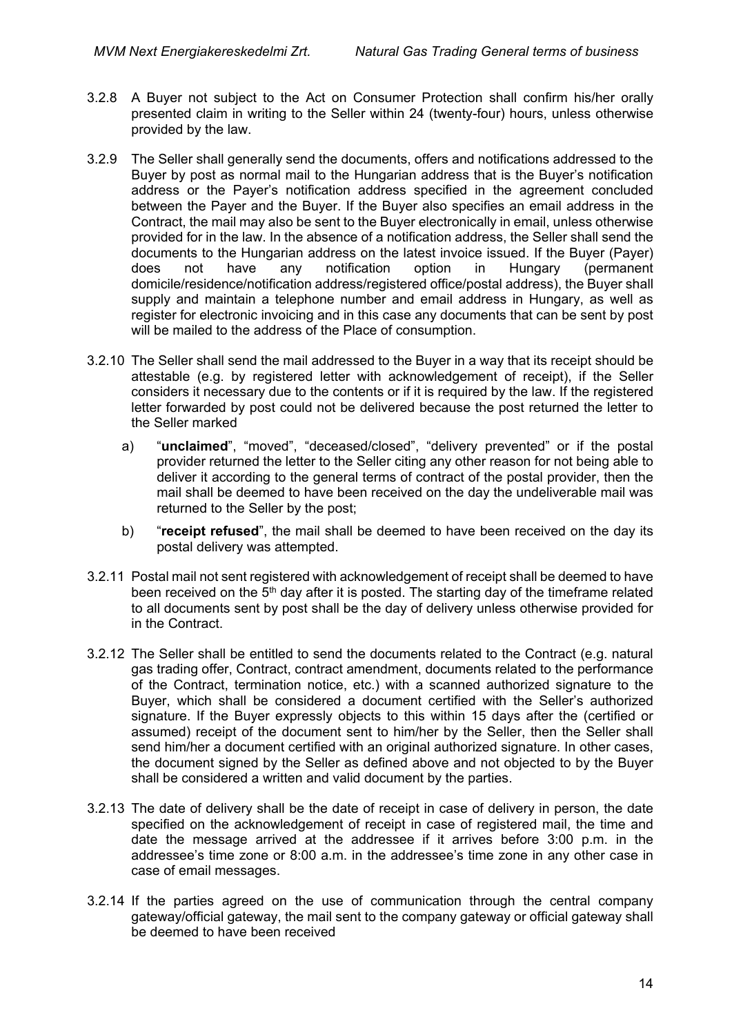3.2.8 A Buyer not subject to the Act on Consumer Protection shall confirm his/her orally presented claim in writing to the Seller within 24 (twenty-four) hours, unless otherwise provided by the law.

3.2.9 The Seller shall generally send the documents, offers and notifications addressed to the Buyer by post as normal mail to the Hungarian address that is the Buyer's notification address or the Payer's notification address specified in the agreement concluded between the Payer and the Buyer. If the Buyer also specifies an email address in the Contract, the mail may also be sent to the Buyer electronically in email, unless otherwise provided for in the law. In the absence of a notification address, the Seller shall send the documents to the Hungarian address on the latest invoice issued. If the Buyer (Payer) does not have any notification option in Hungary (permanent domicile/residence/notification address/registered office/postal address), the Buyer shall supply and maintain a telephone number and email address in Hungary, as well as register for electronic invoicing and in this case any documents that can be sent by post will be mailed to the address of the Place of consumption.

3.2.10 The Seller shall send the mail addressed to the Buyer in a way that its receipt should be attestable (e.g. by registered letter with acknowledgement of receipt), if the Seller considers it necessary due to the contents or if it is required by the law. If the registered letter forwarded by post could not be delivered because the post returned the letter to the Seller marked

a) "**unclaimed**", "moved", "deceased/closed", "delivery prevented" or if the postal provider returned the letter to the Seller citing any other reason for not being able to deliver it according to the general terms of contract of the postal provider, then the mail shall be deemed to have been received on the day the undeliverable mail was returned to the Seller by the post;

b) "**receipt refused**", the mail shall be deemed to have been received on the day its postal delivery was attempted.

3.2.11 Postal mail not sent registered with acknowledgement of receipt shall be deemed to have been received on the 5th day after it is posted. The starting day of the timeframe related to all documents sent by post shall be the day of delivery unless otherwise provided for in the Contract.

3.2.12 The Seller shall be entitled to send the documents related to the Contract (e.g. natural gas trading offer, Contract, contract amendment, documents related to the performance of the Contract, termination notice, etc.) with a scanned authorized signature to the Buyer, which shall be considered a document certified with the Seller's authorized signature. If the Buyer expressly objects to this within 15 days after the (certified or assumed) receipt of the document sent to him/her by the Seller, then the Seller shall send him/her a document certified with an original authorized signature. In other cases, the document signed by the Seller as defined above and not objected to by the Buyer shall be considered a written and valid document by the parties.

3.2.13 The date of delivery shall be the date of receipt in case of delivery in person, the date specified on the acknowledgement of receipt in case of registered mail, the time and date the message arrived at the addressee if it arrives before 3:00 p.m. in the addressee's time zone or 8:00 a.m. in the addressee's time zone in any other case in case of email messages.

3.2.14 If the parties agreed on the use of communication through the central company gateway/official gateway, the mail sent to the company gateway or official gateway shall be deemed to have been received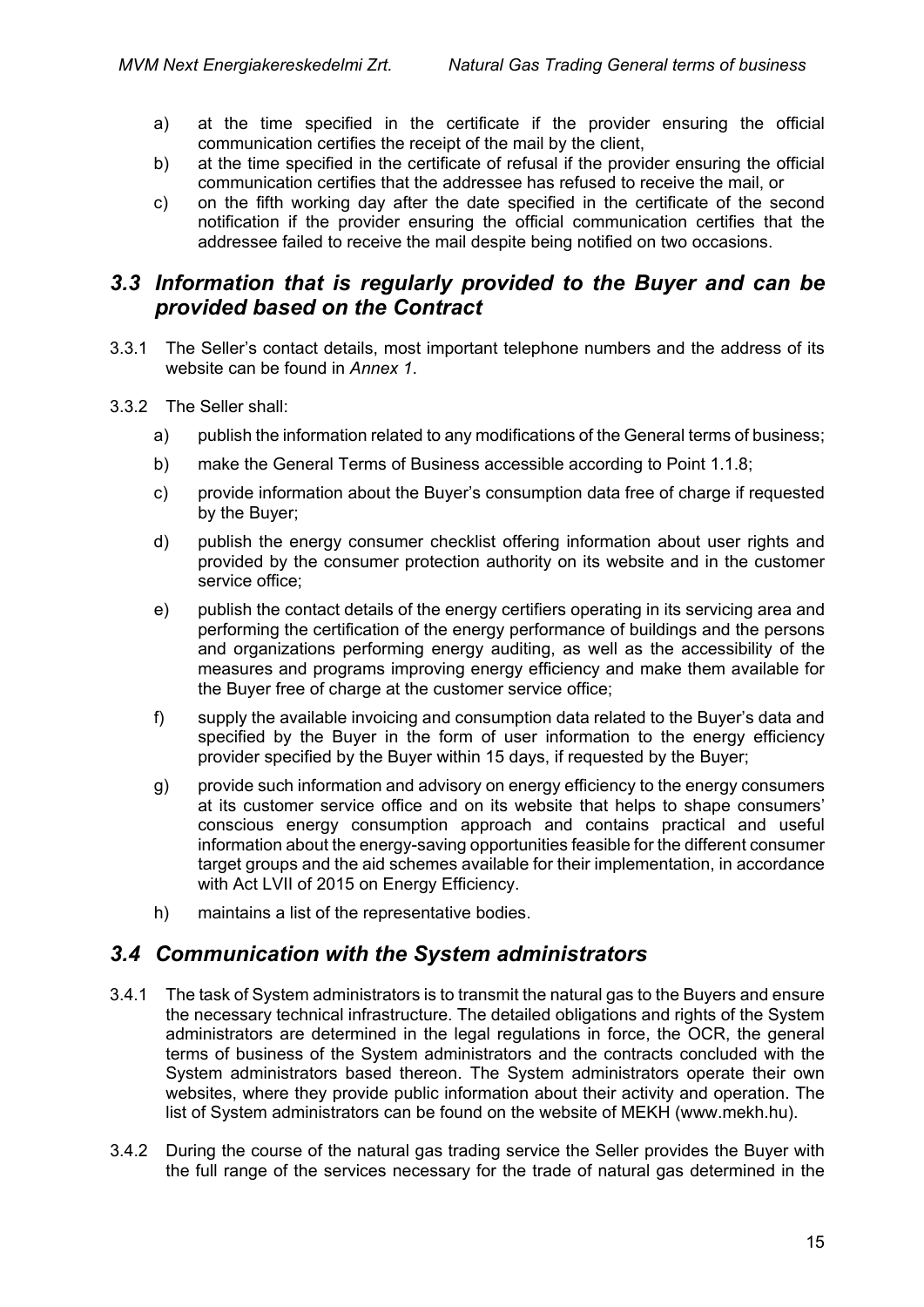a) at the time specified in the certificate if the provider ensuring the official communication certifies the receipt of the mail by the client,

b) at the time specified in the certificate of refusal if the provider ensuring the official communication certifies that the addressee has refused to receive the mail, or

c) on the fifth working day after the date specified in the certificate of the second notification if the provider ensuring the official communication certifies that the addressee failed to receive the mail despite being notified on two occasions.

## *3.3 Information that is regularly provided to the Buyer and can be provided based on the Contract*

3.3.1 The Seller's contact details, most important telephone numbers and the address of its website can be found in *Annex 1*.

3.3.2 The Seller shall:

a) publish the information related to any modifications of the General terms of business;

b) make the General Terms of Business accessible according to Point 1.1.8;

c) provide information about the Buyer's consumption data free of charge if requested by the Buyer;

d) publish the energy consumer checklist offering information about user rights and provided by the consumer protection authority on its website and in the customer service office;

e) publish the contact details of the energy certifiers operating in its servicing area and performing the certification of the energy performance of buildings and the persons and organizations performing energy auditing, as well as the accessibility of the measures and programs improving energy efficiency and make them available for the Buyer free of charge at the customer service office;

f) supply the available invoicing and consumption data related to the Buyer's data and specified by the Buyer in the form of user information to the energy efficiency provider specified by the Buyer within 15 days, if requested by the Buyer;

g) provide such information and advisory on energy efficiency to the energy consumers at its customer service office and on its website that helps to shape consumers' conscious energy consumption approach and contains practical and useful information about the energy-saving opportunities feasible for the different consumer target groups and the aid schemes available for their implementation, in accordance with Act LVII of 2015 on Energy Efficiency.

h) maintains a list of the representative bodies.

## *3.4 Communication with the System administrators*

3.4.1 The task of System administrators is to transmit the natural gas to the Buyers and ensure the necessary technical infrastructure. The detailed obligations and rights of the System administrators are determined in the legal regulations in force, the OCR, the general terms of business of the System administrators and the contracts concluded with the System administrators based thereon. The System administrators operate their own websites, where they provide public information about their activity and operation. The list of System administrators can be found on the website of MEKH (www.mekh.hu).

3.4.2 During the course of the natural gas trading service the Seller provides the Buyer with the full range of the services necessary for the trade of natural gas determined in the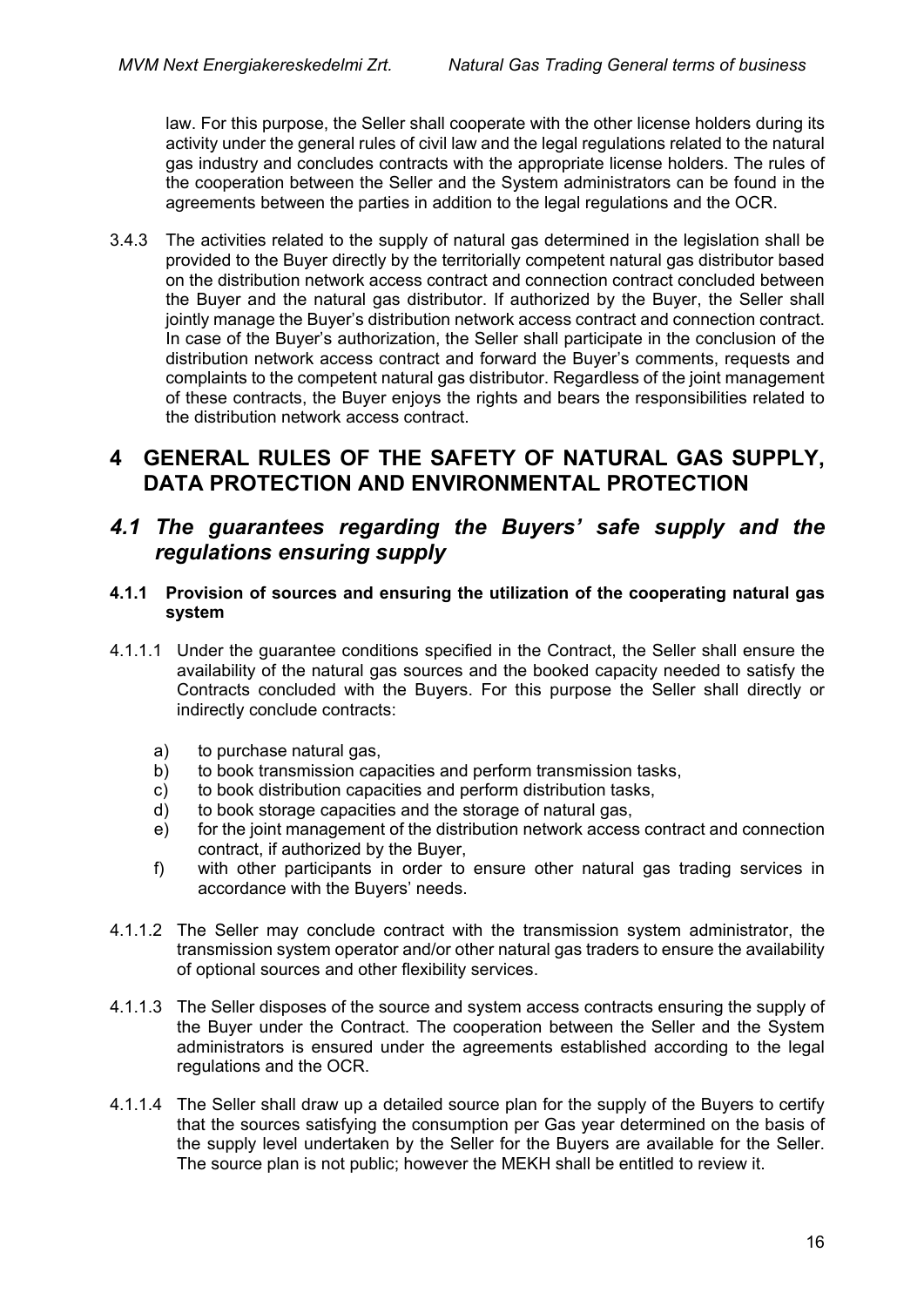law. For this purpose, the Seller shall cooperate with the other license holders during its activity under the general rules of civil law and the legal regulations related to the natural gas industry and concludes contracts with the appropriate license holders. The rules of the cooperation between the Seller and the System administrators can be found in the agreements between the parties in addition to the legal regulations and the OCR.

3.4.3 The activities related to the supply of natural gas determined in the legislation shall be provided to the Buyer directly by the territorially competent natural gas distributor based on the distribution network access contract and connection contract concluded between the Buyer and the natural gas distributor. If authorized by the Buyer, the Seller shall jointly manage the Buyer's distribution network access contract and connection contract. In case of the Buyer's authorization, the Seller shall participate in the conclusion of the distribution network access contract and forward the Buyer's comments, requests and complaints to the competent natural gas distributor. Regardless of the joint management of these contracts, the Buyer enjoys the rights and bears the responsibilities related to the distribution network access contract.

# 4 GENERAL RULES OF THE SAFETY OF NATURAL GAS SUPPLY, DATA PROTECTION AND ENVIRONMENTAL PROTECTION

## *4.1 The guarantees regarding the Buyers' safe supply and the regulations ensuring supply*

### 4.1.1 Provision of sources and ensuring the utilization of the cooperating natural gas system

4.1.1.1 Under the guarantee conditions specified in the Contract, the Seller shall ensure the availability of the natural gas sources and the booked capacity needed to satisfy the Contracts concluded with the Buyers. For this purpose the Seller shall directly or indirectly conclude contracts:

a) to purchase natural gas,
b) to book transmission capacities and perform transmission tasks,
c) to book distribution capacities and perform distribution tasks,
d) to book storage capacities and the storage of natural gas,
e) for the joint management of the distribution network access contract and connection contract, if authorized by the Buyer,
f) with other participants in order to ensure other natural gas trading services in accordance with the Buyers' needs.

4.1.1.2 The Seller may conclude contract with the transmission system administrator, the transmission system operator and/or other natural gas traders to ensure the availability of optional sources and other flexibility services.

4.1.1.3 The Seller disposes of the source and system access contracts ensuring the supply of the Buyer under the Contract. The cooperation between the Seller and the System administrators is ensured under the agreements established according to the legal regulations and the OCR.

4.1.1.4 The Seller shall draw up a detailed source plan for the supply of the Buyers to certify that the sources satisfying the consumption per Gas year determined on the basis of the supply level undertaken by the Seller for the Buyers are available for the Seller. The source plan is not public; however the MEKH shall be entitled to review it.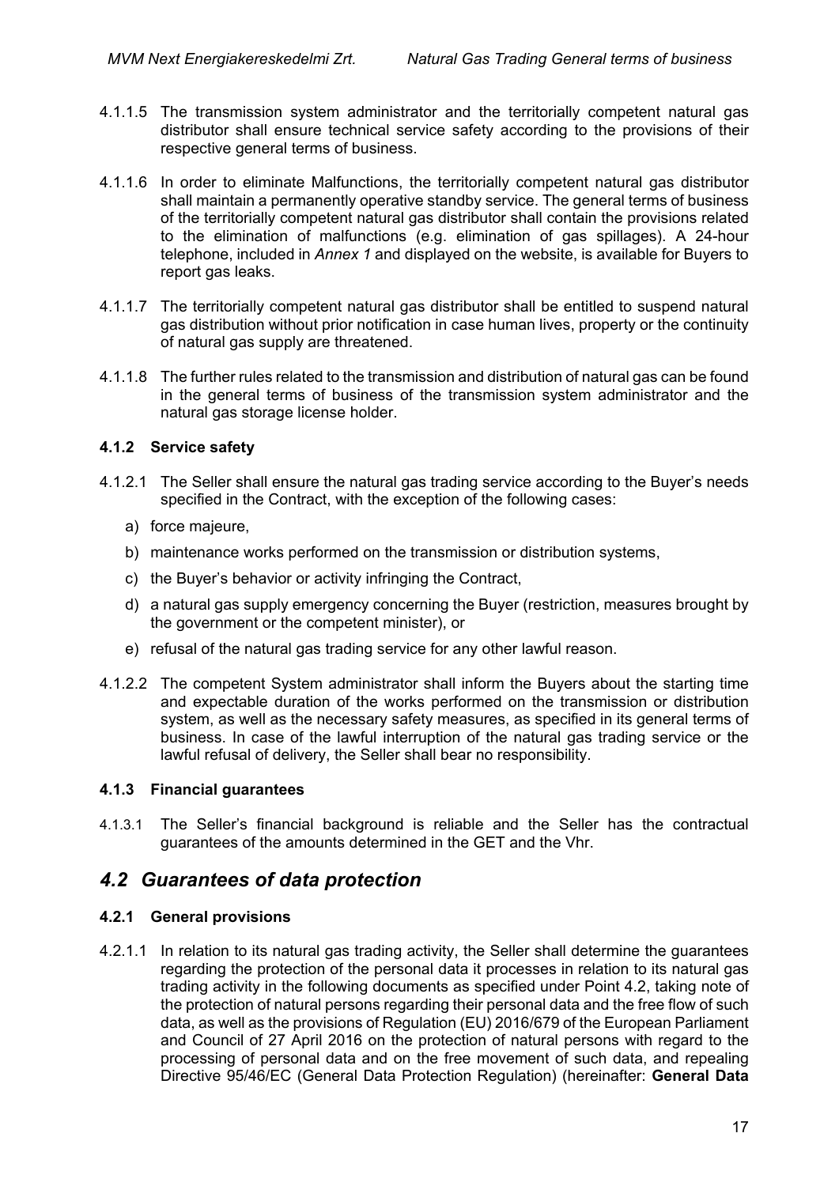4.1.1.5 The transmission system administrator and the territorially competent natural gas distributor shall ensure technical service safety according to the provisions of their respective general terms of business.

4.1.1.6 In order to eliminate Malfunctions, the territorially competent natural gas distributor shall maintain a permanently operative standby service. The general terms of business of the territorially competent natural gas distributor shall contain the provisions related to the elimination of malfunctions (e.g. elimination of gas spillages). A 24-hour telephone, included in *Annex 1* and displayed on the website, is available for Buyers to report gas leaks.

4.1.1.7 The territorially competent natural gas distributor shall be entitled to suspend natural gas distribution without prior notification in case human lives, property or the continuity of natural gas supply are threatened.

4.1.1.8 The further rules related to the transmission and distribution of natural gas can be found in the general terms of business of the transmission system administrator and the natural gas storage license holder.

### 4.1.2 Service safety

4.1.2.1 The Seller shall ensure the natural gas trading service according to the Buyer's needs specified in the Contract, with the exception of the following cases:

a) force majeure,

b) maintenance works performed on the transmission or distribution systems,

c) the Buyer's behavior or activity infringing the Contract,

d) a natural gas supply emergency concerning the Buyer (restriction, measures brought by the government or the competent minister), or

e) refusal of the natural gas trading service for any other lawful reason.

4.1.2.2 The competent System administrator shall inform the Buyers about the starting time and expectable duration of the works performed on the transmission or distribution system, as well as the necessary safety measures, as specified in its general terms of business. In case of the lawful interruption of the natural gas trading service or the lawful refusal of delivery, the Seller shall bear no responsibility.

### 4.1.3 Financial guarantees

4.1.3.1 The Seller's financial background is reliable and the Seller has the contractual guarantees of the amounts determined in the GET and the Vhr.

## *4.2 Guarantees of data protection*

### 4.2.1 General provisions

4.2.1.1 In relation to its natural gas trading activity, the Seller shall determine the guarantees regarding the protection of the personal data it processes in relation to its natural gas trading activity in the following documents as specified under Point 4.2, taking note of the protection of natural persons regarding their personal data and the free flow of such data, as well as the provisions of Regulation (EU) 2016/679 of the European Parliament and Council of 27 April 2016 on the protection of natural persons with regard to the processing of personal data and on the free movement of such data, and repealing Directive 95/46/EC (General Data Protection Regulation) (hereinafter: **General Data**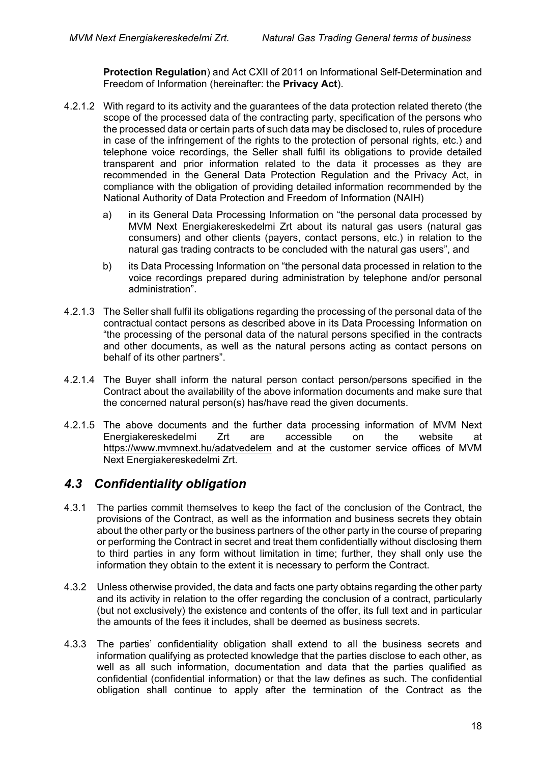**Protection Regulation**) and Act CXII of 2011 on Informational Self-Determination and Freedom of Information (hereinafter: the **Privacy Act**).

4.2.1.2 With regard to its activity and the guarantees of the data protection related thereto (the scope of the processed data of the contracting party, specification of the persons who the processed data or certain parts of such data may be disclosed to, rules of procedure in case of the infringement of the rights to the protection of personal rights, etc.) and telephone voice recordings, the Seller shall fulfil its obligations to provide detailed transparent and prior information related to the data it processes as they are recommended in the General Data Protection Regulation and the Privacy Act, in compliance with the obligation of providing detailed information recommended by the National Authority of Data Protection and Freedom of Information (NAIH)

a) in its General Data Processing Information on "the personal data processed by MVM Next Energiakereskedelmi Zrt about its natural gas users (natural gas consumers) and other clients (payers, contact persons, etc.) in relation to the natural gas trading contracts to be concluded with the natural gas users", and

b) its Data Processing Information on "the personal data processed in relation to the voice recordings prepared during administration by telephone and/or personal administration".

4.2.1.3 The Seller shall fulfil its obligations regarding the processing of the personal data of the contractual contact persons as described above in its Data Processing Information on "the processing of the personal data of the natural persons specified in the contracts and other documents, as well as the natural persons acting as contact persons on behalf of its other partners".

4.2.1.4 The Buyer shall inform the natural person contact person/persons specified in the Contract about the availability of the above information documents and make sure that the concerned natural person(s) has/have read the given documents.

4.2.1.5 The above documents and the further data processing information of MVM Next Energiakereskedelmi Zrt are accessible on the website at https://www.mvmnext.hu/adatvedelem and at the customer service offices of MVM Next Energiakereskedelmi Zrt.

## *4.3 Confidentiality obligation*

4.3.1 The parties commit themselves to keep the fact of the conclusion of the Contract, the provisions of the Contract, as well as the information and business secrets they obtain about the other party or the business partners of the other party in the course of preparing or performing the Contract in secret and treat them confidentially without disclosing them to third parties in any form without limitation in time; further, they shall only use the information they obtain to the extent it is necessary to perform the Contract.

4.3.2 Unless otherwise provided, the data and facts one party obtains regarding the other party and its activity in relation to the offer regarding the conclusion of a contract, particularly (but not exclusively) the existence and contents of the offer, its full text and in particular the amounts of the fees it includes, shall be deemed as business secrets.

4.3.3 The parties' confidentiality obligation shall extend to all the business secrets and information qualifying as protected knowledge that the parties disclose to each other, as well as all such information, documentation and data that the parties qualified as confidential (confidential information) or that the law defines as such. The confidential obligation shall continue to apply after the termination of the Contract as the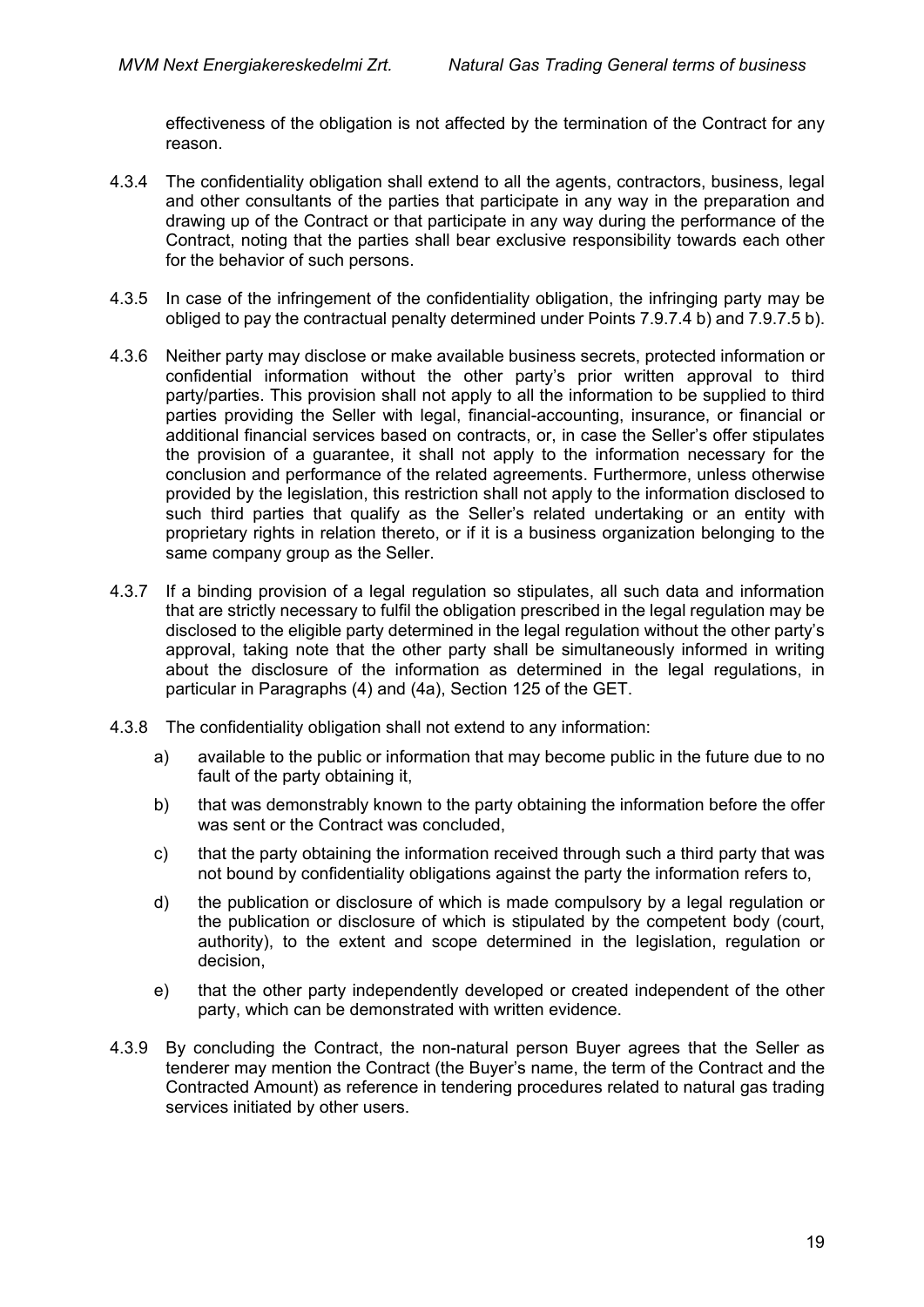effectiveness of the obligation is not affected by the termination of the Contract for any reason.

4.3.4 The confidentiality obligation shall extend to all the agents, contractors, business, legal and other consultants of the parties that participate in any way in the preparation and drawing up of the Contract or that participate in any way during the performance of the Contract, noting that the parties shall bear exclusive responsibility towards each other for the behavior of such persons.

4.3.5 In case of the infringement of the confidentiality obligation, the infringing party may be obliged to pay the contractual penalty determined under Points 7.9.7.4 b) and 7.9.7.5 b).

4.3.6 Neither party may disclose or make available business secrets, protected information or confidential information without the other party's prior written approval to third party/parties. This provision shall not apply to all the information to be supplied to third parties providing the Seller with legal, financial-accounting, insurance, or financial or additional financial services based on contracts, or, in case the Seller's offer stipulates the provision of a guarantee, it shall not apply to the information necessary for the conclusion and performance of the related agreements. Furthermore, unless otherwise provided by the legislation, this restriction shall not apply to the information disclosed to such third parties that qualify as the Seller's related undertaking or an entity with proprietary rights in relation thereto, or if it is a business organization belonging to the same company group as the Seller.

4.3.7 If a binding provision of a legal regulation so stipulates, all such data and information that are strictly necessary to fulfil the obligation prescribed in the legal regulation may be disclosed to the eligible party determined in the legal regulation without the other party's approval, taking note that the other party shall be simultaneously informed in writing about the disclosure of the information as determined in the legal regulations, in particular in Paragraphs (4) and (4a), Section 125 of the GET.

4.3.8 The confidentiality obligation shall not extend to any information:

a) available to the public or information that may become public in the future due to no fault of the party obtaining it,

b) that was demonstrably known to the party obtaining the information before the offer was sent or the Contract was concluded,

c) that the party obtaining the information received through such a third party that was not bound by confidentiality obligations against the party the information refers to,

d) the publication or disclosure of which is made compulsory by a legal regulation or the publication or disclosure of which is stipulated by the competent body (court, authority), to the extent and scope determined in the legislation, regulation or decision,

e) that the other party independently developed or created independent of the other party, which can be demonstrated with written evidence.

4.3.9 By concluding the Contract, the non-natural person Buyer agrees that the Seller as tenderer may mention the Contract (the Buyer's name, the term of the Contract and the Contracted Amount) as reference in tendering procedures related to natural gas trading services initiated by other users.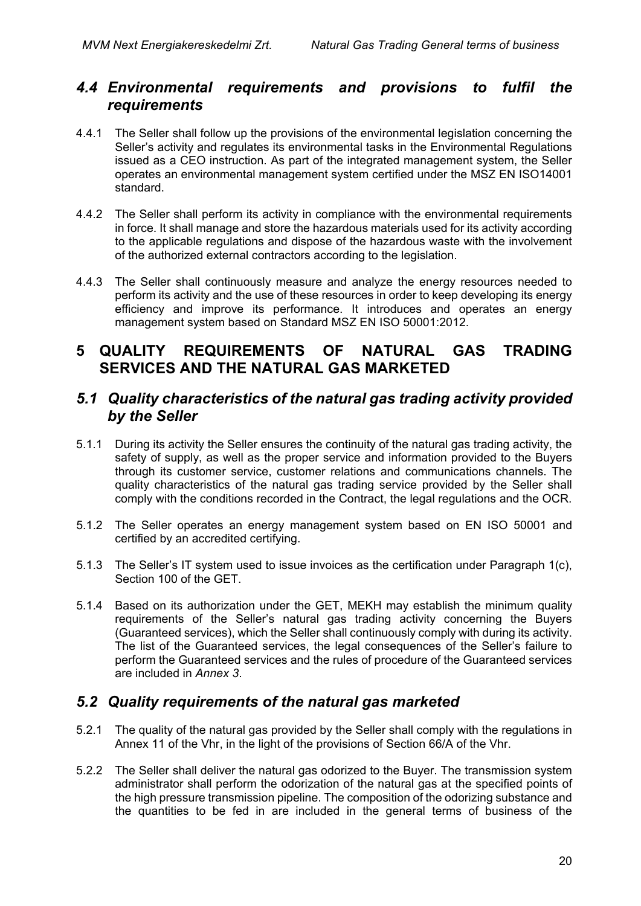## *4.4 Environmental requirements and provisions to fulfil the requirements*

4.4.1 The Seller shall follow up the provisions of the environmental legislation concerning the Seller's activity and regulates its environmental tasks in the Environmental Regulations issued as a CEO instruction. As part of the integrated management system, the Seller operates an environmental management system certified under the MSZ EN ISO14001 standard.

4.4.2 The Seller shall perform its activity in compliance with the environmental requirements in force. It shall manage and store the hazardous materials used for its activity according to the applicable regulations and dispose of the hazardous waste with the involvement of the authorized external contractors according to the legislation.

4.4.3 The Seller shall continuously measure and analyze the energy resources needed to perform its activity and the use of these resources in order to keep developing its energy efficiency and improve its performance. It introduces and operates an energy management system based on Standard MSZ EN ISO 50001:2012.

# 5 QUALITY REQUIREMENTS OF NATURAL GAS TRADING SERVICES AND THE NATURAL GAS MARKETED

## *5.1 Quality characteristics of the natural gas trading activity provided by the Seller*

5.1.1 During its activity the Seller ensures the continuity of the natural gas trading activity, the safety of supply, as well as the proper service and information provided to the Buyers through its customer service, customer relations and communications channels. The quality characteristics of the natural gas trading service provided by the Seller shall comply with the conditions recorded in the Contract, the legal regulations and the OCR.

5.1.2 The Seller operates an energy management system based on EN ISO 50001 and certified by an accredited certifying.

5.1.3 The Seller's IT system used to issue invoices as the certification under Paragraph 1(c), Section 100 of the GET.

5.1.4 Based on its authorization under the GET, MEKH may establish the minimum quality requirements of the Seller's natural gas trading activity concerning the Buyers (Guaranteed services), which the Seller shall continuously comply with during its activity. The list of the Guaranteed services, the legal consequences of the Seller's failure to perform the Guaranteed services and the rules of procedure of the Guaranteed services are included in *Annex 3*.

## *5.2 Quality requirements of the natural gas marketed*

5.2.1 The quality of the natural gas provided by the Seller shall comply with the regulations in Annex 11 of the Vhr, in the light of the provisions of Section 66/A of the Vhr.

5.2.2 The Seller shall deliver the natural gas odorized to the Buyer. The transmission system administrator shall perform the odorization of the natural gas at the specified points of the high pressure transmission pipeline. The composition of the odorizing substance and the quantities to be fed in are included in the general terms of business of the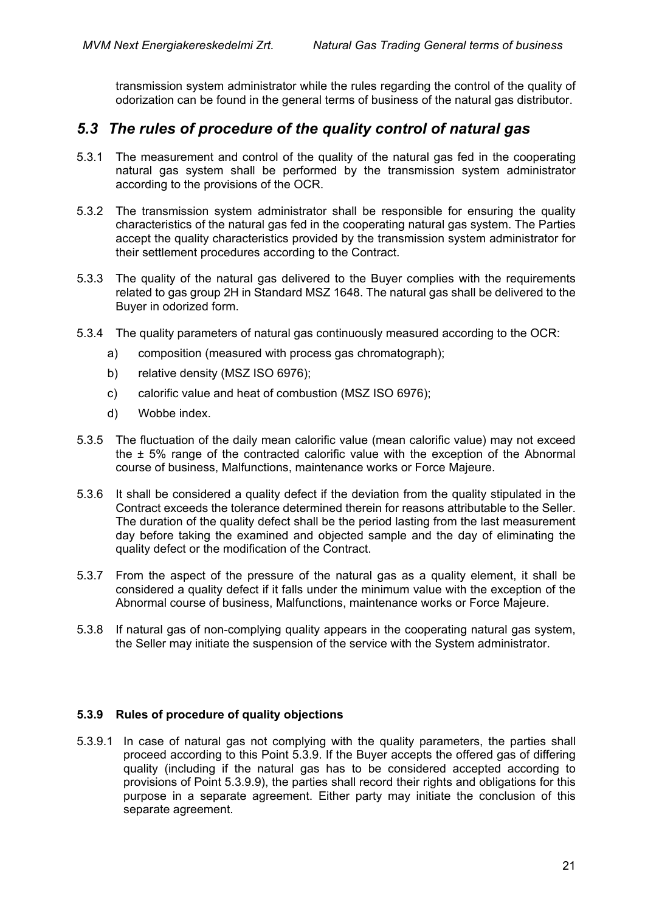transmission system administrator while the rules regarding the control of the quality of odorization can be found in the general terms of business of the natural gas distributor.

## *5.3 The rules of procedure of the quality control of natural gas*

5.3.1 The measurement and control of the quality of the natural gas fed in the cooperating natural gas system shall be performed by the transmission system administrator according to the provisions of the OCR.

5.3.2 The transmission system administrator shall be responsible for ensuring the quality characteristics of the natural gas fed in the cooperating natural gas system. The Parties accept the quality characteristics provided by the transmission system administrator for their settlement procedures according to the Contract.

5.3.3 The quality of the natural gas delivered to the Buyer complies with the requirements related to gas group 2H in Standard MSZ 1648. The natural gas shall be delivered to the Buyer in odorized form.

5.3.4 The quality parameters of natural gas continuously measured according to the OCR:

a) composition (measured with process gas chromatograph);

b) relative density (MSZ ISO 6976);

c) calorific value and heat of combustion (MSZ ISO 6976);

d) Wobbe index.

5.3.5 The fluctuation of the daily mean calorific value (mean calorific value) may not exceed the $\pm$ 5% range of the contracted calorific value with the exception of the Abnormal course of business, Malfunctions, maintenance works or Force Majeure.

5.3.6 It shall be considered a quality defect if the deviation from the quality stipulated in the Contract exceeds the tolerance determined therein for reasons attributable to the Seller. The duration of the quality defect shall be the period lasting from the last measurement day before taking the examined and objected sample and the day of eliminating the quality defect or the modification of the Contract.

5.3.7 From the aspect of the pressure of the natural gas as a quality element, it shall be considered a quality defect if it falls under the minimum value with the exception of the Abnormal course of business, Malfunctions, maintenance works or Force Majeure.

5.3.8 If natural gas of non-complying quality appears in the cooperating natural gas system, the Seller may initiate the suspension of the service with the System administrator.

#### 5.3.9 Rules of procedure of quality objections

5.3.9.1 In case of natural gas not complying with the quality parameters, the parties shall proceed according to this Point 5.3.9. If the Buyer accepts the offered gas of differing quality (including if the natural gas has to be considered accepted according to provisions of Point 5.3.9.9), the parties shall record their rights and obligations for this purpose in a separate agreement. Either party may initiate the conclusion of this separate agreement.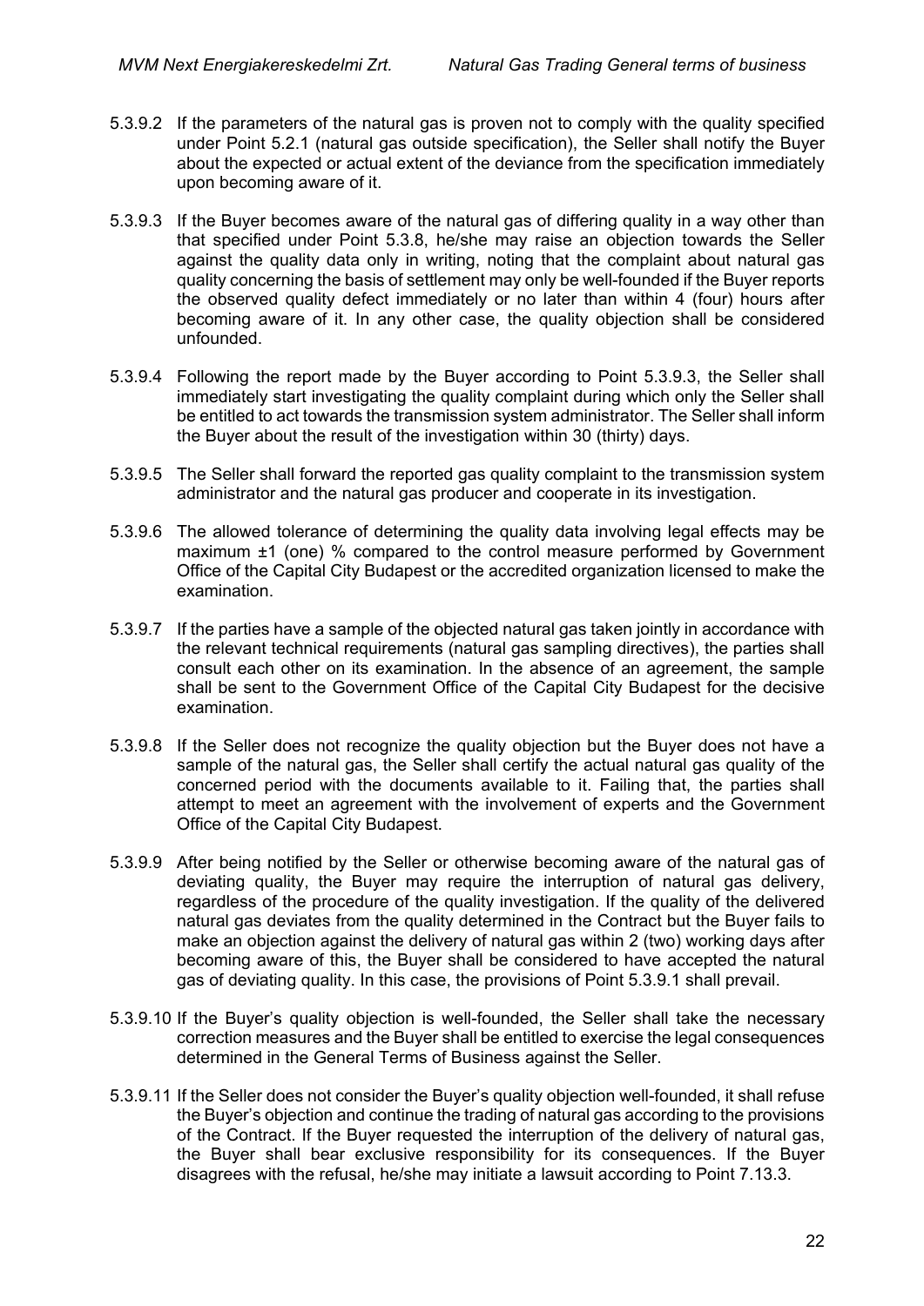5.3.9.2 If the parameters of the natural gas is proven not to comply with the quality specified under Point 5.2.1 (natural gas outside specification), the Seller shall notify the Buyer about the expected or actual extent of the deviance from the specification immediately upon becoming aware of it.

5.3.9.3 If the Buyer becomes aware of the natural gas of differing quality in a way other than that specified under Point 5.3.8, he/she may raise an objection towards the Seller against the quality data only in writing, noting that the complaint about natural gas quality concerning the basis of settlement may only be well-founded if the Buyer reports the observed quality defect immediately or no later than within 4 (four) hours after becoming aware of it. In any other case, the quality objection shall be considered unfounded.

5.3.9.4 Following the report made by the Buyer according to Point 5.3.9.3, the Seller shall immediately start investigating the quality complaint during which only the Seller shall be entitled to act towards the transmission system administrator. The Seller shall inform the Buyer about the result of the investigation within 30 (thirty) days.

5.3.9.5 The Seller shall forward the reported gas quality complaint to the transmission system administrator and the natural gas producer and cooperate in its investigation.

5.3.9.6 The allowed tolerance of determining the quality data involving legal effects may be maximum ±1 (one) % compared to the control measure performed by Government Office of the Capital City Budapest or the accredited organization licensed to make the examination.

5.3.9.7 If the parties have a sample of the objected natural gas taken jointly in accordance with the relevant technical requirements (natural gas sampling directives), the parties shall consult each other on its examination. In the absence of an agreement, the sample shall be sent to the Government Office of the Capital City Budapest for the decisive examination.

5.3.9.8 If the Seller does not recognize the quality objection but the Buyer does not have a sample of the natural gas, the Seller shall certify the actual natural gas quality of the concerned period with the documents available to it. Failing that, the parties shall attempt to meet an agreement with the involvement of experts and the Government Office of the Capital City Budapest.

5.3.9.9 After being notified by the Seller or otherwise becoming aware of the natural gas of deviating quality, the Buyer may require the interruption of natural gas delivery, regardless of the procedure of the quality investigation. If the quality of the delivered natural gas deviates from the quality determined in the Contract but the Buyer fails to make an objection against the delivery of natural gas within 2 (two) working days after becoming aware of this, the Buyer shall be considered to have accepted the natural gas of deviating quality. In this case, the provisions of Point 5.3.9.1 shall prevail.

5.3.9.10 If the Buyer's quality objection is well-founded, the Seller shall take the necessary correction measures and the Buyer shall be entitled to exercise the legal consequences determined in the General Terms of Business against the Seller.

5.3.9.11 If the Seller does not consider the Buyer's quality objection well-founded, it shall refuse the Buyer's objection and continue the trading of natural gas according to the provisions of the Contract. If the Buyer requested the interruption of the delivery of natural gas, the Buyer shall bear exclusive responsibility for its consequences. If the Buyer disagrees with the refusal, he/she may initiate a lawsuit according to Point 7.13.3.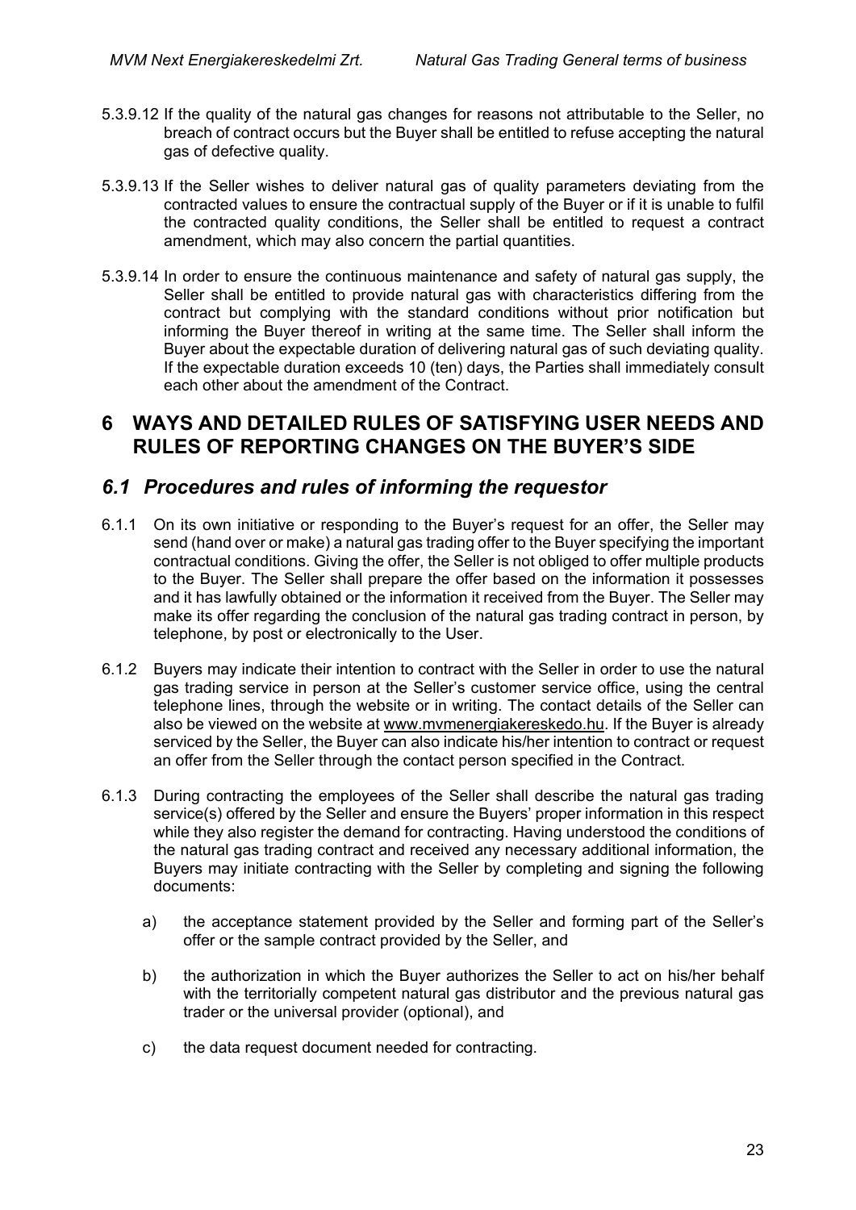5.3.9.12 If the quality of the natural gas changes for reasons not attributable to the Seller, no breach of contract occurs but the Buyer shall be entitled to refuse accepting the natural gas of defective quality.

5.3.9.13 If the Seller wishes to deliver natural gas of quality parameters deviating from the contracted values to ensure the contractual supply of the Buyer or if it is unable to fulfil the contracted quality conditions, the Seller shall be entitled to request a contract amendment, which may also concern the partial quantities.

5.3.9.14 In order to ensure the continuous maintenance and safety of natural gas supply, the Seller shall be entitled to provide natural gas with characteristics differing from the contract but complying with the standard conditions without prior notification but informing the Buyer thereof in writing at the same time. The Seller shall inform the Buyer about the expectable duration of delivering natural gas of such deviating quality. If the expectable duration exceeds 10 (ten) days, the Parties shall immediately consult each other about the amendment of the Contract.

# 6 WAYS AND DETAILED RULES OF SATISFYING USER NEEDS AND RULES OF REPORTING CHANGES ON THE BUYER'S SIDE

## *6.1 Procedures and rules of informing the requestor*

6.1.1 On its own initiative or responding to the Buyer's request for an offer, the Seller may send (hand over or make) a natural gas trading offer to the Buyer specifying the important contractual conditions. Giving the offer, the Seller is not obliged to offer multiple products to the Buyer. The Seller shall prepare the offer based on the information it possesses and it has lawfully obtained or the information it received from the Buyer. The Seller may make its offer regarding the conclusion of the natural gas trading contract in person, by telephone, by post or electronically to the User.

6.1.2 Buyers may indicate their intention to contract with the Seller in order to use the natural gas trading service in person at the Seller's customer service office, using the central telephone lines, through the website or in writing. The contact details of the Seller can also be viewed on the website at www.mvmenergiakereskedo.hu. If the Buyer is already serviced by the Seller, the Buyer can also indicate his/her intention to contract or request an offer from the Seller through the contact person specified in the Contract.

6.1.3 During contracting the employees of the Seller shall describe the natural gas trading service(s) offered by the Seller and ensure the Buyers' proper information in this respect while they also register the demand for contracting. Having understood the conditions of the natural gas trading contract and received any necessary additional information, the Buyers may initiate contracting with the Seller by completing and signing the following documents:

a) the acceptance statement provided by the Seller and forming part of the Seller's offer or the sample contract provided by the Seller, and

b) the authorization in which the Buyer authorizes the Seller to act on his/her behalf with the territorially competent natural gas distributor and the previous natural gas trader or the universal provider (optional), and

c) the data request document needed for contracting.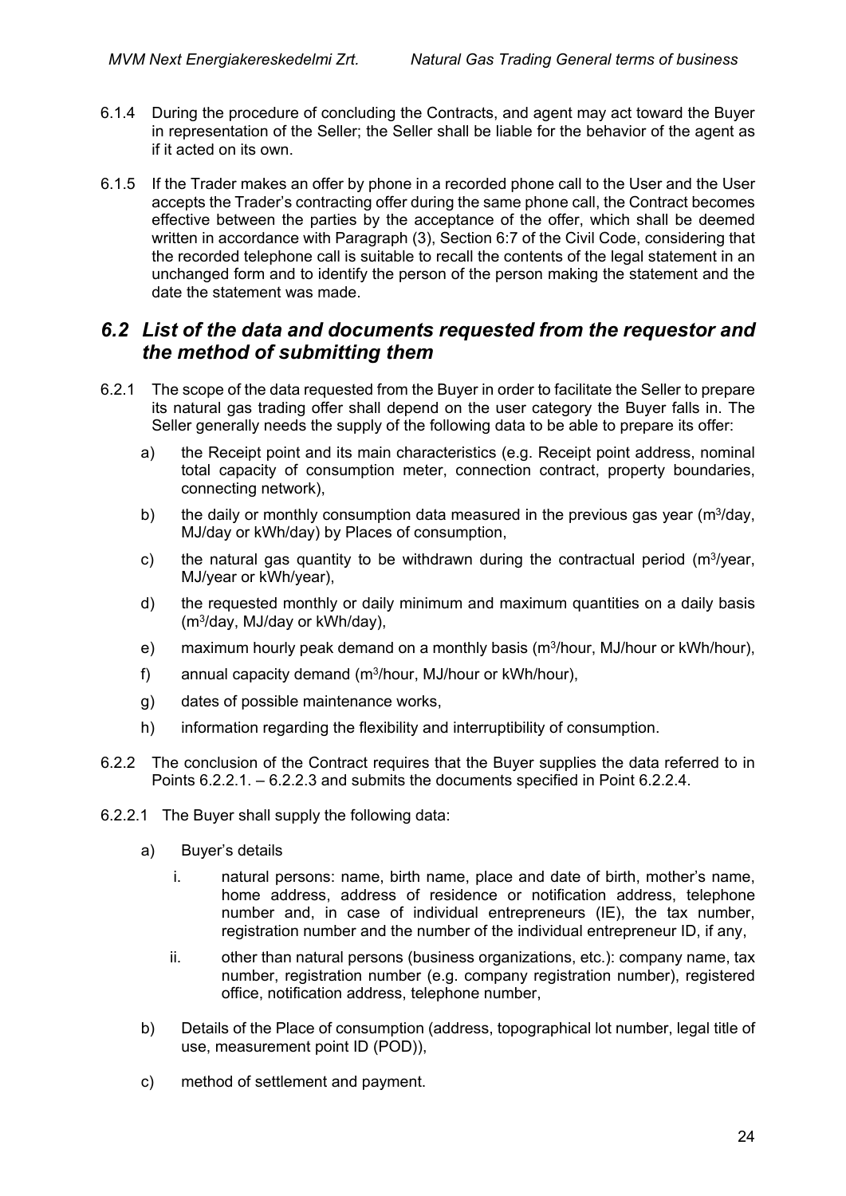6.1.4 During the procedure of concluding the Contracts, and agent may act toward the Buyer in representation of the Seller; the Seller shall be liable for the behavior of the agent as if it acted on its own.

6.1.5 If the Trader makes an offer by phone in a recorded phone call to the User and the User accepts the Trader's contracting offer during the same phone call, the Contract becomes effective between the parties by the acceptance of the offer, which shall be deemed written in accordance with Paragraph (3), Section 6:7 of the Civil Code, considering that the recorded telephone call is suitable to recall the contents of the legal statement in an unchanged form and to identify the person of the person making the statement and the date the statement was made.

## *6.2 List of the data and documents requested from the requestor and the method of submitting them*

6.2.1 The scope of the data requested from the Buyer in order to facilitate the Seller to prepare its natural gas trading offer shall depend on the user category the Buyer falls in. The Seller generally needs the supply of the following data to be able to prepare its offer:

a) the Receipt point and its main characteristics (e.g. Receipt point address, nominal total capacity of consumption meter, connection contract, property boundaries, connecting network),

b) the daily or monthly consumption data measured in the previous gas year ($m^3$/day, MJ/day or kWh/day) by Places of consumption,

c) the natural gas quantity to be withdrawn during the contractual period ($m^3$/year, MJ/year or kWh/year),

d) the requested monthly or daily minimum and maximum quantities on a daily basis ($m^3$/day, MJ/day or kWh/day),

e) maximum hourly peak demand on a monthly basis ($m^3$/hour, MJ/hour or kWh/hour),

f) annual capacity demand ($m^3$/hour, MJ/hour or kWh/hour),

g) dates of possible maintenance works,

h) information regarding the flexibility and interruptibility of consumption.

6.2.2 The conclusion of the Contract requires that the Buyer supplies the data referred to in Points 6.2.2.1. – 6.2.2.3 and submits the documents specified in Point 6.2.2.4.

6.2.2.1 The Buyer shall supply the following data:

a) Buyer's details

   i. natural persons: name, birth name, place and date of birth, mother's name, home address, address of residence or notification address, telephone number and, in case of individual entrepreneurs (IE), the tax number, registration number and the number of the individual entrepreneur ID, if any,

   ii. other than natural persons (business organizations, etc.): company name, tax number, registration number (e.g. company registration number), registered office, notification address, telephone number,

b) Details of the Place of consumption (address, topographical lot number, legal title of use, measurement point ID (POD)),

c) method of settlement and payment.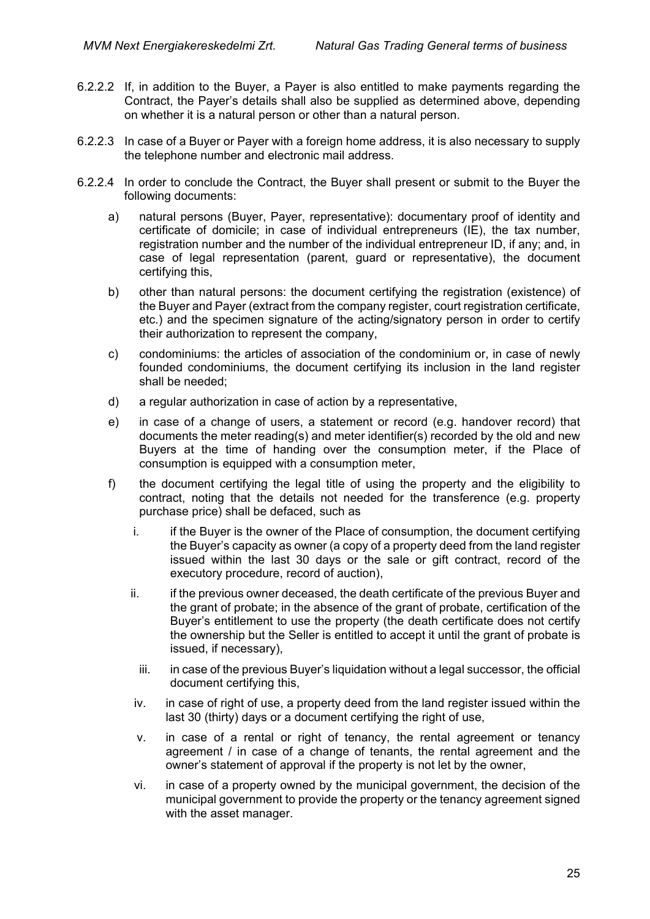6.2.2.2 If, in addition to the Buyer, a Payer is also entitled to make payments regarding the Contract, the Payer's details shall also be supplied as determined above, depending on whether it is a natural person or other than a natural person.

6.2.2.3 In case of a Buyer or Payer with a foreign home address, it is also necessary to supply the telephone number and electronic mail address.

6.2.2.4 In order to conclude the Contract, the Buyer shall present or submit to the Buyer the following documents:

a) natural persons (Buyer, Payer, representative): documentary proof of identity and certificate of domicile; in case of individual entrepreneurs (IE), the tax number, registration number and the number of the individual entrepreneur ID, if any; and, in case of legal representation (parent, guard or representative), the document certifying this,

b) other than natural persons: the document certifying the registration (existence) of the Buyer and Payer (extract from the company register, court registration certificate, etc.) and the specimen signature of the acting/signatory person in order to certify their authorization to represent the company,

c) condominiums: the articles of association of the condominium or, in case of newly founded condominiums, the document certifying its inclusion in the land register shall be needed;

d) a regular authorization in case of action by a representative,

e) in case of a change of users, a statement or record (e.g. handover record) that documents the meter reading(s) and meter identifier(s) recorded by the old and new Buyers at the time of handing over the consumption meter, if the Place of consumption is equipped with a consumption meter,

f) the document certifying the legal title of using the property and the eligibility to contract, noting that the details not needed for the transference (e.g. property purchase price) shall be defaced, such as

   i. if the Buyer is the owner of the Place of consumption, the document certifying the Buyer's capacity as owner (a copy of a property deed from the land register issued within the last 30 days or the sale or gift contract, record of the executory procedure, record of auction),

   ii. if the previous owner deceased, the death certificate of the previous Buyer and the grant of probate; in the absence of the grant of probate, certification of the Buyer's entitlement to use the property (the death certificate does not certify the ownership but the Seller is entitled to accept it until the grant of probate is issued, if necessary),

   iii. in case of the previous Buyer's liquidation without a legal successor, the official document certifying this,

   iv. in case of right of use, a property deed from the land register issued within the last 30 (thirty) days or a document certifying the right of use,

   v. in case of a rental or right of tenancy, the rental agreement or tenancy agreement / in case of a change of tenants, the rental agreement and the owner's statement of approval if the property is not let by the owner,

   vi. in case of a property owned by the municipal government, the decision of the municipal government to provide the property or the tenancy agreement signed with the asset manager.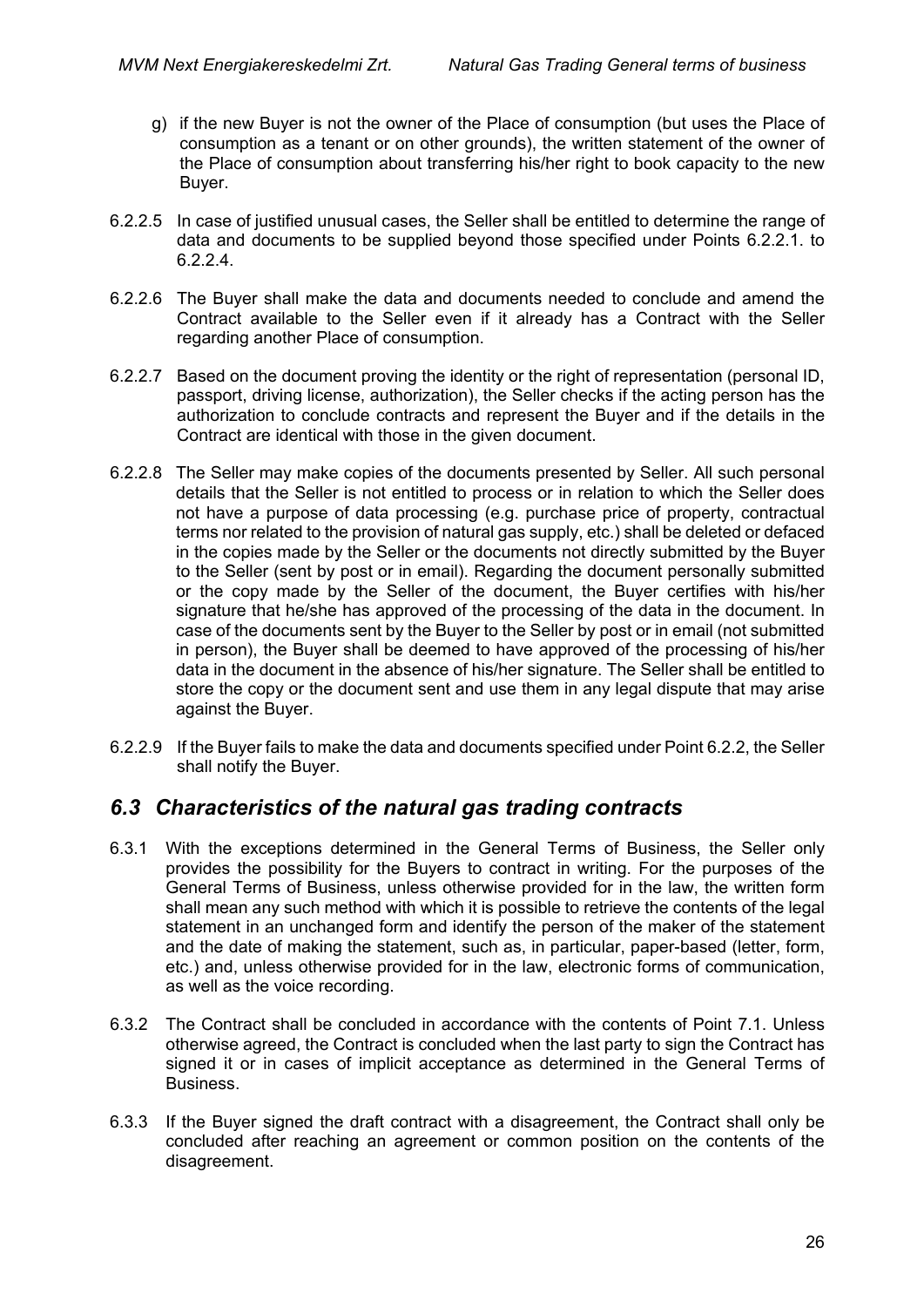g) if the new Buyer is not the owner of the Place of consumption (but uses the Place of consumption as a tenant or on other grounds), the written statement of the owner of the Place of consumption about transferring his/her right to book capacity to the new Buyer.

6.2.2.5 In case of justified unusual cases, the Seller shall be entitled to determine the range of data and documents to be supplied beyond those specified under Points 6.2.2.1. to 6.2.2.4.

6.2.2.6 The Buyer shall make the data and documents needed to conclude and amend the Contract available to the Seller even if it already has a Contract with the Seller regarding another Place of consumption.

6.2.2.7 Based on the document proving the identity or the right of representation (personal ID, passport, driving license, authorization), the Seller checks if the acting person has the authorization to conclude contracts and represent the Buyer and if the details in the Contract are identical with those in the given document.

6.2.2.8 The Seller may make copies of the documents presented by Seller. All such personal details that the Seller is not entitled to process or in relation to which the Seller does not have a purpose of data processing (e.g. purchase price of property, contractual terms nor related to the provision of natural gas supply, etc.) shall be deleted or defaced in the copies made by the Seller or the documents not directly submitted by the Buyer to the Seller (sent by post or in email). Regarding the document personally submitted or the copy made by the Seller of the document, the Buyer certifies with his/her signature that he/she has approved of the processing of the data in the document. In case of the documents sent by the Buyer to the Seller by post or in email (not submitted in person), the Buyer shall be deemed to have approved of the processing of his/her data in the document in the absence of his/her signature. The Seller shall be entitled to store the copy or the document sent and use them in any legal dispute that may arise against the Buyer.

6.2.2.9 If the Buyer fails to make the data and documents specified under Point 6.2.2, the Seller shall notify the Buyer.

## *6.3 Characteristics of the natural gas trading contracts*

6.3.1 With the exceptions determined in the General Terms of Business, the Seller only provides the possibility for the Buyers to contract in writing. For the purposes of the General Terms of Business, unless otherwise provided for in the law, the written form shall mean any such method with which it is possible to retrieve the contents of the legal statement in an unchanged form and identify the person of the maker of the statement and the date of making the statement, such as, in particular, paper-based (letter, form, etc.) and, unless otherwise provided for in the law, electronic forms of communication, as well as the voice recording.

6.3.2 The Contract shall be concluded in accordance with the contents of Point 7.1. Unless otherwise agreed, the Contract is concluded when the last party to sign the Contract has signed it or in cases of implicit acceptance as determined in the General Terms of Business.

6.3.3 If the Buyer signed the draft contract with a disagreement, the Contract shall only be concluded after reaching an agreement or common position on the contents of the disagreement.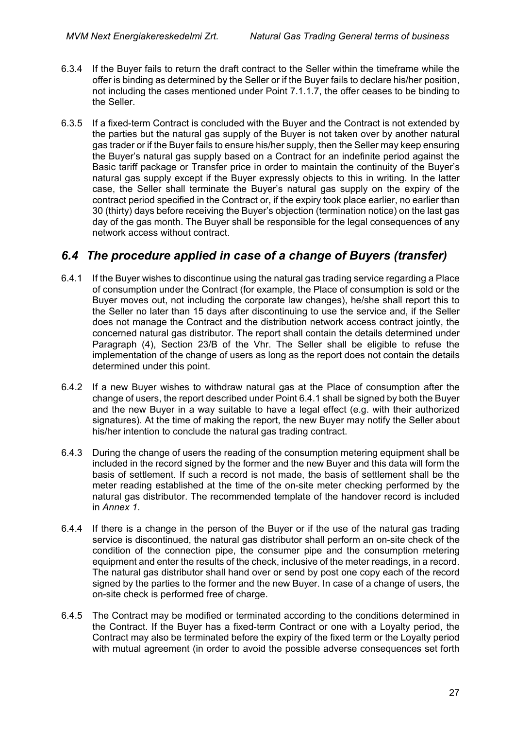6.3.4 If the Buyer fails to return the draft contract to the Seller within the timeframe while the offer is binding as determined by the Seller or if the Buyer fails to declare his/her position, not including the cases mentioned under Point 7.1.1.7, the offer ceases to be binding to the Seller.

6.3.5 If a fixed-term Contract is concluded with the Buyer and the Contract is not extended by the parties but the natural gas supply of the Buyer is not taken over by another natural gas trader or if the Buyer fails to ensure his/her supply, then the Seller may keep ensuring the Buyer's natural gas supply based on a Contract for an indefinite period against the Basic tariff package or Transfer price in order to maintain the continuity of the Buyer's natural gas supply except if the Buyer expressly objects to this in writing. In the latter case, the Seller shall terminate the Buyer's natural gas supply on the expiry of the contract period specified in the Contract or, if the expiry took place earlier, no earlier than 30 (thirty) days before receiving the Buyer's objection (termination notice) on the last gas day of the gas month. The Buyer shall be responsible for the legal consequences of any network access without contract.

## *6.4 The procedure applied in case of a change of Buyers (transfer)*

6.4.1 If the Buyer wishes to discontinue using the natural gas trading service regarding a Place of consumption under the Contract (for example, the Place of consumption is sold or the Buyer moves out, not including the corporate law changes), he/she shall report this to the Seller no later than 15 days after discontinuing to use the service and, if the Seller does not manage the Contract and the distribution network access contract jointly, the concerned natural gas distributor. The report shall contain the details determined under Paragraph (4), Section 23/B of the Vhr. The Seller shall be eligible to refuse the implementation of the change of users as long as the report does not contain the details determined under this point.

6.4.2 If a new Buyer wishes to withdraw natural gas at the Place of consumption after the change of users, the report described under Point 6.4.1 shall be signed by both the Buyer and the new Buyer in a way suitable to have a legal effect (e.g. with their authorized signatures). At the time of making the report, the new Buyer may notify the Seller about his/her intention to conclude the natural gas trading contract.

6.4.3 During the change of users the reading of the consumption metering equipment shall be included in the record signed by the former and the new Buyer and this data will form the basis of settlement. If such a record is not made, the basis of settlement shall be the meter reading established at the time of the on-site meter checking performed by the natural gas distributor. The recommended template of the handover record is included in *Annex 1*.

6.4.4 If there is a change in the person of the Buyer or if the use of the natural gas trading service is discontinued, the natural gas distributor shall perform an on-site check of the condition of the connection pipe, the consumer pipe and the consumption metering equipment and enter the results of the check, inclusive of the meter readings, in a record. The natural gas distributor shall hand over or send by post one copy each of the record signed by the parties to the former and the new Buyer. In case of a change of users, the on-site check is performed free of charge.

6.4.5 The Contract may be modified or terminated according to the conditions determined in the Contract. If the Buyer has a fixed-term Contract or one with a Loyalty period, the Contract may also be terminated before the expiry of the fixed term or the Loyalty period with mutual agreement (in order to avoid the possible adverse consequences set forth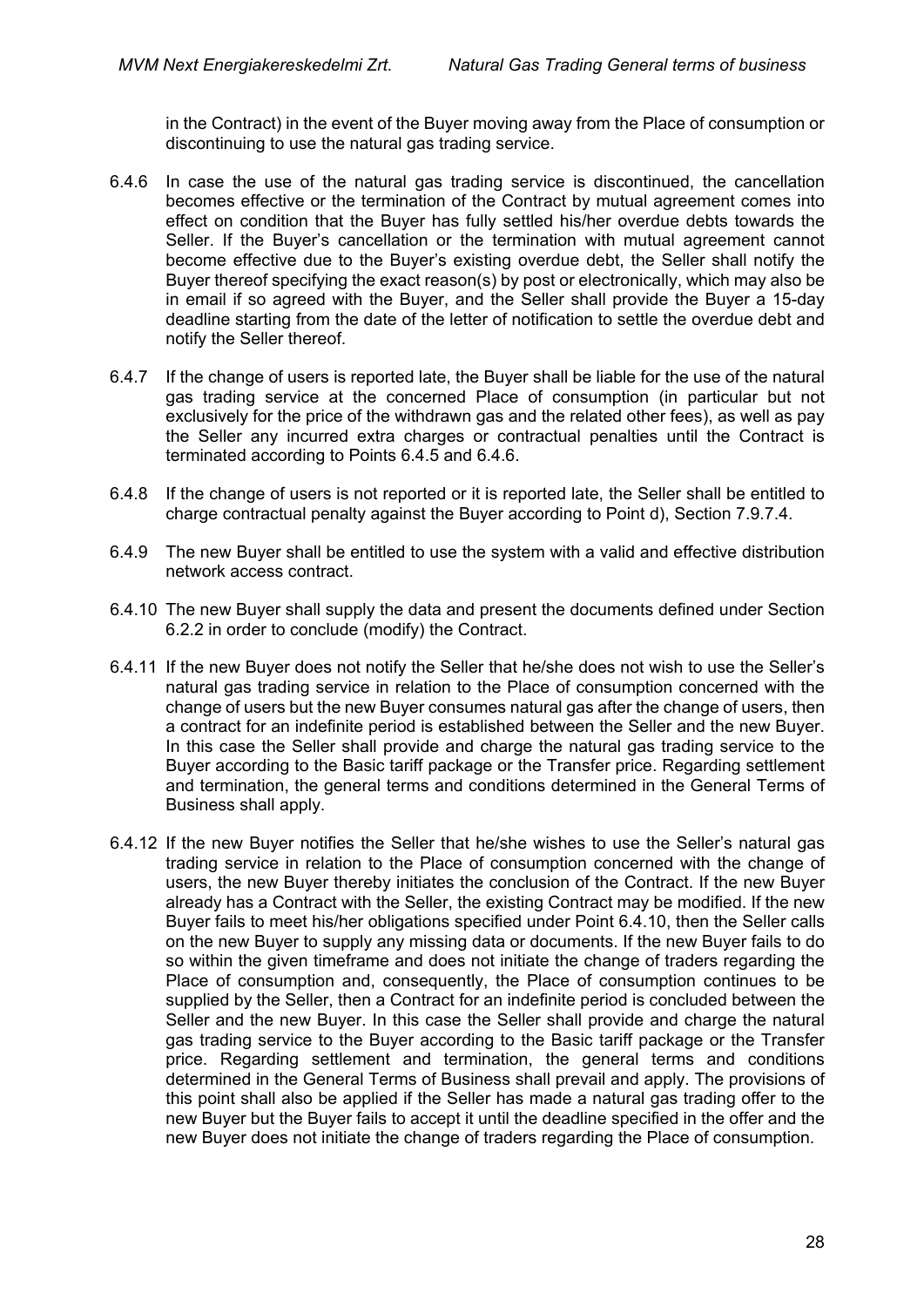in the Contract) in the event of the Buyer moving away from the Place of consumption or discontinuing to use the natural gas trading service.

6.4.6 In case the use of the natural gas trading service is discontinued, the cancellation becomes effective or the termination of the Contract by mutual agreement comes into effect on condition that the Buyer has fully settled his/her overdue debts towards the Seller. If the Buyer's cancellation or the termination with mutual agreement cannot become effective due to the Buyer's existing overdue debt, the Seller shall notify the Buyer thereof specifying the exact reason(s) by post or electronically, which may also be in email if so agreed with the Buyer, and the Seller shall provide the Buyer a 15-day deadline starting from the date of the letter of notification to settle the overdue debt and notify the Seller thereof.

6.4.7 If the change of users is reported late, the Buyer shall be liable for the use of the natural gas trading service at the concerned Place of consumption (in particular but not exclusively for the price of the withdrawn gas and the related other fees), as well as pay the Seller any incurred extra charges or contractual penalties until the Contract is terminated according to Points 6.4.5 and 6.4.6.

6.4.8 If the change of users is not reported or it is reported late, the Seller shall be entitled to charge contractual penalty against the Buyer according to Point d), Section 7.9.7.4.

6.4.9 The new Buyer shall be entitled to use the system with a valid and effective distribution network access contract.

6.4.10 The new Buyer shall supply the data and present the documents defined under Section 6.2.2 in order to conclude (modify) the Contract.

6.4.11 If the new Buyer does not notify the Seller that he/she does not wish to use the Seller's natural gas trading service in relation to the Place of consumption concerned with the change of users but the new Buyer consumes natural gas after the change of users, then a contract for an indefinite period is established between the Seller and the new Buyer. In this case the Seller shall provide and charge the natural gas trading service to the Buyer according to the Basic tariff package or the Transfer price. Regarding settlement and termination, the general terms and conditions determined in the General Terms of Business shall apply.

6.4.12 If the new Buyer notifies the Seller that he/she wishes to use the Seller's natural gas trading service in relation to the Place of consumption concerned with the change of users, the new Buyer thereby initiates the conclusion of the Contract. If the new Buyer already has a Contract with the Seller, the existing Contract may be modified. If the new Buyer fails to meet his/her obligations specified under Point 6.4.10, then the Seller calls on the new Buyer to supply any missing data or documents. If the new Buyer fails to do so within the given timeframe and does not initiate the change of traders regarding the Place of consumption and, consequently, the Place of consumption continues to be supplied by the Seller, then a Contract for an indefinite period is concluded between the Seller and the new Buyer. In this case the Seller shall provide and charge the natural gas trading service to the Buyer according to the Basic tariff package or the Transfer price. Regarding settlement and termination, the general terms and conditions determined in the General Terms of Business shall prevail and apply. The provisions of this point shall also be applied if the Seller has made a natural gas trading offer to the new Buyer but the Buyer fails to accept it until the deadline specified in the offer and the new Buyer does not initiate the change of traders regarding the Place of consumption.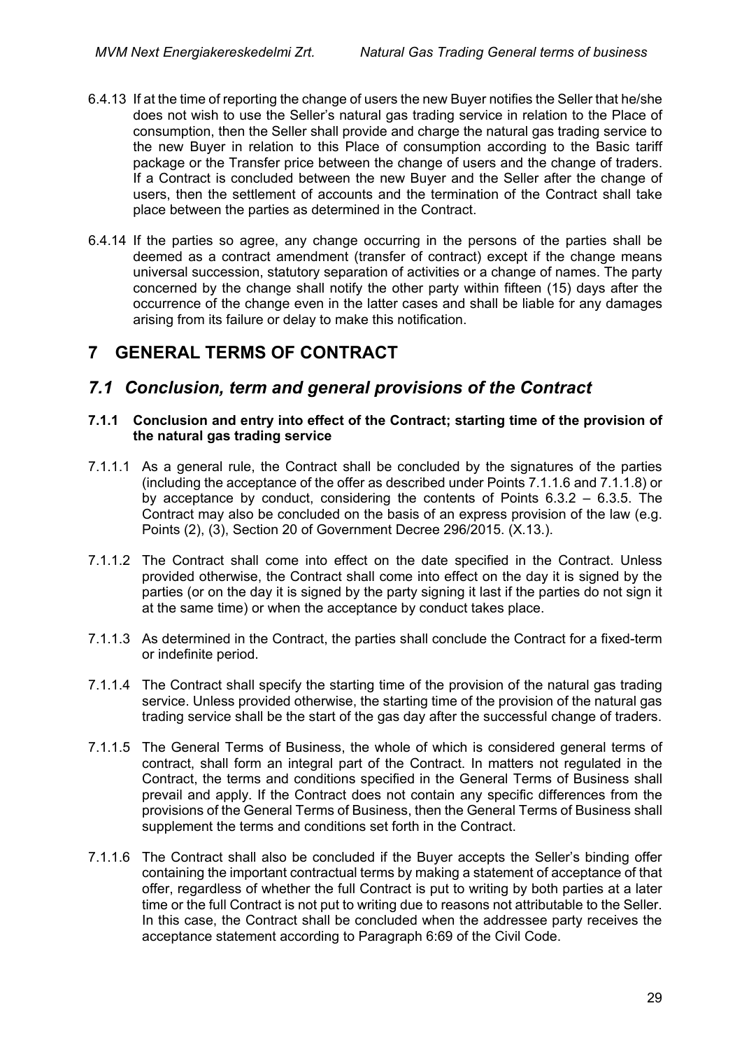6.4.13 If at the time of reporting the change of users the new Buyer notifies the Seller that he/she does not wish to use the Seller's natural gas trading service in relation to the Place of consumption, then the Seller shall provide and charge the natural gas trading service to the new Buyer in relation to this Place of consumption according to the Basic tariff package or the Transfer price between the change of users and the change of traders. If a Contract is concluded between the new Buyer and the Seller after the change of users, then the settlement of accounts and the termination of the Contract shall take place between the parties as determined in the Contract.

6.4.14 If the parties so agree, any change occurring in the persons of the parties shall be deemed as a contract amendment (transfer of contract) except if the change means universal succession, statutory separation of activities or a change of names. The party concerned by the change shall notify the other party within fifteen (15) days after the occurrence of the change even in the latter cases and shall be liable for any damages arising from its failure or delay to make this notification.

# 7 GENERAL TERMS OF CONTRACT

## *7.1 Conclusion, term and general provisions of the Contract*

### 7.1.1 Conclusion and entry into effect of the Contract; starting time of the provision of the natural gas trading service

7.1.1.1 As a general rule, the Contract shall be concluded by the signatures of the parties (including the acceptance of the offer as described under Points 7.1.1.6 and 7.1.1.8) or by acceptance by conduct, considering the contents of Points 6.3.2 – 6.3.5. The Contract may also be concluded on the basis of an express provision of the law (e.g. Points (2), (3), Section 20 of Government Decree 296/2015. (X.13.).

7.1.1.2 The Contract shall come into effect on the date specified in the Contract. Unless provided otherwise, the Contract shall come into effect on the day it is signed by the parties (or on the day it is signed by the party signing it last if the parties do not sign it at the same time) or when the acceptance by conduct takes place.

7.1.1.3 As determined in the Contract, the parties shall conclude the Contract for a fixed-term or indefinite period.

7.1.1.4 The Contract shall specify the starting time of the provision of the natural gas trading service. Unless provided otherwise, the starting time of the provision of the natural gas trading service shall be the start of the gas day after the successful change of traders.

7.1.1.5 The General Terms of Business, the whole of which is considered general terms of contract, shall form an integral part of the Contract. In matters not regulated in the Contract, the terms and conditions specified in the General Terms of Business shall prevail and apply. If the Contract does not contain any specific differences from the provisions of the General Terms of Business, then the General Terms of Business shall supplement the terms and conditions set forth in the Contract.

7.1.1.6 The Contract shall also be concluded if the Buyer accepts the Seller's binding offer containing the important contractual terms by making a statement of acceptance of that offer, regardless of whether the full Contract is put to writing by both parties at a later time or the full Contract is not put to writing due to reasons not attributable to the Seller. In this case, the Contract shall be concluded when the addressee party receives the acceptance statement according to Paragraph 6:69 of the Civil Code.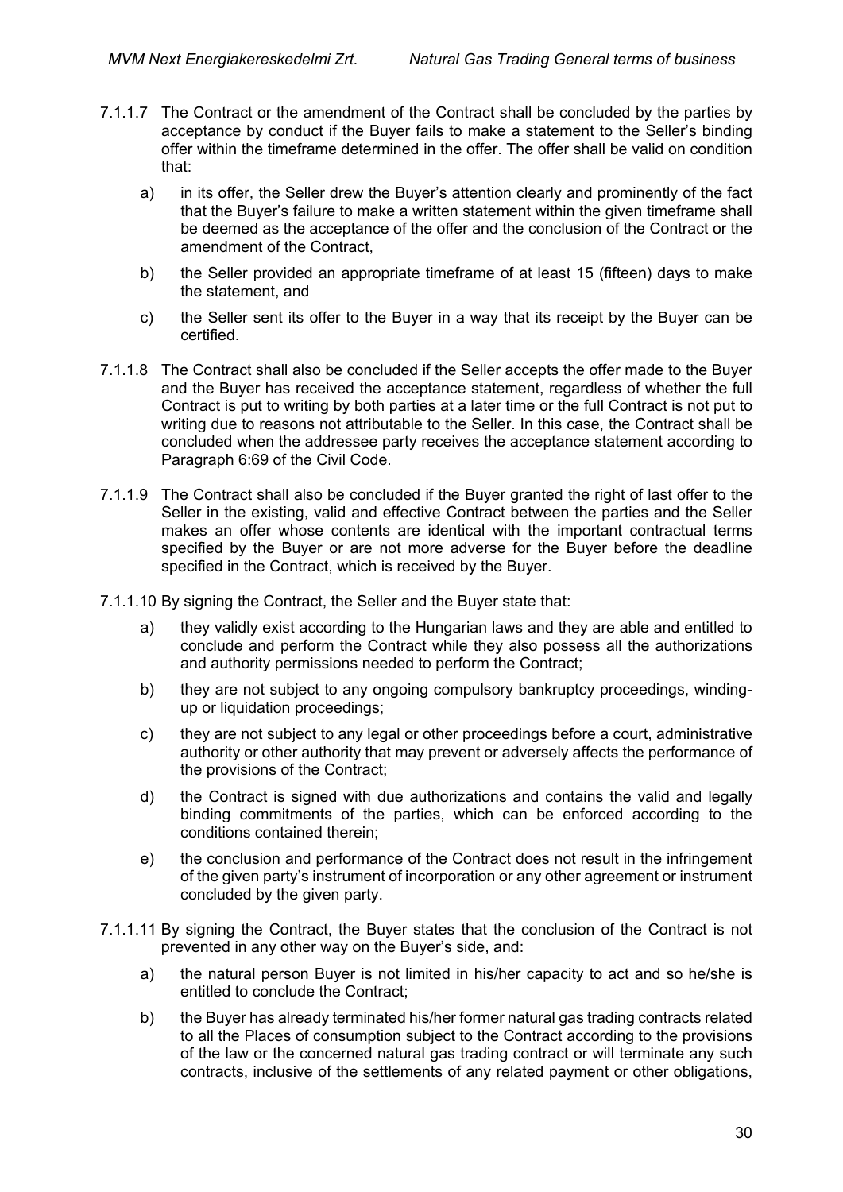7.1.1.7 The Contract or the amendment of the Contract shall be concluded by the parties by acceptance by conduct if the Buyer fails to make a statement to the Seller's binding offer within the timeframe determined in the offer. The offer shall be valid on condition that:

a) in its offer, the Seller drew the Buyer's attention clearly and prominently of the fact that the Buyer's failure to make a written statement within the given timeframe shall be deemed as the acceptance of the offer and the conclusion of the Contract or the amendment of the Contract,

b) the Seller provided an appropriate timeframe of at least 15 (fifteen) days to make the statement, and

c) the Seller sent its offer to the Buyer in a way that its receipt by the Buyer can be certified.

7.1.1.8 The Contract shall also be concluded if the Seller accepts the offer made to the Buyer and the Buyer has received the acceptance statement, regardless of whether the full Contract is put to writing by both parties at a later time or the full Contract is not put to writing due to reasons not attributable to the Seller. In this case, the Contract shall be concluded when the addressee party receives the acceptance statement according to Paragraph 6:69 of the Civil Code.

7.1.1.9 The Contract shall also be concluded if the Buyer granted the right of last offer to the Seller in the existing, valid and effective Contract between the parties and the Seller makes an offer whose contents are identical with the important contractual terms specified by the Buyer or are not more adverse for the Buyer before the deadline specified in the Contract, which is received by the Buyer.

7.1.1.10 By signing the Contract, the Seller and the Buyer state that:

a) they validly exist according to the Hungarian laws and they are able and entitled to conclude and perform the Contract while they also possess all the authorizations and authority permissions needed to perform the Contract;

b) they are not subject to any ongoing compulsory bankruptcy proceedings, winding-up or liquidation proceedings;

c) they are not subject to any legal or other proceedings before a court, administrative authority or other authority that may prevent or adversely affects the performance of the provisions of the Contract;

d) the Contract is signed with due authorizations and contains the valid and legally binding commitments of the parties, which can be enforced according to the conditions contained therein;

e) the conclusion and performance of the Contract does not result in the infringement of the given party's instrument of incorporation or any other agreement or instrument concluded by the given party.

7.1.1.11 By signing the Contract, the Buyer states that the conclusion of the Contract is not prevented in any other way on the Buyer's side, and:

a) the natural person Buyer is not limited in his/her capacity to act and so he/she is entitled to conclude the Contract;

b) the Buyer has already terminated his/her former natural gas trading contracts related to all the Places of consumption subject to the Contract according to the provisions of the law or the concerned natural gas trading contract or will terminate any such contracts, inclusive of the settlements of any related payment or other obligations,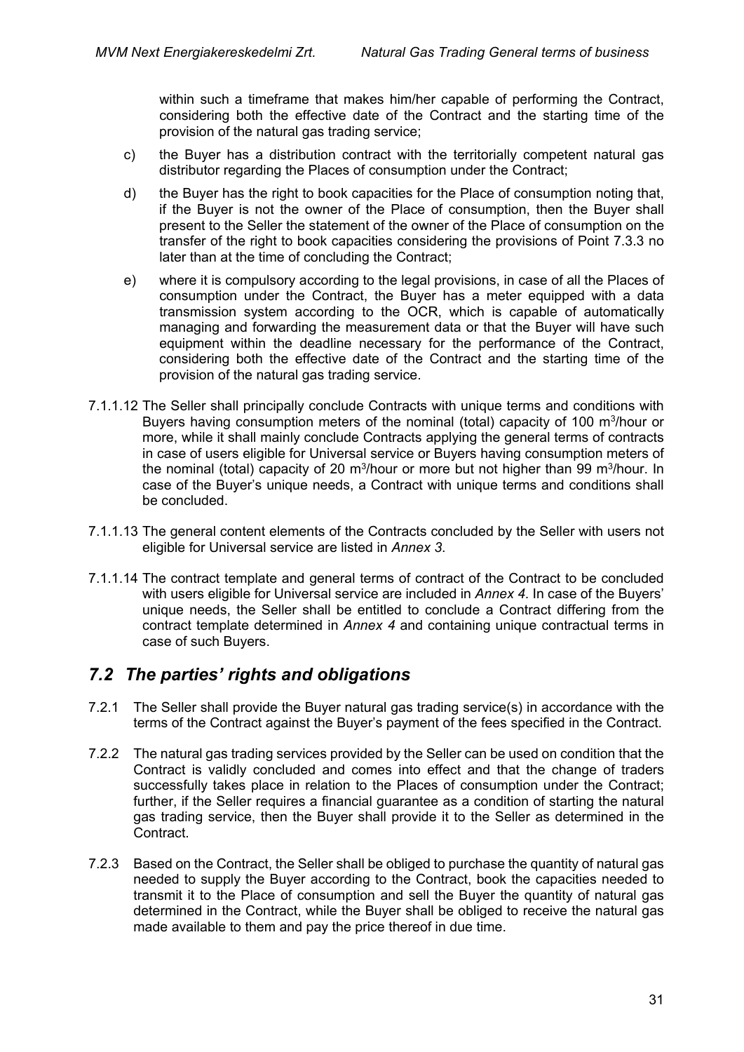within such a timeframe that makes him/her capable of performing the Contract, considering both the effective date of the Contract and the starting time of the provision of the natural gas trading service;

c) the Buyer has a distribution contract with the territorially competent natural gas distributor regarding the Places of consumption under the Contract;

d) the Buyer has the right to book capacities for the Place of consumption noting that, if the Buyer is not the owner of the Place of consumption, then the Buyer shall present to the Seller the statement of the owner of the Place of consumption on the transfer of the right to book capacities considering the provisions of Point 7.3.3 no later than at the time of concluding the Contract;

e) where it is compulsory according to the legal provisions, in case of all the Places of consumption under the Contract, the Buyer has a meter equipped with a data transmission system according to the OCR, which is capable of automatically managing and forwarding the measurement data or that the Buyer will have such equipment within the deadline necessary for the performance of the Contract, considering both the effective date of the Contract and the starting time of the provision of the natural gas trading service.

7.1.1.12 The Seller shall principally conclude Contracts with unique terms and conditions with Buyers having consumption meters of the nominal (total) capacity of 100 $m^3$/hour or more, while it shall mainly conclude Contracts applying the general terms of contracts in case of users eligible for Universal service or Buyers having consumption meters of the nominal (total) capacity of 20 $m^3$/hour or more but not higher than 99 $m^3$/hour. In case of the Buyer's unique needs, a Contract with unique terms and conditions shall be concluded.

7.1.1.13 The general content elements of the Contracts concluded by the Seller with users not eligible for Universal service are listed in *Annex 3*.

7.1.1.14 The contract template and general terms of contract of the Contract to be concluded with users eligible for Universal service are included in *Annex 4*. In case of the Buyers' unique needs, the Seller shall be entitled to conclude a Contract differing from the contract template determined in *Annex 4* and containing unique contractual terms in case of such Buyers.

## *7.2 The parties' rights and obligations*

7.2.1 The Seller shall provide the Buyer natural gas trading service(s) in accordance with the terms of the Contract against the Buyer's payment of the fees specified in the Contract.

7.2.2 The natural gas trading services provided by the Seller can be used on condition that the Contract is validly concluded and comes into effect and that the change of traders successfully takes place in relation to the Places of consumption under the Contract; further, if the Seller requires a financial guarantee as a condition of starting the natural gas trading service, then the Buyer shall provide it to the Seller as determined in the Contract.

7.2.3 Based on the Contract, the Seller shall be obliged to purchase the quantity of natural gas needed to supply the Buyer according to the Contract, book the capacities needed to transmit it to the Place of consumption and sell the Buyer the quantity of natural gas determined in the Contract, while the Buyer shall be obliged to receive the natural gas made available to them and pay the price thereof in due time.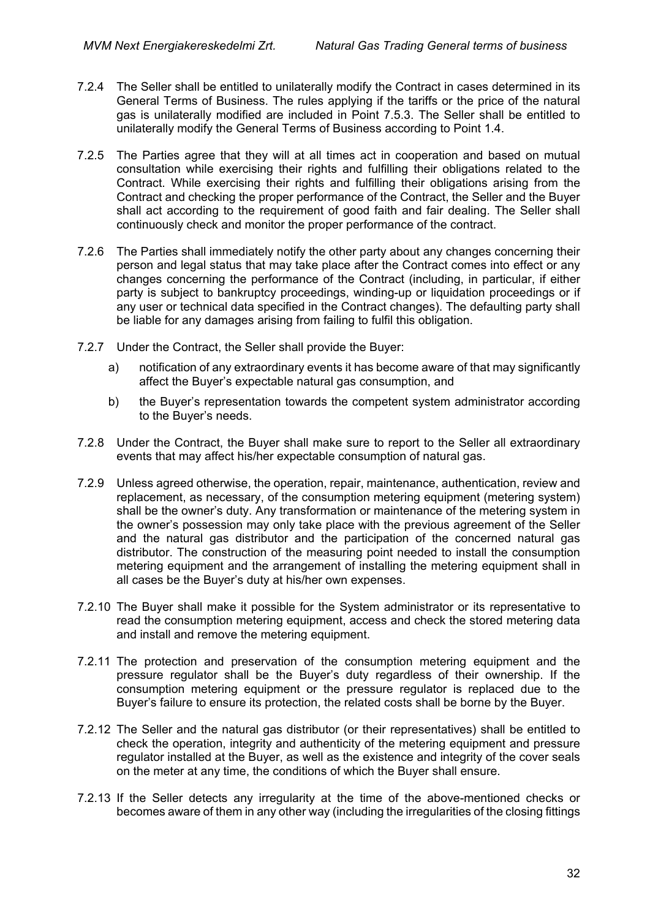7.2.4 The Seller shall be entitled to unilaterally modify the Contract in cases determined in its General Terms of Business. The rules applying if the tariffs or the price of the natural gas is unilaterally modified are included in Point 7.5.3. The Seller shall be entitled to unilaterally modify the General Terms of Business according to Point 1.4.

7.2.5 The Parties agree that they will at all times act in cooperation and based on mutual consultation while exercising their rights and fulfilling their obligations related to the Contract. While exercising their rights and fulfilling their obligations arising from the Contract and checking the proper performance of the Contract, the Seller and the Buyer shall act according to the requirement of good faith and fair dealing. The Seller shall continuously check and monitor the proper performance of the contract.

7.2.6 The Parties shall immediately notify the other party about any changes concerning their person and legal status that may take place after the Contract comes into effect or any changes concerning the performance of the Contract (including, in particular, if either party is subject to bankruptcy proceedings, winding-up or liquidation proceedings or if any user or technical data specified in the Contract changes). The defaulting party shall be liable for any damages arising from failing to fulfil this obligation.

7.2.7 Under the Contract, the Seller shall provide the Buyer:

a) notification of any extraordinary events it has become aware of that may significantly affect the Buyer's expectable natural gas consumption, and

b) the Buyer's representation towards the competent system administrator according to the Buyer's needs.

7.2.8 Under the Contract, the Buyer shall make sure to report to the Seller all extraordinary events that may affect his/her expectable consumption of natural gas.

7.2.9 Unless agreed otherwise, the operation, repair, maintenance, authentication, review and replacement, as necessary, of the consumption metering equipment (metering system) shall be the owner's duty. Any transformation or maintenance of the metering system in the owner's possession may only take place with the previous agreement of the Seller and the natural gas distributor and the participation of the concerned natural gas distributor. The construction of the measuring point needed to install the consumption metering equipment and the arrangement of installing the metering equipment shall in all cases be the Buyer's duty at his/her own expenses.

7.2.10 The Buyer shall make it possible for the System administrator or its representative to read the consumption metering equipment, access and check the stored metering data and install and remove the metering equipment.

7.2.11 The protection and preservation of the consumption metering equipment and the pressure regulator shall be the Buyer's duty regardless of their ownership. If the consumption metering equipment or the pressure regulator is replaced due to the Buyer's failure to ensure its protection, the related costs shall be borne by the Buyer.

7.2.12 The Seller and the natural gas distributor (or their representatives) shall be entitled to check the operation, integrity and authenticity of the metering equipment and pressure regulator installed at the Buyer, as well as the existence and integrity of the cover seals on the meter at any time, the conditions of which the Buyer shall ensure.

7.2.13 If the Seller detects any irregularity at the time of the above-mentioned checks or becomes aware of them in any other way (including the irregularities of the closing fittings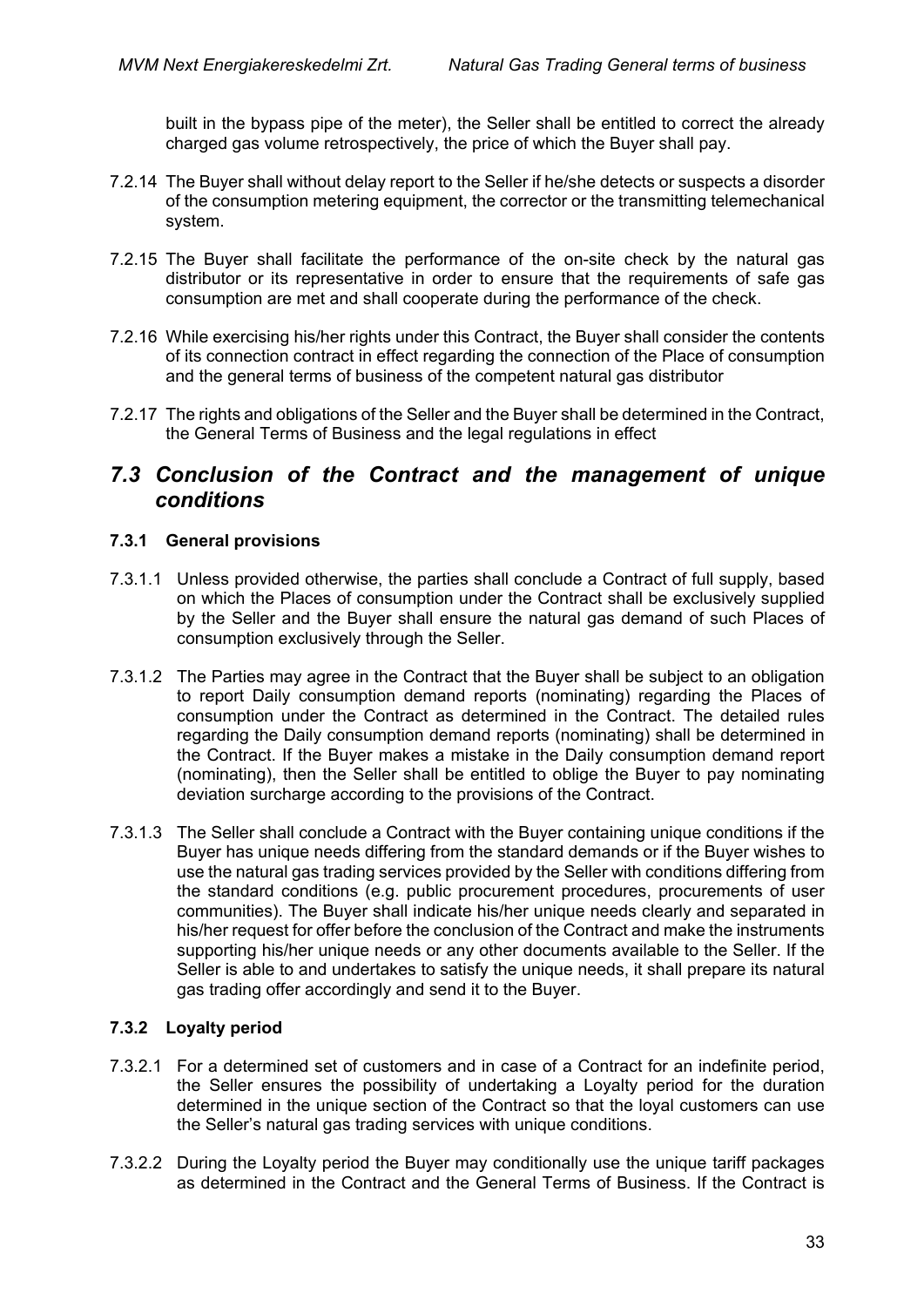built in the bypass pipe of the meter), the Seller shall be entitled to correct the already charged gas volume retrospectively, the price of which the Buyer shall pay.

7.2.14 The Buyer shall without delay report to the Seller if he/she detects or suspects a disorder of the consumption metering equipment, the corrector or the transmitting telemechanical system.

7.2.15 The Buyer shall facilitate the performance of the on-site check by the natural gas distributor or its representative in order to ensure that the requirements of safe gas consumption are met and shall cooperate during the performance of the check.

7.2.16 While exercising his/her rights under this Contract, the Buyer shall consider the contents of its connection contract in effect regarding the connection of the Place of consumption and the general terms of business of the competent natural gas distributor

7.2.17 The rights and obligations of the Seller and the Buyer shall be determined in the Contract, the General Terms of Business and the legal regulations in effect

## *7.3 Conclusion of the Contract and the management of unique conditions*

### 7.3.1 General provisions

7.3.1.1 Unless provided otherwise, the parties shall conclude a Contract of full supply, based on which the Places of consumption under the Contract shall be exclusively supplied by the Seller and the Buyer shall ensure the natural gas demand of such Places of consumption exclusively through the Seller.

7.3.1.2 The Parties may agree in the Contract that the Buyer shall be subject to an obligation to report Daily consumption demand reports (nominating) regarding the Places of consumption under the Contract as determined in the Contract. The detailed rules regarding the Daily consumption demand reports (nominating) shall be determined in the Contract. If the Buyer makes a mistake in the Daily consumption demand report (nominating), then the Seller shall be entitled to oblige the Buyer to pay nominating deviation surcharge according to the provisions of the Contract.

7.3.1.3 The Seller shall conclude a Contract with the Buyer containing unique conditions if the Buyer has unique needs differing from the standard demands or if the Buyer wishes to use the natural gas trading services provided by the Seller with conditions differing from the standard conditions (e.g. public procurement procedures, procurements of user communities). The Buyer shall indicate his/her unique needs clearly and separated in his/her request for offer before the conclusion of the Contract and make the instruments supporting his/her unique needs or any other documents available to the Seller. If the Seller is able to and undertakes to satisfy the unique needs, it shall prepare its natural gas trading offer accordingly and send it to the Buyer.

### 7.3.2 Loyalty period

7.3.2.1 For a determined set of customers and in case of a Contract for an indefinite period, the Seller ensures the possibility of undertaking a Loyalty period for the duration determined in the unique section of the Contract so that the loyal customers can use the Seller's natural gas trading services with unique conditions.

7.3.2.2 During the Loyalty period the Buyer may conditionally use the unique tariff packages as determined in the Contract and the General Terms of Business. If the Contract is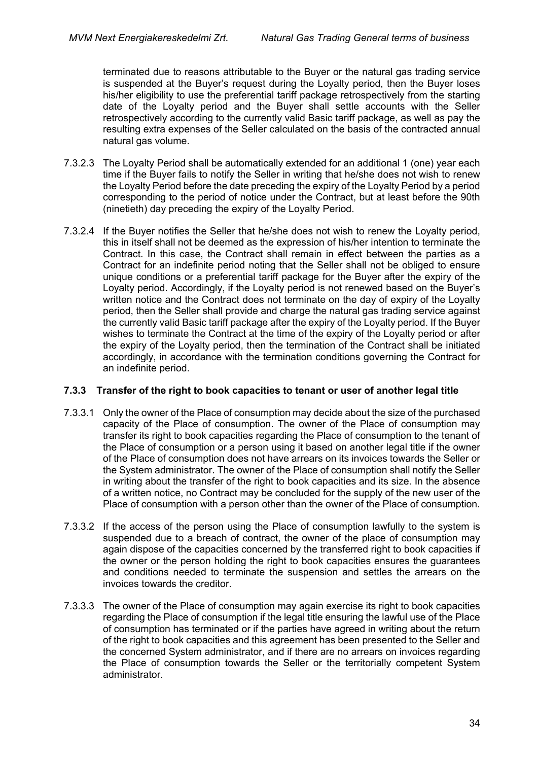terminated due to reasons attributable to the Buyer or the natural gas trading service is suspended at the Buyer's request during the Loyalty period, then the Buyer loses his/her eligibility to use the preferential tariff package retrospectively from the starting date of the Loyalty period and the Buyer shall settle accounts with the Seller retrospectively according to the currently valid Basic tariff package, as well as pay the resulting extra expenses of the Seller calculated on the basis of the contracted annual natural gas volume.

7.3.2.3 The Loyalty Period shall be automatically extended for an additional 1 (one) year each time if the Buyer fails to notify the Seller in writing that he/she does not wish to renew the Loyalty Period before the date preceding the expiry of the Loyalty Period by a period corresponding to the period of notice under the Contract, but at least before the 90th (ninetieth) day preceding the expiry of the Loyalty Period.

7.3.2.4 If the Buyer notifies the Seller that he/she does not wish to renew the Loyalty period, this in itself shall not be deemed as the expression of his/her intention to terminate the Contract. In this case, the Contract shall remain in effect between the parties as a Contract for an indefinite period noting that the Seller shall not be obliged to ensure unique conditions or a preferential tariff package for the Buyer after the expiry of the Loyalty period. Accordingly, if the Loyalty period is not renewed based on the Buyer's written notice and the Contract does not terminate on the day of expiry of the Loyalty period, then the Seller shall provide and charge the natural gas trading service against the currently valid Basic tariff package after the expiry of the Loyalty period. If the Buyer wishes to terminate the Contract at the time of the expiry of the Loyalty period or after the expiry of the Loyalty period, then the termination of the Contract shall be initiated accordingly, in accordance with the termination conditions governing the Contract for an indefinite period.

### 7.3.3 Transfer of the right to book capacities to tenant or user of another legal title

7.3.3.1 Only the owner of the Place of consumption may decide about the size of the purchased capacity of the Place of consumption. The owner of the Place of consumption may transfer its right to book capacities regarding the Place of consumption to the tenant of the Place of consumption or a person using it based on another legal title if the owner of the Place of consumption does not have arrears on its invoices towards the Seller or the System administrator. The owner of the Place of consumption shall notify the Seller in writing about the transfer of the right to book capacities and its size. In the absence of a written notice, no Contract may be concluded for the supply of the new user of the Place of consumption with a person other than the owner of the Place of consumption.

7.3.3.2 If the access of the person using the Place of consumption lawfully to the system is suspended due to a breach of contract, the owner of the place of consumption may again dispose of the capacities concerned by the transferred right to book capacities if the owner or the person holding the right to book capacities ensures the guarantees and conditions needed to terminate the suspension and settles the arrears on the invoices towards the creditor.

7.3.3.3 The owner of the Place of consumption may again exercise its right to book capacities regarding the Place of consumption if the legal title ensuring the lawful use of the Place of consumption has terminated or if the parties have agreed in writing about the return of the right to book capacities and this agreement has been presented to the Seller and the concerned System administrator, and if there are no arrears on invoices regarding the Place of consumption towards the Seller or the territorially competent System administrator.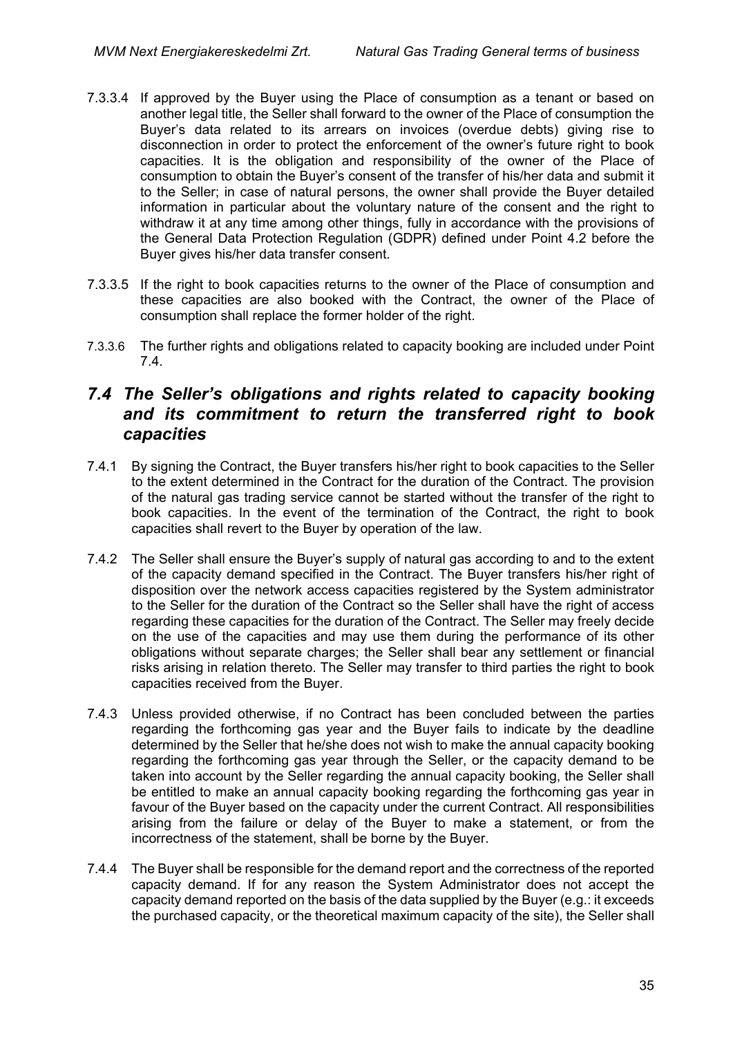7.3.3.4 If approved by the Buyer using the Place of consumption as a tenant or based on another legal title, the Seller shall forward to the owner of the Place of consumption the Buyer's data related to its arrears on invoices (overdue debts) giving rise to disconnection in order to protect the enforcement of the owner's future right to book capacities. It is the obligation and responsibility of the owner of the Place of consumption to obtain the Buyer's consent of the transfer of his/her data and submit it to the Seller; in case of natural persons, the owner shall provide the Buyer detailed information in particular about the voluntary nature of the consent and the right to withdraw it at any time among other things, fully in accordance with the provisions of the General Data Protection Regulation (GDPR) defined under Point 4.2 before the Buyer gives his/her data transfer consent.

7.3.3.5 If the right to book capacities returns to the owner of the Place of consumption and these capacities are also booked with the Contract, the owner of the Place of consumption shall replace the former holder of the right.

7.3.3.6 The further rights and obligations related to capacity booking are included under Point 7.4.

## *7.4 The Seller's obligations and rights related to capacity booking and its commitment to return the transferred right to book capacities*

7.4.1 By signing the Contract, the Buyer transfers his/her right to book capacities to the Seller to the extent determined in the Contract for the duration of the Contract. The provision of the natural gas trading service cannot be started without the transfer of the right to book capacities. In the event of the termination of the Contract, the right to book capacities shall revert to the Buyer by operation of the law.

7.4.2 The Seller shall ensure the Buyer's supply of natural gas according to and to the extent of the capacity demand specified in the Contract. The Buyer transfers his/her right of disposition over the network access capacities registered by the System administrator to the Seller for the duration of the Contract so the Seller shall have the right of access regarding these capacities for the duration of the Contract. The Seller may freely decide on the use of the capacities and may use them during the performance of its other obligations without separate charges; the Seller shall bear any settlement or financial risks arising in relation thereto. The Seller may transfer to third parties the right to book capacities received from the Buyer.

7.4.3 Unless provided otherwise, if no Contract has been concluded between the parties regarding the forthcoming gas year and the Buyer fails to indicate by the deadline determined by the Seller that he/she does not wish to make the annual capacity booking regarding the forthcoming gas year through the Seller, or the capacity demand to be taken into account by the Seller regarding the annual capacity booking, the Seller shall be entitled to make an annual capacity booking regarding the forthcoming gas year in favour of the Buyer based on the capacity under the current Contract. All responsibilities arising from the failure or delay of the Buyer to make a statement, or from the incorrectness of the statement, shall be borne by the Buyer.

7.4.4 The Buyer shall be responsible for the demand report and the correctness of the reported capacity demand. If for any reason the System Administrator does not accept the capacity demand reported on the basis of the data supplied by the Buyer (e.g.: it exceeds the purchased capacity, or the theoretical maximum capacity of the site), the Seller shall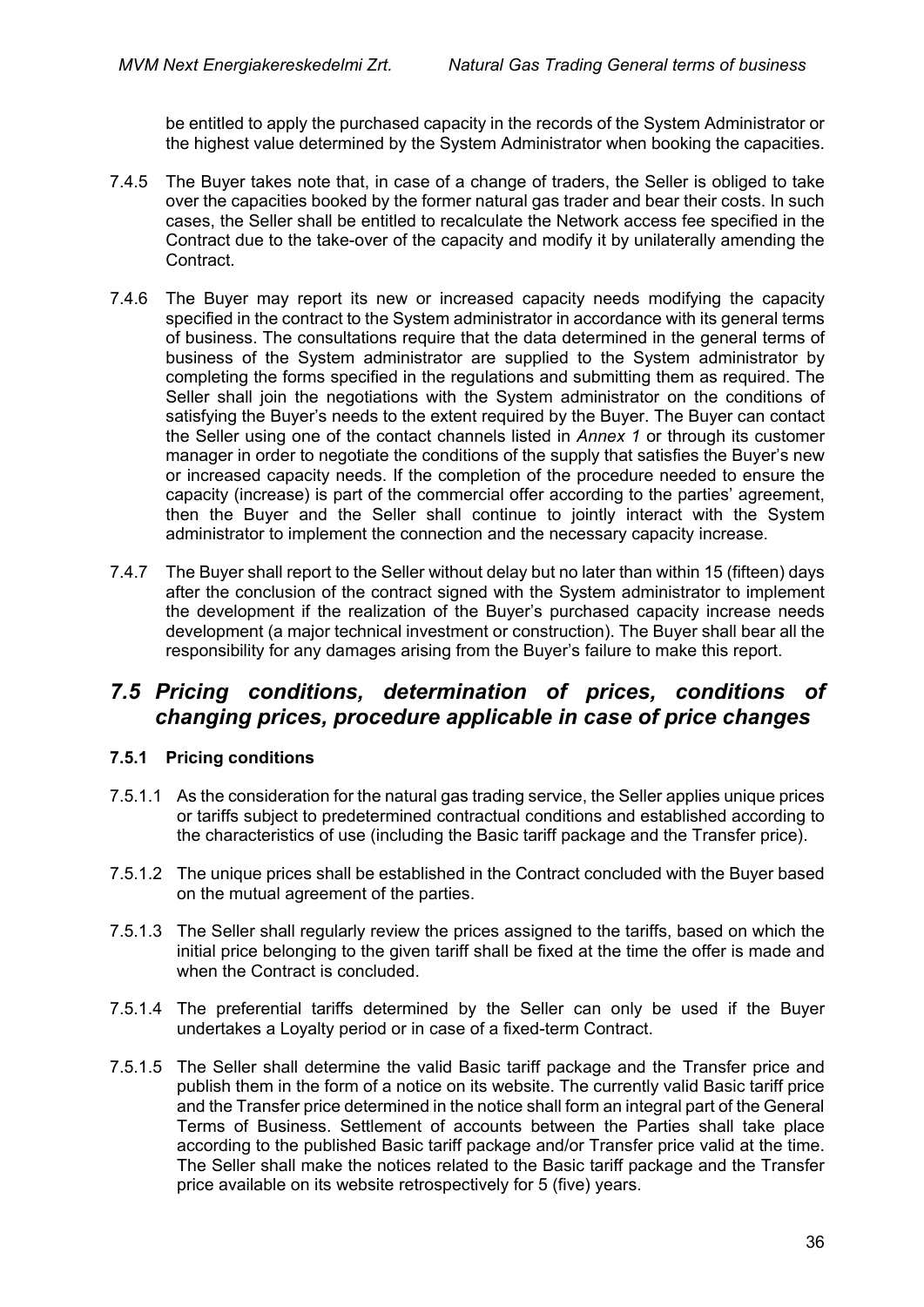be entitled to apply the purchased capacity in the records of the System Administrator or the highest value determined by the System Administrator when booking the capacities.

7.4.5 The Buyer takes note that, in case of a change of traders, the Seller is obliged to take over the capacities booked by the former natural gas trader and bear their costs. In such cases, the Seller shall be entitled to recalculate the Network access fee specified in the Contract due to the take-over of the capacity and modify it by unilaterally amending the Contract.

7.4.6 The Buyer may report its new or increased capacity needs modifying the capacity specified in the contract to the System administrator in accordance with its general terms of business. The consultations require that the data determined in the general terms of business of the System administrator are supplied to the System administrator by completing the forms specified in the regulations and submitting them as required. The Seller shall join the negotiations with the System administrator on the conditions of satisfying the Buyer's needs to the extent required by the Buyer. The Buyer can contact the Seller using one of the contact channels listed in *Annex 1* or through its customer manager in order to negotiate the conditions of the supply that satisfies the Buyer's new or increased capacity needs. If the completion of the procedure needed to ensure the capacity (increase) is part of the commercial offer according to the parties' agreement, then the Buyer and the Seller shall continue to jointly interact with the System administrator to implement the connection and the necessary capacity increase.

7.4.7 The Buyer shall report to the Seller without delay but no later than within 15 (fifteen) days after the conclusion of the contract signed with the System administrator to implement the development if the realization of the Buyer's purchased capacity increase needs development (a major technical investment or construction). The Buyer shall bear all the responsibility for any damages arising from the Buyer's failure to make this report.

## *7.5 Pricing conditions, determination of prices, conditions of changing prices, procedure applicable in case of price changes*

### 7.5.1 Pricing conditions

7.5.1.1 As the consideration for the natural gas trading service, the Seller applies unique prices or tariffs subject to predetermined contractual conditions and established according to the characteristics of use (including the Basic tariff package and the Transfer price).

7.5.1.2 The unique prices shall be established in the Contract concluded with the Buyer based on the mutual agreement of the parties.

7.5.1.3 The Seller shall regularly review the prices assigned to the tariffs, based on which the initial price belonging to the given tariff shall be fixed at the time the offer is made and when the Contract is concluded.

7.5.1.4 The preferential tariffs determined by the Seller can only be used if the Buyer undertakes a Loyalty period or in case of a fixed-term Contract.

7.5.1.5 The Seller shall determine the valid Basic tariff package and the Transfer price and publish them in the form of a notice on its website. The currently valid Basic tariff price and the Transfer price determined in the notice shall form an integral part of the General Terms of Business. Settlement of accounts between the Parties shall take place according to the published Basic tariff package and/or Transfer price valid at the time. The Seller shall make the notices related to the Basic tariff package and the Transfer price available on its website retrospectively for 5 (five) years.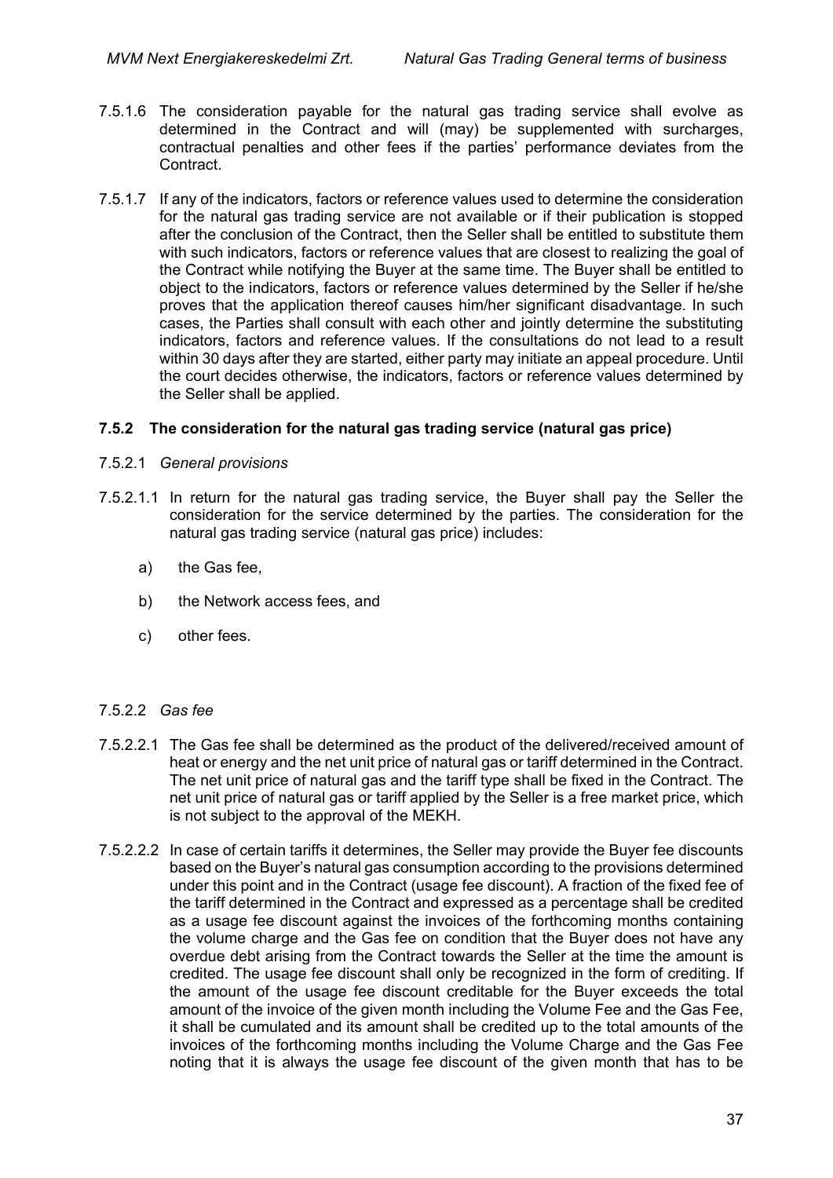7.5.1.6 The consideration payable for the natural gas trading service shall evolve as determined in the Contract and will (may) be supplemented with surcharges, contractual penalties and other fees if the parties' performance deviates from the Contract.

7.5.1.7 If any of the indicators, factors or reference values used to determine the consideration for the natural gas trading service are not available or if their publication is stopped after the conclusion of the Contract, then the Seller shall be entitled to substitute them with such indicators, factors or reference values that are closest to realizing the goal of the Contract while notifying the Buyer at the same time. The Buyer shall be entitled to object to the indicators, factors or reference values determined by the Seller if he/she proves that the application thereof causes him/her significant disadvantage. In such cases, the Parties shall consult with each other and jointly determine the substituting indicators, factors and reference values. If the consultations do not lead to a result within 30 days after they are started, either party may initiate an appeal procedure. Until the court decides otherwise, the indicators, factors or reference values determined by the Seller shall be applied.

### 7.5.2 The consideration for the natural gas trading service (natural gas price)

7.5.2.1 *General provisions*

7.5.2.1.1 In return for the natural gas trading service, the Buyer shall pay the Seller the consideration for the service determined by the parties. The consideration for the natural gas trading service (natural gas price) includes:

a) the Gas fee,

b) the Network access fees, and

c) other fees.

7.5.2.2 *Gas fee*

7.5.2.2.1 The Gas fee shall be determined as the product of the delivered/received amount of heat or energy and the net unit price of natural gas or tariff determined in the Contract. The net unit price of natural gas and the tariff type shall be fixed in the Contract. The net unit price of natural gas or tariff applied by the Seller is a free market price, which is not subject to the approval of the MEKH.

7.5.2.2.2 In case of certain tariffs it determines, the Seller may provide the Buyer fee discounts based on the Buyer's natural gas consumption according to the provisions determined under this point and in the Contract (usage fee discount). A fraction of the fixed fee of the tariff determined in the Contract and expressed as a percentage shall be credited as a usage fee discount against the invoices of the forthcoming months containing the volume charge and the Gas fee on condition that the Buyer does not have any overdue debt arising from the Contract towards the Seller at the time the amount is credited. The usage fee discount shall only be recognized in the form of crediting. If the amount of the usage fee discount creditable for the Buyer exceeds the total amount of the invoice of the given month including the Volume Fee and the Gas Fee, it shall be cumulated and its amount shall be credited up to the total amounts of the invoices of the forthcoming months including the Volume Charge and the Gas Fee noting that it is always the usage fee discount of the given month that has to be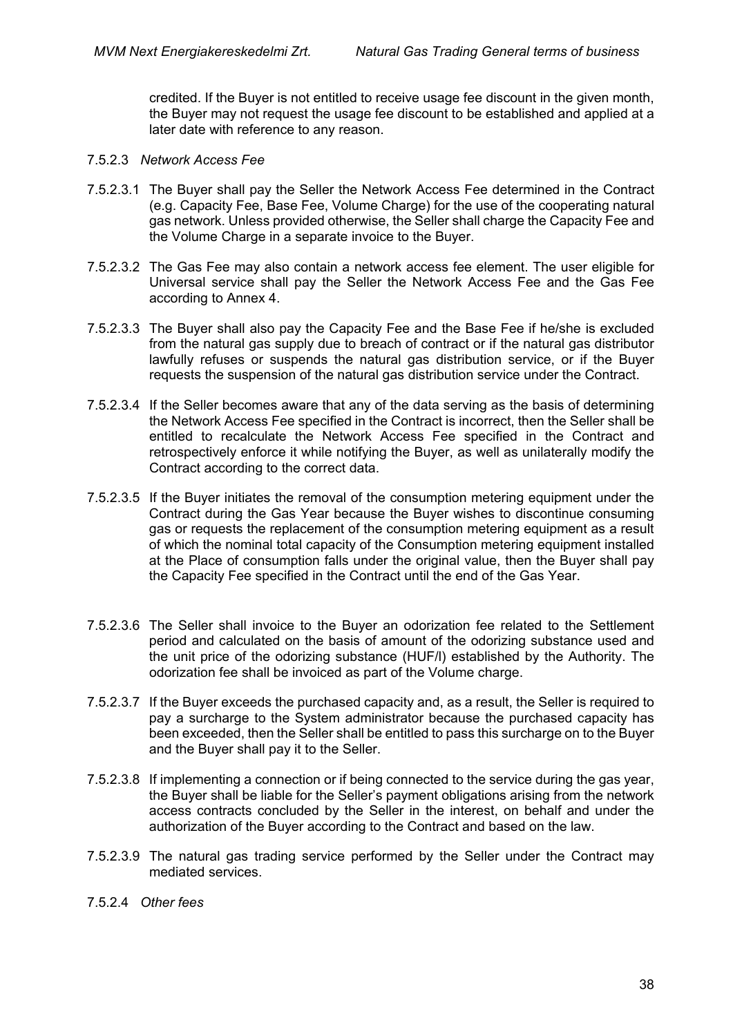credited. If the Buyer is not entitled to receive usage fee discount in the given month, the Buyer may not request the usage fee discount to be established and applied at a later date with reference to any reason.

7.5.2.3 *Network Access Fee*

7.5.2.3.1 The Buyer shall pay the Seller the Network Access Fee determined in the Contract (e.g. Capacity Fee, Base Fee, Volume Charge) for the use of the cooperating natural gas network. Unless provided otherwise, the Seller shall charge the Capacity Fee and the Volume Charge in a separate invoice to the Buyer.

7.5.2.3.2 The Gas Fee may also contain a network access fee element. The user eligible for Universal service shall pay the Seller the Network Access Fee and the Gas Fee according to Annex 4.

7.5.2.3.3 The Buyer shall also pay the Capacity Fee and the Base Fee if he/she is excluded from the natural gas supply due to breach of contract or if the natural gas distributor lawfully refuses or suspends the natural gas distribution service, or if the Buyer requests the suspension of the natural gas distribution service under the Contract.

7.5.2.3.4 If the Seller becomes aware that any of the data serving as the basis of determining the Network Access Fee specified in the Contract is incorrect, then the Seller shall be entitled to recalculate the Network Access Fee specified in the Contract and retrospectively enforce it while notifying the Buyer, as well as unilaterally modify the Contract according to the correct data.

7.5.2.3.5 If the Buyer initiates the removal of the consumption metering equipment under the Contract during the Gas Year because the Buyer wishes to discontinue consuming gas or requests the replacement of the consumption metering equipment as a result of which the nominal total capacity of the Consumption metering equipment installed at the Place of consumption falls under the original value, then the Buyer shall pay the Capacity Fee specified in the Contract until the end of the Gas Year.

7.5.2.3.6 The Seller shall invoice to the Buyer an odorization fee related to the Settlement period and calculated on the basis of amount of the odorizing substance used and the unit price of the odorizing substance (HUF/l) established by the Authority. The odorization fee shall be invoiced as part of the Volume charge.

7.5.2.3.7 If the Buyer exceeds the purchased capacity and, as a result, the Seller is required to pay a surcharge to the System administrator because the purchased capacity has been exceeded, then the Seller shall be entitled to pass this surcharge on to the Buyer and the Buyer shall pay it to the Seller.

7.5.2.3.8 If implementing a connection or if being connected to the service during the gas year, the Buyer shall be liable for the Seller's payment obligations arising from the network access contracts concluded by the Seller in the interest, on behalf and under the authorization of the Buyer according to the Contract and based on the law.

7.5.2.3.9 The natural gas trading service performed by the Seller under the Contract may mediated services.

7.5.2.4 *Other fees*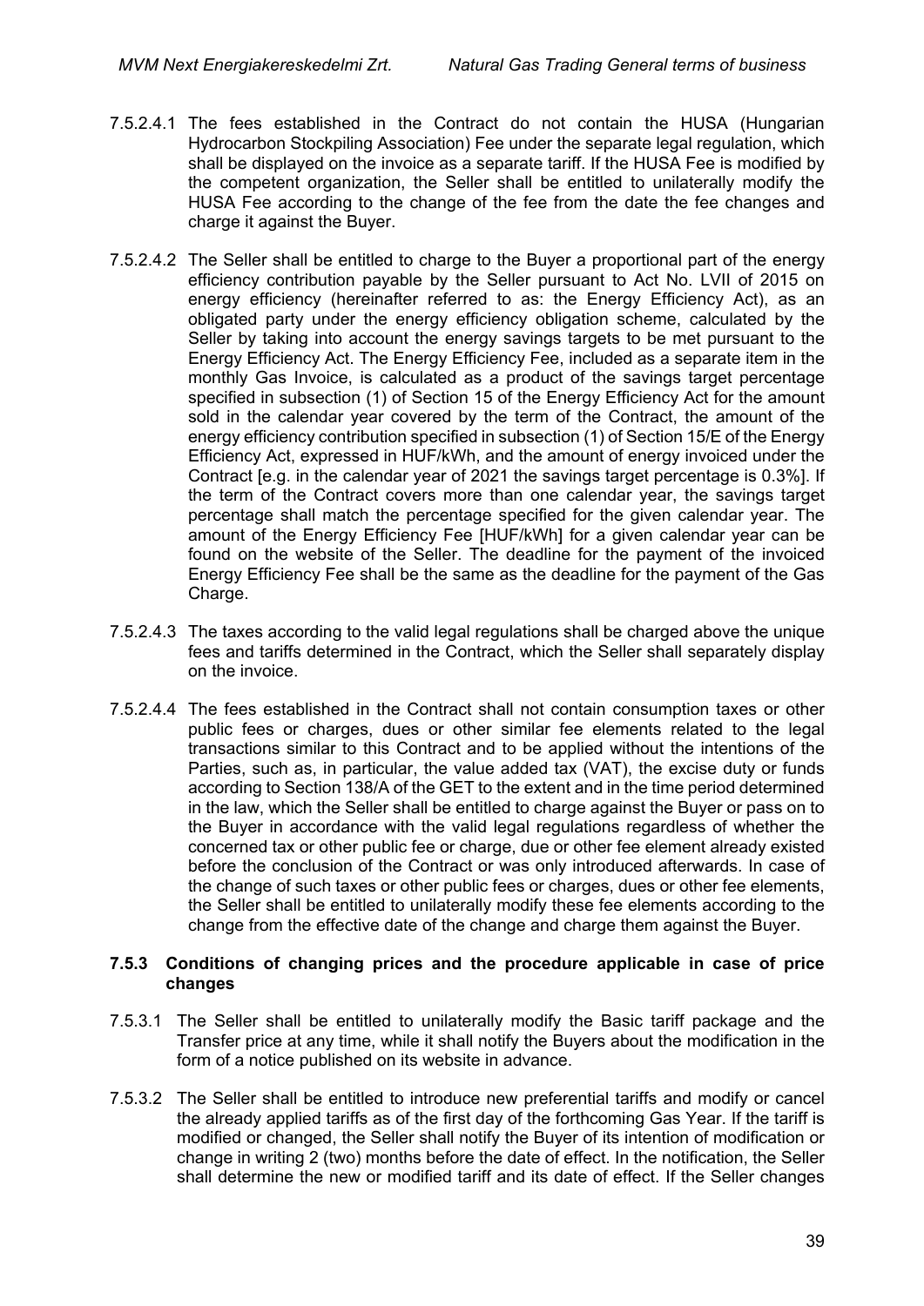7.5.2.4.1 The fees established in the Contract do not contain the HUSA (Hungarian Hydrocarbon Stockpiling Association) Fee under the separate legal regulation, which shall be displayed on the invoice as a separate tariff. If the HUSA Fee is modified by the competent organization, the Seller shall be entitled to unilaterally modify the HUSA Fee according to the change of the fee from the date the fee changes and charge it against the Buyer.

7.5.2.4.2 The Seller shall be entitled to charge to the Buyer a proportional part of the energy efficiency contribution payable by the Seller pursuant to Act No. LVII of 2015 on energy efficiency (hereinafter referred to as: the Energy Efficiency Act), as an obligated party under the energy efficiency obligation scheme, calculated by the Seller by taking into account the energy savings targets to be met pursuant to the Energy Efficiency Act. The Energy Efficiency Fee, included as a separate item in the monthly Gas Invoice, is calculated as a product of the savings target percentage specified in subsection (1) of Section 15 of the Energy Efficiency Act for the amount sold in the calendar year covered by the term of the Contract, the amount of the energy efficiency contribution specified in subsection (1) of Section 15/E of the Energy Efficiency Act, expressed in HUF/kWh, and the amount of energy invoiced under the Contract [e.g. in the calendar year of 2021 the savings target percentage is 0.3%]. If the term of the Contract covers more than one calendar year, the savings target percentage shall match the percentage specified for the given calendar year. The amount of the Energy Efficiency Fee [HUF/kWh] for a given calendar year can be found on the website of the Seller. The deadline for the payment of the invoiced Energy Efficiency Fee shall be the same as the deadline for the payment of the Gas Charge.

7.5.2.4.3 The taxes according to the valid legal regulations shall be charged above the unique fees and tariffs determined in the Contract, which the Seller shall separately display on the invoice.

7.5.2.4.4 The fees established in the Contract shall not contain consumption taxes or other public fees or charges, dues or other similar fee elements related to the legal transactions similar to this Contract and to be applied without the intentions of the Parties, such as, in particular, the value added tax (VAT), the excise duty or funds according to Section 138/A of the GET to the extent and in the time period determined in the law, which the Seller shall be entitled to charge against the Buyer or pass on to the Buyer in accordance with the valid legal regulations regardless of whether the concerned tax or other public fee or charge, due or other fee element already existed before the conclusion of the Contract or was only introduced afterwards. In case of the change of such taxes or other public fees or charges, dues or other fee elements, the Seller shall be entitled to unilaterally modify these fee elements according to the change from the effective date of the change and charge them against the Buyer.

### 7.5.3 Conditions of changing prices and the procedure applicable in case of price changes

7.5.3.1 The Seller shall be entitled to unilaterally modify the Basic tariff package and the Transfer price at any time, while it shall notify the Buyers about the modification in the form of a notice published on its website in advance.

7.5.3.2 The Seller shall be entitled to introduce new preferential tariffs and modify or cancel the already applied tariffs as of the first day of the forthcoming Gas Year. If the tariff is modified or changed, the Seller shall notify the Buyer of its intention of modification or change in writing 2 (two) months before the date of effect. In the notification, the Seller shall determine the new or modified tariff and its date of effect. If the Seller changes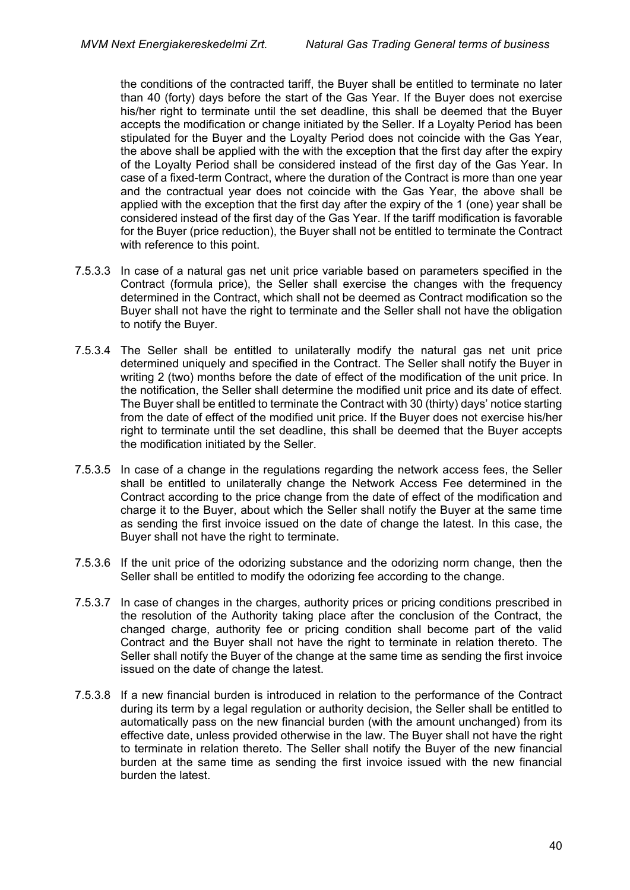the conditions of the contracted tariff, the Buyer shall be entitled to terminate no later than 40 (forty) days before the start of the Gas Year. If the Buyer does not exercise his/her right to terminate until the set deadline, this shall be deemed that the Buyer accepts the modification or change initiated by the Seller. If a Loyalty Period has been stipulated for the Buyer and the Loyalty Period does not coincide with the Gas Year, the above shall be applied with the with the exception that the first day after the expiry of the Loyalty Period shall be considered instead of the first day of the Gas Year. In case of a fixed-term Contract, where the duration of the Contract is more than one year and the contractual year does not coincide with the Gas Year, the above shall be applied with the exception that the first day after the expiry of the 1 (one) year shall be considered instead of the first day of the Gas Year. If the tariff modification is favorable for the Buyer (price reduction), the Buyer shall not be entitled to terminate the Contract with reference to this point.

7.5.3.3 In case of a natural gas net unit price variable based on parameters specified in the Contract (formula price), the Seller shall exercise the changes with the frequency determined in the Contract, which shall not be deemed as Contract modification so the Buyer shall not have the right to terminate and the Seller shall not have the obligation to notify the Buyer.

7.5.3.4 The Seller shall be entitled to unilaterally modify the natural gas net unit price determined uniquely and specified in the Contract. The Seller shall notify the Buyer in writing 2 (two) months before the date of effect of the modification of the unit price. In the notification, the Seller shall determine the modified unit price and its date of effect. The Buyer shall be entitled to terminate the Contract with 30 (thirty) days' notice starting from the date of effect of the modified unit price. If the Buyer does not exercise his/her right to terminate until the set deadline, this shall be deemed that the Buyer accepts the modification initiated by the Seller.

7.5.3.5 In case of a change in the regulations regarding the network access fees, the Seller shall be entitled to unilaterally change the Network Access Fee determined in the Contract according to the price change from the date of effect of the modification and charge it to the Buyer, about which the Seller shall notify the Buyer at the same time as sending the first invoice issued on the date of change the latest. In this case, the Buyer shall not have the right to terminate.

7.5.3.6 If the unit price of the odorizing substance and the odorizing norm change, then the Seller shall be entitled to modify the odorizing fee according to the change.

7.5.3.7 In case of changes in the charges, authority prices or pricing conditions prescribed in the resolution of the Authority taking place after the conclusion of the Contract, the changed charge, authority fee or pricing condition shall become part of the valid Contract and the Buyer shall not have the right to terminate in relation thereto. The Seller shall notify the Buyer of the change at the same time as sending the first invoice issued on the date of change the latest.

7.5.3.8 If a new financial burden is introduced in relation to the performance of the Contract during its term by a legal regulation or authority decision, the Seller shall be entitled to automatically pass on the new financial burden (with the amount unchanged) from its effective date, unless provided otherwise in the law. The Buyer shall not have the right to terminate in relation thereto. The Seller shall notify the Buyer of the new financial burden at the same time as sending the first invoice issued with the new financial burden the latest.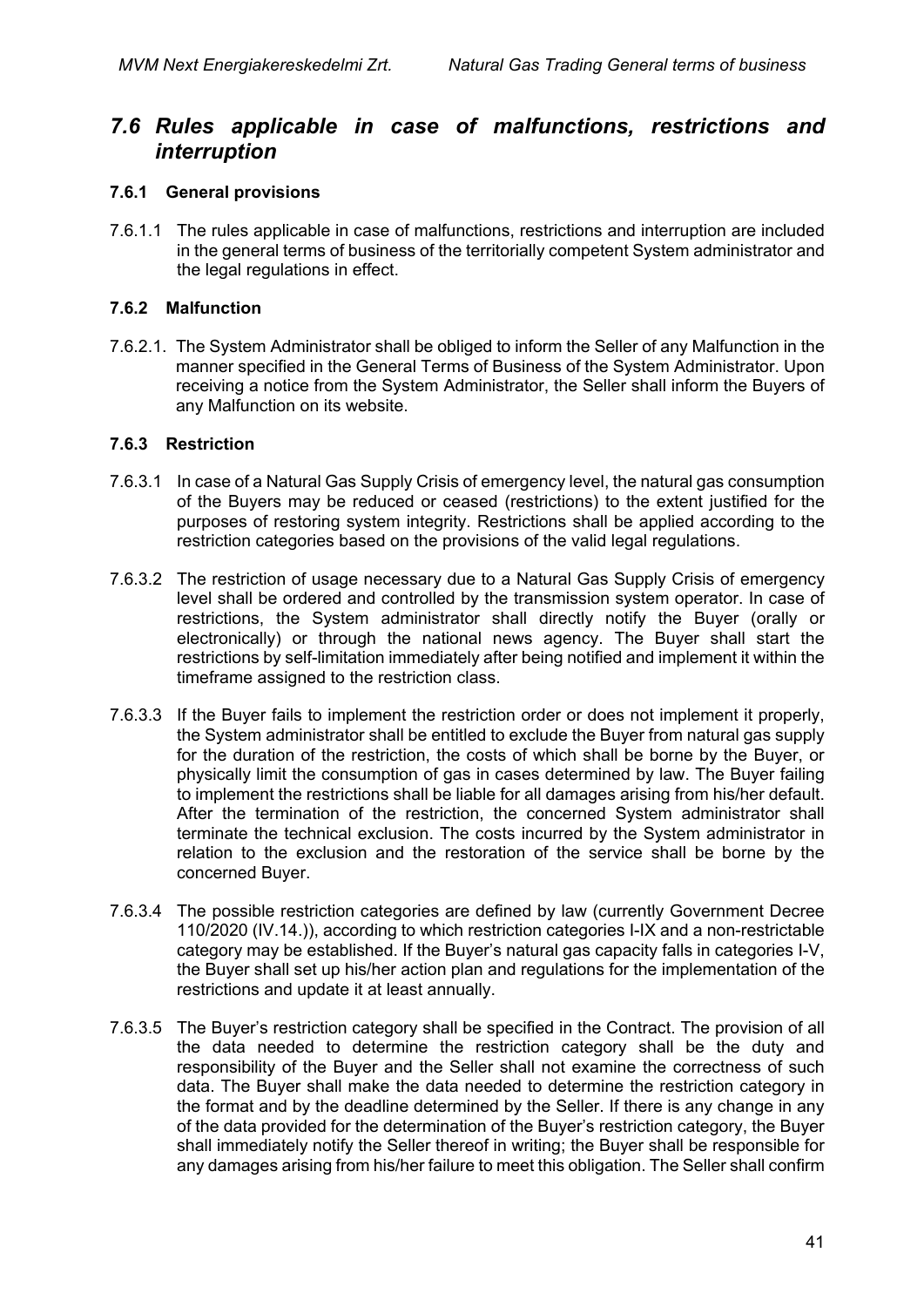## *7.6 Rules applicable in case of malfunctions, restrictions and interruption*

### 7.6.1 General provisions

7.6.1.1 The rules applicable in case of malfunctions, restrictions and interruption are included in the general terms of business of the territorially competent System administrator and the legal regulations in effect.

### 7.6.2 Malfunction

7.6.2.1. The System Administrator shall be obliged to inform the Seller of any Malfunction in the manner specified in the General Terms of Business of the System Administrator. Upon receiving a notice from the System Administrator, the Seller shall inform the Buyers of any Malfunction on its website.

### 7.6.3 Restriction

7.6.3.1 In case of a Natural Gas Supply Crisis of emergency level, the natural gas consumption of the Buyers may be reduced or ceased (restrictions) to the extent justified for the purposes of restoring system integrity. Restrictions shall be applied according to the restriction categories based on the provisions of the valid legal regulations.

7.6.3.2 The restriction of usage necessary due to a Natural Gas Supply Crisis of emergency level shall be ordered and controlled by the transmission system operator. In case of restrictions, the System administrator shall directly notify the Buyer (orally or electronically) or through the national news agency. The Buyer shall start the restrictions by self-limitation immediately after being notified and implement it within the timeframe assigned to the restriction class.

7.6.3.3 If the Buyer fails to implement the restriction order or does not implement it properly, the System administrator shall be entitled to exclude the Buyer from natural gas supply for the duration of the restriction, the costs of which shall be borne by the Buyer, or physically limit the consumption of gas in cases determined by law. The Buyer failing to implement the restrictions shall be liable for all damages arising from his/her default. After the termination of the restriction, the concerned System administrator shall terminate the technical exclusion. The costs incurred by the System administrator in relation to the exclusion and the restoration of the service shall be borne by the concerned Buyer.

7.6.3.4 The possible restriction categories are defined by law (currently Government Decree 110/2020 (IV.14.)), according to which restriction categories I-IX and a non-restrictable category may be established. If the Buyer's natural gas capacity falls in categories I-V, the Buyer shall set up his/her action plan and regulations for the implementation of the restrictions and update it at least annually.

7.6.3.5 The Buyer's restriction category shall be specified in the Contract. The provision of all the data needed to determine the restriction category shall be the duty and responsibility of the Buyer and the Seller shall not examine the correctness of such data. The Buyer shall make the data needed to determine the restriction category in the format and by the deadline determined by the Seller. If there is any change in any of the data provided for the determination of the Buyer's restriction category, the Buyer shall immediately notify the Seller thereof in writing; the Buyer shall be responsible for any damages arising from his/her failure to meet this obligation. The Seller shall confirm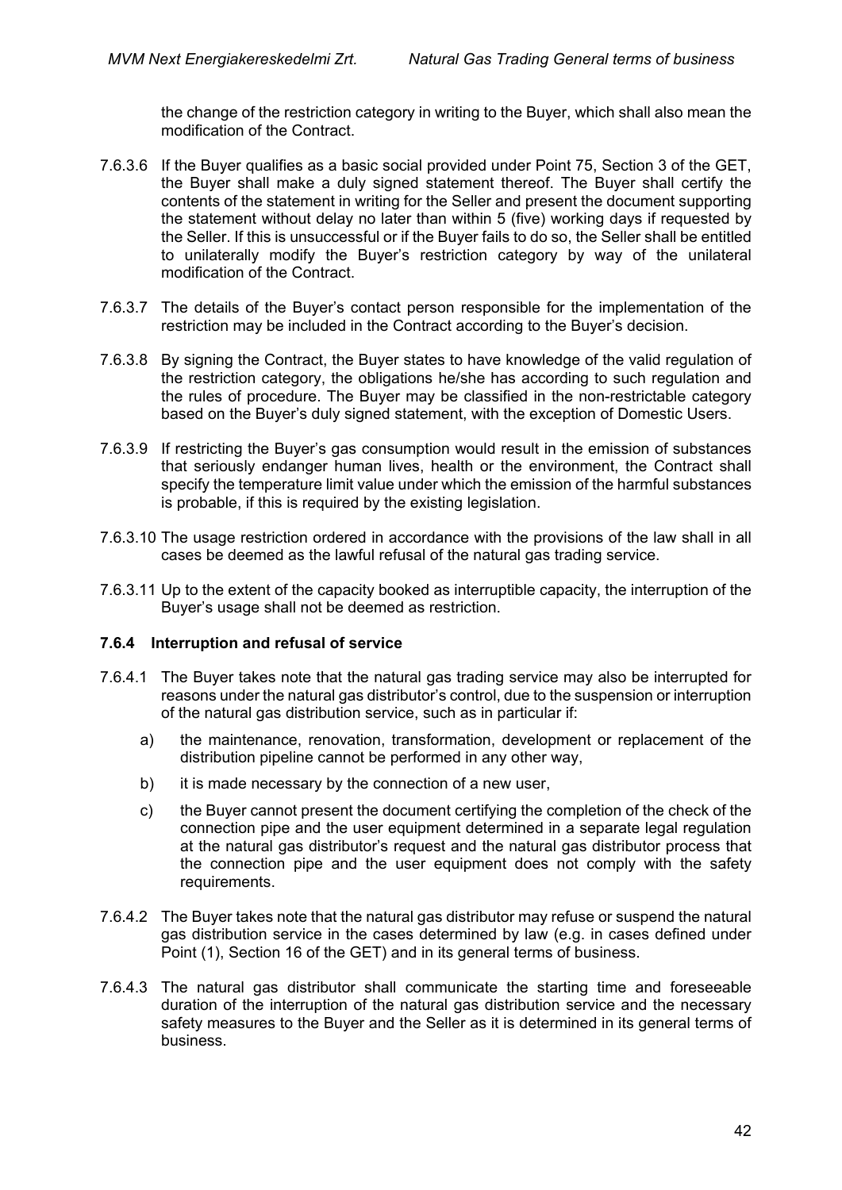the change of the restriction category in writing to the Buyer, which shall also mean the modification of the Contract.

7.6.3.6 If the Buyer qualifies as a basic social provided under Point 75, Section 3 of the GET, the Buyer shall make a duly signed statement thereof. The Buyer shall certify the contents of the statement in writing for the Seller and present the document supporting the statement without delay no later than within 5 (five) working days if requested by the Seller. If this is unsuccessful or if the Buyer fails to do so, the Seller shall be entitled to unilaterally modify the Buyer's restriction category by way of the unilateral modification of the Contract.

7.6.3.7 The details of the Buyer's contact person responsible for the implementation of the restriction may be included in the Contract according to the Buyer's decision.

7.6.3.8 By signing the Contract, the Buyer states to have knowledge of the valid regulation of the restriction category, the obligations he/she has according to such regulation and the rules of procedure. The Buyer may be classified in the non-restrictable category based on the Buyer's duly signed statement, with the exception of Domestic Users.

7.6.3.9 If restricting the Buyer's gas consumption would result in the emission of substances that seriously endanger human lives, health or the environment, the Contract shall specify the temperature limit value under which the emission of the harmful substances is probable, if this is required by the existing legislation.

7.6.3.10 The usage restriction ordered in accordance with the provisions of the law shall in all cases be deemed as the lawful refusal of the natural gas trading service.

7.6.3.11 Up to the extent of the capacity booked as interruptible capacity, the interruption of the Buyer's usage shall not be deemed as restriction.

### 7.6.4 Interruption and refusal of service

7.6.4.1 The Buyer takes note that the natural gas trading service may also be interrupted for reasons under the natural gas distributor's control, due to the suspension or interruption of the natural gas distribution service, such as in particular if:

a) the maintenance, renovation, transformation, development or replacement of the distribution pipeline cannot be performed in any other way,

b) it is made necessary by the connection of a new user,

c) the Buyer cannot present the document certifying the completion of the check of the connection pipe and the user equipment determined in a separate legal regulation at the natural gas distributor's request and the natural gas distributor process that the connection pipe and the user equipment does not comply with the safety requirements.

7.6.4.2 The Buyer takes note that the natural gas distributor may refuse or suspend the natural gas distribution service in the cases determined by law (e.g. in cases defined under Point (1), Section 16 of the GET) and in its general terms of business.

7.6.4.3 The natural gas distributor shall communicate the starting time and foreseeable duration of the interruption of the natural gas distribution service and the necessary safety measures to the Buyer and the Seller as it is determined in its general terms of business.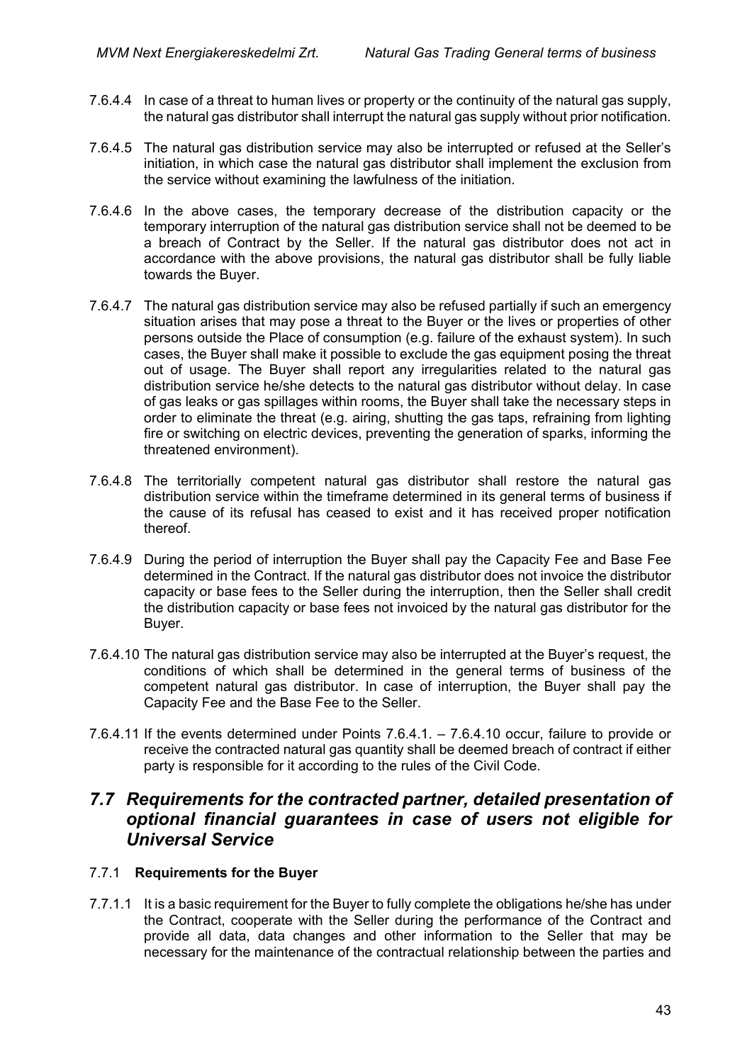7.6.4.4 In case of a threat to human lives or property or the continuity of the natural gas supply, the natural gas distributor shall interrupt the natural gas supply without prior notification.

7.6.4.5 The natural gas distribution service may also be interrupted or refused at the Seller's initiation, in which case the natural gas distributor shall implement the exclusion from the service without examining the lawfulness of the initiation.

7.6.4.6 In the above cases, the temporary decrease of the distribution capacity or the temporary interruption of the natural gas distribution service shall not be deemed to be a breach of Contract by the Seller. If the natural gas distributor does not act in accordance with the above provisions, the natural gas distributor shall be fully liable towards the Buyer.

7.6.4.7 The natural gas distribution service may also be refused partially if such an emergency situation arises that may pose a threat to the Buyer or the lives or properties of other persons outside the Place of consumption (e.g. failure of the exhaust system). In such cases, the Buyer shall make it possible to exclude the gas equipment posing the threat out of usage. The Buyer shall report any irregularities related to the natural gas distribution service he/she detects to the natural gas distributor without delay. In case of gas leaks or gas spillages within rooms, the Buyer shall take the necessary steps in order to eliminate the threat (e.g. airing, shutting the gas taps, refraining from lighting fire or switching on electric devices, preventing the generation of sparks, informing the threatened environment).

7.6.4.8 The territorially competent natural gas distributor shall restore the natural gas distribution service within the timeframe determined in its general terms of business if the cause of its refusal has ceased to exist and it has received proper notification thereof.

7.6.4.9 During the period of interruption the Buyer shall pay the Capacity Fee and Base Fee determined in the Contract. If the natural gas distributor does not invoice the distributor capacity or base fees to the Seller during the interruption, then the Seller shall credit the distribution capacity or base fees not invoiced by the natural gas distributor for the Buyer.

7.6.4.10 The natural gas distribution service may also be interrupted at the Buyer's request, the conditions of which shall be determined in the general terms of business of the competent natural gas distributor. In case of interruption, the Buyer shall pay the Capacity Fee and the Base Fee to the Seller.

7.6.4.11 If the events determined under Points 7.6.4.1. – 7.6.4.10 occur, failure to provide or receive the contracted natural gas quantity shall be deemed breach of contract if either party is responsible for it according to the rules of the Civil Code.

## *7.7 Requirements for the contracted partner, detailed presentation of optional financial guarantees in case of users not eligible for Universal Service*

### 7.7.1 **Requirements for the Buyer**

7.7.1.1 It is a basic requirement for the Buyer to fully complete the obligations he/she has under the Contract, cooperate with the Seller during the performance of the Contract and provide all data, data changes and other information to the Seller that may be necessary for the maintenance of the contractual relationship between the parties and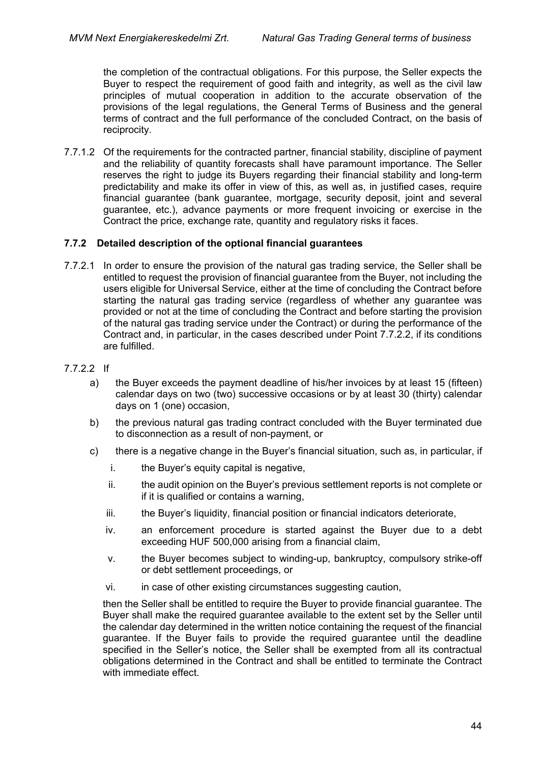the completion of the contractual obligations. For this purpose, the Seller expects the Buyer to respect the requirement of good faith and integrity, as well as the civil law principles of mutual cooperation in addition to the accurate observation of the provisions of the legal regulations, the General Terms of Business and the general terms of contract and the full performance of the concluded Contract, on the basis of reciprocity.

7.7.1.2 Of the requirements for the contracted partner, financial stability, discipline of payment and the reliability of quantity forecasts shall have paramount importance. The Seller reserves the right to judge its Buyers regarding their financial stability and long-term predictability and make its offer in view of this, as well as, in justified cases, require financial guarantee (bank guarantee, mortgage, security deposit, joint and several guarantee, etc.), advance payments or more frequent invoicing or exercise in the Contract the price, exchange rate, quantity and regulatory risks it faces.

### 7.7.2 Detailed description of the optional financial guarantees

7.7.2.1 In order to ensure the provision of the natural gas trading service, the Seller shall be entitled to request the provision of financial guarantee from the Buyer, not including the users eligible for Universal Service, either at the time of concluding the Contract before starting the natural gas trading service (regardless of whether any guarantee was provided or not at the time of concluding the Contract and before starting the provision of the natural gas trading service under the Contract) or during the performance of the Contract and, in particular, in the cases described under Point 7.7.2.2, if its conditions are fulfilled.

7.7.2.2 If

a) the Buyer exceeds the payment deadline of his/her invoices by at least 15 (fifteen) calendar days on two (two) successive occasions or by at least 30 (thirty) calendar days on 1 (one) occasion,

b) the previous natural gas trading contract concluded with the Buyer terminated due to disconnection as a result of non-payment, or

c) there is a negative change in the Buyer's financial situation, such as, in particular, if

   i. the Buyer's equity capital is negative,

   ii. the audit opinion on the Buyer's previous settlement reports is not complete or if it is qualified or contains a warning,

   iii. the Buyer's liquidity, financial position or financial indicators deteriorate,

   iv. an enforcement procedure is started against the Buyer due to a debt exceeding HUF 500,000 arising from a financial claim,

   v. the Buyer becomes subject to winding-up, bankruptcy, compulsory strike-off or debt settlement proceedings, or

   vi. in case of other existing circumstances suggesting caution,

then the Seller shall be entitled to require the Buyer to provide financial guarantee. The Buyer shall make the required guarantee available to the extent set by the Seller until the calendar day determined in the written notice containing the request of the financial guarantee. If the Buyer fails to provide the required guarantee until the deadline specified in the Seller's notice, the Seller shall be exempted from all its contractual obligations determined in the Contract and shall be entitled to terminate the Contract with immediate effect.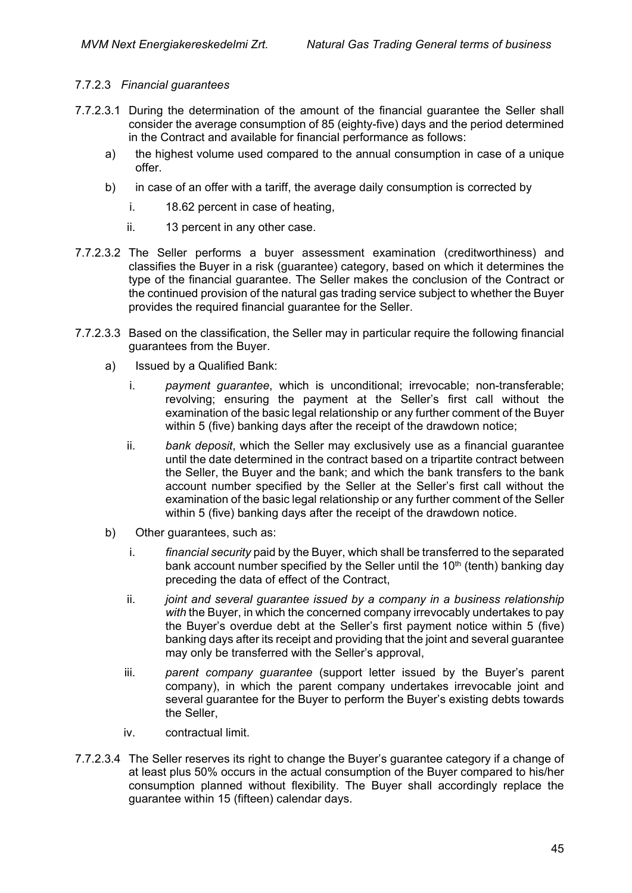#### 7.7.2.3 *Financial guarantees*

7.7.2.3.1 During the determination of the amount of the financial guarantee the Seller shall consider the average consumption of 85 (eighty-five) days and the period determined in the Contract and available for financial performance as follows:

- a) the highest volume used compared to the annual consumption in case of a unique offer.
- b) in case of an offer with a tariff, the average daily consumption is corrected by
  - i. 18.62 percent in case of heating,
  - ii. 13 percent in any other case.

7.7.2.3.2 The Seller performs a buyer assessment examination (creditworthiness) and classifies the Buyer in a risk (guarantee) category, based on which it determines the type of the financial guarantee. The Seller makes the conclusion of the Contract or the continued provision of the natural gas trading service subject to whether the Buyer provides the required financial guarantee for the Seller.

7.7.2.3.3 Based on the classification, the Seller may in particular require the following financial guarantees from the Buyer.

- a) Issued by a Qualified Bank:
  - i. *payment guarantee*, which is unconditional; irrevocable; non-transferable; revolving; ensuring the payment at the Seller's first call without the examination of the basic legal relationship or any further comment of the Buyer within 5 (five) banking days after the receipt of the drawdown notice;
  - ii. *bank deposit*, which the Seller may exclusively use as a financial guarantee until the date determined in the contract based on a tripartite contract between the Seller, the Buyer and the bank; and which the bank transfers to the bank account number specified by the Seller at the Seller's first call without the examination of the basic legal relationship or any further comment of the Seller within 5 (five) banking days after the receipt of the drawdown notice.
- b) Other guarantees, such as:
  - i. *financial security* paid by the Buyer, which shall be transferred to the separated bank account number specified by the Seller until the 10th (tenth) banking day preceding the data of effect of the Contract,
  - ii. *joint and several guarantee issued by a company in a business relationship with* the Buyer, in which the concerned company irrevocably undertakes to pay the Buyer's overdue debt at the Seller's first payment notice within 5 (five) banking days after its receipt and providing that the joint and several guarantee may only be transferred with the Seller's approval,
  - iii. *parent company guarantee* (support letter issued by the Buyer's parent company), in which the parent company undertakes irrevocable joint and several guarantee for the Buyer to perform the Buyer's existing debts towards the Seller,
  - iv. contractual limit.

7.7.2.3.4 The Seller reserves its right to change the Buyer's guarantee category if a change of at least plus 50% occurs in the actual consumption of the Buyer compared to his/her consumption planned without flexibility. The Buyer shall accordingly replace the guarantee within 15 (fifteen) calendar days.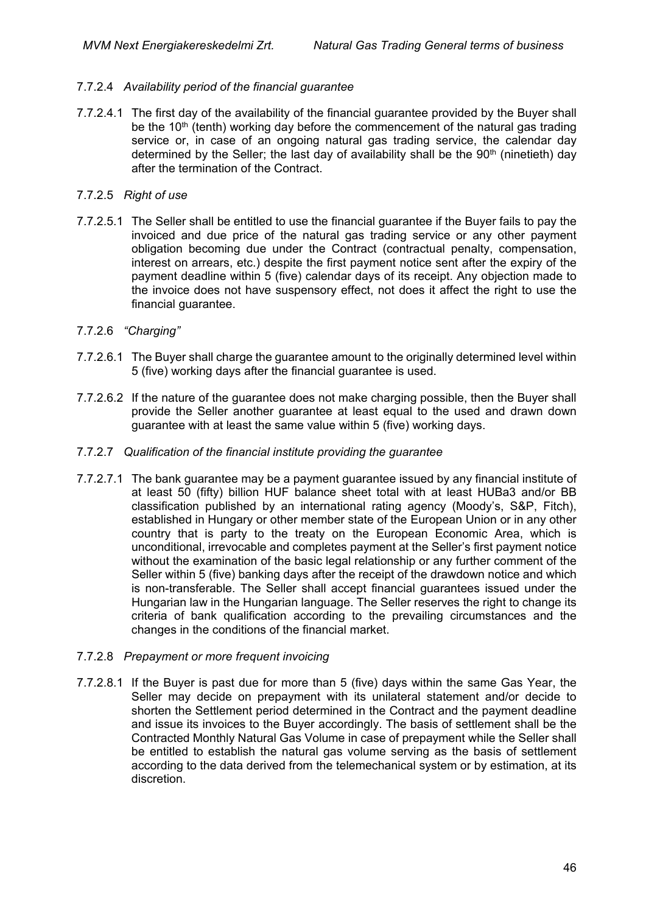7.7.2.4 *Availability period of the financial guarantee*

7.7.2.4.1 The first day of the availability of the financial guarantee provided by the Buyer shall be the 10th (tenth) working day before the commencement of the natural gas trading service or, in case of an ongoing natural gas trading service, the calendar day determined by the Seller; the last day of availability shall be the 90th (ninetieth) day after the termination of the Contract.

7.7.2.5 *Right of use*

7.7.2.5.1 The Seller shall be entitled to use the financial guarantee if the Buyer fails to pay the invoiced and due price of the natural gas trading service or any other payment obligation becoming due under the Contract (contractual penalty, compensation, interest on arrears, etc.) despite the first payment notice sent after the expiry of the payment deadline within 5 (five) calendar days of its receipt. Any objection made to the invoice does not have suspensory effect, not does it affect the right to use the financial guarantee.

7.7.2.6 *"Charging"*

7.7.2.6.1 The Buyer shall charge the guarantee amount to the originally determined level within 5 (five) working days after the financial guarantee is used.

7.7.2.6.2 If the nature of the guarantee does not make charging possible, then the Buyer shall provide the Seller another guarantee at least equal to the used and drawn down guarantee with at least the same value within 5 (five) working days.

7.7.2.7 *Qualification of the financial institute providing the guarantee*

7.7.2.7.1 The bank guarantee may be a payment guarantee issued by any financial institute of at least 50 (fifty) billion HUF balance sheet total with at least HUBa3 and/or BB classification published by an international rating agency (Moody's, S&P, Fitch), established in Hungary or other member state of the European Union or in any other country that is party to the treaty on the European Economic Area, which is unconditional, irrevocable and completes payment at the Seller's first payment notice without the examination of the basic legal relationship or any further comment of the Seller within 5 (five) banking days after the receipt of the drawdown notice and which is non-transferable. The Seller shall accept financial guarantees issued under the Hungarian law in the Hungarian language. The Seller reserves the right to change its criteria of bank qualification according to the prevailing circumstances and the changes in the conditions of the financial market.

7.7.2.8 *Prepayment or more frequent invoicing*

7.7.2.8.1 If the Buyer is past due for more than 5 (five) days within the same Gas Year, the Seller may decide on prepayment with its unilateral statement and/or decide to shorten the Settlement period determined in the Contract and the payment deadline and issue its invoices to the Buyer accordingly. The basis of settlement shall be the Contracted Monthly Natural Gas Volume in case of prepayment while the Seller shall be entitled to establish the natural gas volume serving as the basis of settlement according to the data derived from the telemechanical system or by estimation, at its discretion.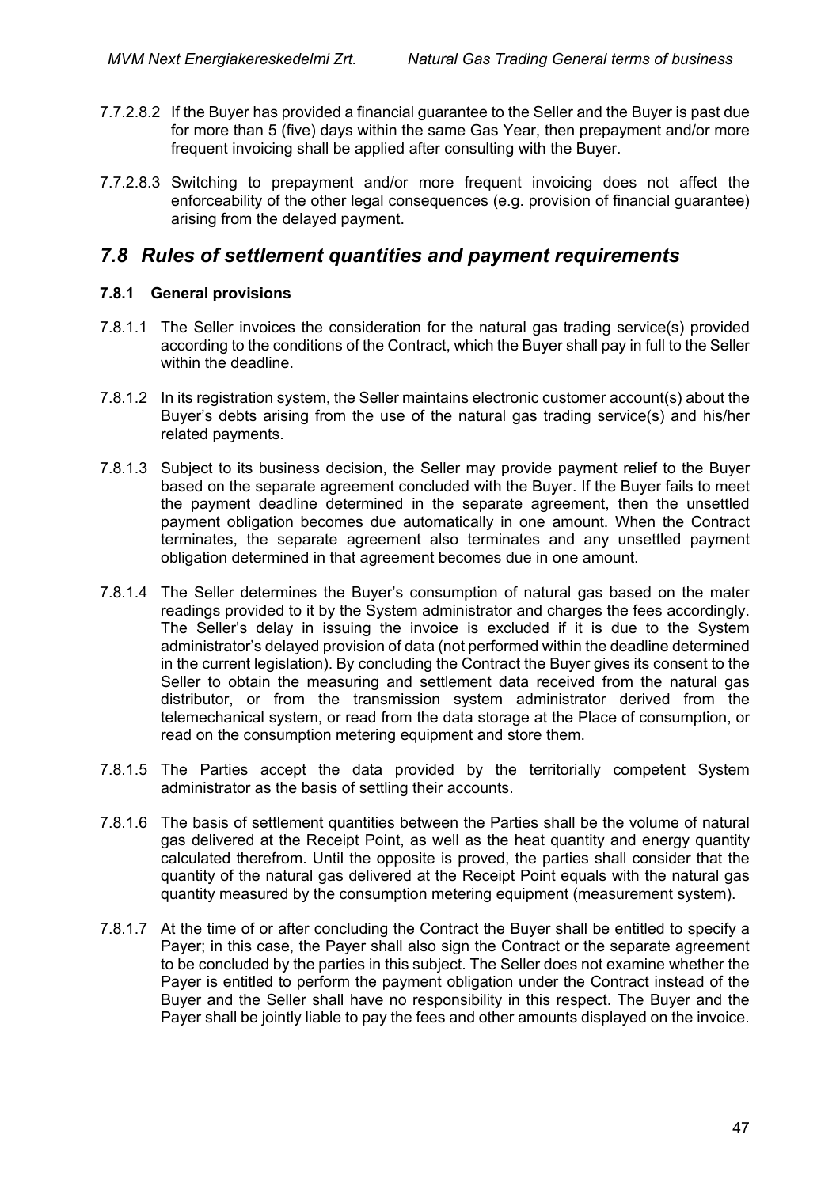7.7.2.8.2 If the Buyer has provided a financial guarantee to the Seller and the Buyer is past due for more than 5 (five) days within the same Gas Year, then prepayment and/or more frequent invoicing shall be applied after consulting with the Buyer.

7.7.2.8.3 Switching to prepayment and/or more frequent invoicing does not affect the enforceability of the other legal consequences (e.g. provision of financial guarantee) arising from the delayed payment.

## *7.8 Rules of settlement quantities and payment requirements*

### 7.8.1 General provisions

7.8.1.1 The Seller invoices the consideration for the natural gas trading service(s) provided according to the conditions of the Contract, which the Buyer shall pay in full to the Seller within the deadline.

7.8.1.2 In its registration system, the Seller maintains electronic customer account(s) about the Buyer's debts arising from the use of the natural gas trading service(s) and his/her related payments.

7.8.1.3 Subject to its business decision, the Seller may provide payment relief to the Buyer based on the separate agreement concluded with the Buyer. If the Buyer fails to meet the payment deadline determined in the separate agreement, then the unsettled payment obligation becomes due automatically in one amount. When the Contract terminates, the separate agreement also terminates and any unsettled payment obligation determined in that agreement becomes due in one amount.

7.8.1.4 The Seller determines the Buyer's consumption of natural gas based on the mater readings provided to it by the System administrator and charges the fees accordingly. The Seller's delay in issuing the invoice is excluded if it is due to the System administrator's delayed provision of data (not performed within the deadline determined in the current legislation). By concluding the Contract the Buyer gives its consent to the Seller to obtain the measuring and settlement data received from the natural gas distributor, or from the transmission system administrator derived from the telemechanical system, or read from the data storage at the Place of consumption, or read on the consumption metering equipment and store them.

7.8.1.5 The Parties accept the data provided by the territorially competent System administrator as the basis of settling their accounts.

7.8.1.6 The basis of settlement quantities between the Parties shall be the volume of natural gas delivered at the Receipt Point, as well as the heat quantity and energy quantity calculated therefrom. Until the opposite is proved, the parties shall consider that the quantity of the natural gas delivered at the Receipt Point equals with the natural gas quantity measured by the consumption metering equipment (measurement system).

7.8.1.7 At the time of or after concluding the Contract the Buyer shall be entitled to specify a Payer; in this case, the Payer shall also sign the Contract or the separate agreement to be concluded by the parties in this subject. The Seller does not examine whether the Payer is entitled to perform the payment obligation under the Contract instead of the Buyer and the Seller shall have no responsibility in this respect. The Buyer and the Payer shall be jointly liable to pay the fees and other amounts displayed on the invoice.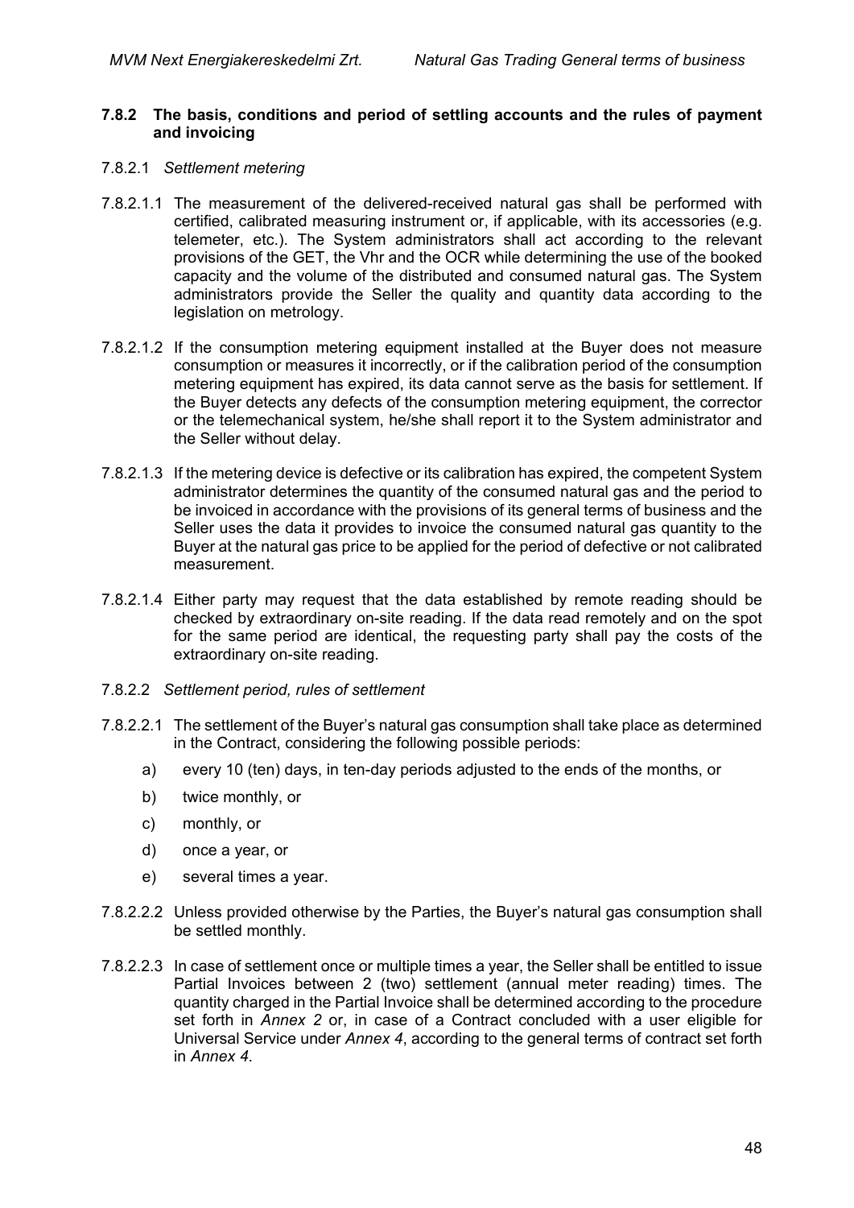#### 7.8.2 The basis, conditions and period of settling accounts and the rules of payment and invoicing

7.8.2.1 *Settlement metering*

7.8.2.1.1 The measurement of the delivered-received natural gas shall be performed with certified, calibrated measuring instrument or, if applicable, with its accessories (e.g. telemeter, etc.). The System administrators shall act according to the relevant provisions of the GET, the Vhr and the OCR while determining the use of the booked capacity and the volume of the distributed and consumed natural gas. The System administrators provide the Seller the quality and quantity data according to the legislation on metrology.

7.8.2.1.2 If the consumption metering equipment installed at the Buyer does not measure consumption or measures it incorrectly, or if the calibration period of the consumption metering equipment has expired, its data cannot serve as the basis for settlement. If the Buyer detects any defects of the consumption metering equipment, the corrector or the telemechanical system, he/she shall report it to the System administrator and the Seller without delay.

7.8.2.1.3 If the metering device is defective or its calibration has expired, the competent System administrator determines the quantity of the consumed natural gas and the period to be invoiced in accordance with the provisions of its general terms of business and the Seller uses the data it provides to invoice the consumed natural gas quantity to the Buyer at the natural gas price to be applied for the period of defective or not calibrated measurement.

7.8.2.1.4 Either party may request that the data established by remote reading should be checked by extraordinary on-site reading. If the data read remotely and on the spot for the same period are identical, the requesting party shall pay the costs of the extraordinary on-site reading.

7.8.2.2 *Settlement period, rules of settlement*

7.8.2.2.1 The settlement of the Buyer's natural gas consumption shall take place as determined in the Contract, considering the following possible periods:

a) every 10 (ten) days, in ten-day periods adjusted to the ends of the months, or

b) twice monthly, or

c) monthly, or

d) once a year, or

e) several times a year.

7.8.2.2.2 Unless provided otherwise by the Parties, the Buyer's natural gas consumption shall be settled monthly.

7.8.2.2.3 In case of settlement once or multiple times a year, the Seller shall be entitled to issue Partial Invoices between 2 (two) settlement (annual meter reading) times. The quantity charged in the Partial Invoice shall be determined according to the procedure set forth in *Annex 2* or, in case of a Contract concluded with a user eligible for Universal Service under *Annex 4*, according to the general terms of contract set forth in *Annex 4*.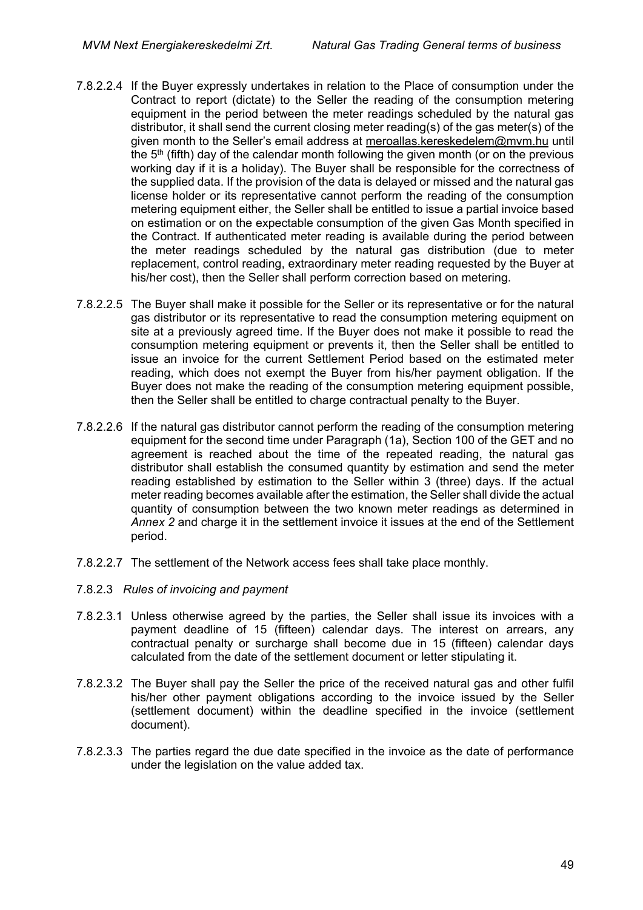7.8.2.2.4 If the Buyer expressly undertakes in relation to the Place of consumption under the Contract to report (dictate) to the Seller the reading of the consumption metering equipment in the period between the meter readings scheduled by the natural gas distributor, it shall send the current closing meter reading(s) of the gas meter(s) of the given month to the Seller's email address at meroallas.kereskedelem@mvm.hu until the 5th (fifth) day of the calendar month following the given month (or on the previous working day if it is a holiday). The Buyer shall be responsible for the correctness of the supplied data. If the provision of the data is delayed or missed and the natural gas license holder or its representative cannot perform the reading of the consumption metering equipment either, the Seller shall be entitled to issue a partial invoice based on estimation or on the expectable consumption of the given Gas Month specified in the Contract. If authenticated meter reading is available during the period between the meter readings scheduled by the natural gas distribution (due to meter replacement, control reading, extraordinary meter reading requested by the Buyer at his/her cost), then the Seller shall perform correction based on metering.

7.8.2.2.5 The Buyer shall make it possible for the Seller or its representative or for the natural gas distributor or its representative to read the consumption metering equipment on site at a previously agreed time. If the Buyer does not make it possible to read the consumption metering equipment or prevents it, then the Seller shall be entitled to issue an invoice for the current Settlement Period based on the estimated meter reading, which does not exempt the Buyer from his/her payment obligation. If the Buyer does not make the reading of the consumption metering equipment possible, then the Seller shall be entitled to charge contractual penalty to the Buyer.

7.8.2.2.6 If the natural gas distributor cannot perform the reading of the consumption metering equipment for the second time under Paragraph (1a), Section 100 of the GET and no agreement is reached about the time of the repeated reading, the natural gas distributor shall establish the consumed quantity by estimation and send the meter reading established by estimation to the Seller within 3 (three) days. If the actual meter reading becomes available after the estimation, the Seller shall divide the actual quantity of consumption between the two known meter readings as determined in *Annex 2* and charge it in the settlement invoice it issues at the end of the Settlement period.

7.8.2.2.7 The settlement of the Network access fees shall take place monthly.

7.8.2.3 *Rules of invoicing and payment*

7.8.2.3.1 Unless otherwise agreed by the parties, the Seller shall issue its invoices with a payment deadline of 15 (fifteen) calendar days. The interest on arrears, any contractual penalty or surcharge shall become due in 15 (fifteen) calendar days calculated from the date of the settlement document or letter stipulating it.

7.8.2.3.2 The Buyer shall pay the Seller the price of the received natural gas and other fulfil his/her other payment obligations according to the invoice issued by the Seller (settlement document) within the deadline specified in the invoice (settlement document).

7.8.2.3.3 The parties regard the due date specified in the invoice as the date of performance under the legislation on the value added tax.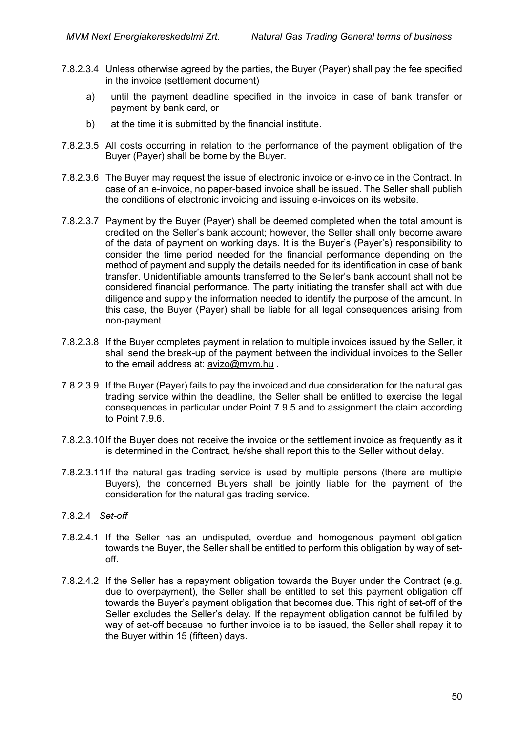7.8.2.3.4 Unless otherwise agreed by the parties, the Buyer (Payer) shall pay the fee specified in the invoice (settlement document)

a) until the payment deadline specified in the invoice in case of bank transfer or payment by bank card, or

b) at the time it is submitted by the financial institute.

7.8.2.3.5 All costs occurring in relation to the performance of the payment obligation of the Buyer (Payer) shall be borne by the Buyer.

7.8.2.3.6 The Buyer may request the issue of electronic invoice or e-invoice in the Contract. In case of an e-invoice, no paper-based invoice shall be issued. The Seller shall publish the conditions of electronic invoicing and issuing e-invoices on its website.

7.8.2.3.7 Payment by the Buyer (Payer) shall be deemed completed when the total amount is credited on the Seller's bank account; however, the Seller shall only become aware of the data of payment on working days. It is the Buyer's (Payer's) responsibility to consider the time period needed for the financial performance depending on the method of payment and supply the details needed for its identification in case of bank transfer. Unidentifiable amounts transferred to the Seller's bank account shall not be considered financial performance. The party initiating the transfer shall act with due diligence and supply the information needed to identify the purpose of the amount. In this case, the Buyer (Payer) shall be liable for all legal consequences arising from non-payment.

7.8.2.3.8 If the Buyer completes payment in relation to multiple invoices issued by the Seller, it shall send the break-up of the payment between the individual invoices to the Seller to the email address at: avizo@mvm.hu .

7.8.2.3.9 If the Buyer (Payer) fails to pay the invoiced and due consideration for the natural gas trading service within the deadline, the Seller shall be entitled to exercise the legal consequences in particular under Point 7.9.5 and to assignment the claim according to Point 7.9.6.

7.8.2.3.10 If the Buyer does not receive the invoice or the settlement invoice as frequently as it is determined in the Contract, he/she shall report this to the Seller without delay.

7.8.2.3.11 If the natural gas trading service is used by multiple persons (there are multiple Buyers), the concerned Buyers shall be jointly liable for the payment of the consideration for the natural gas trading service.

7.8.2.4 *Set-off*

7.8.2.4.1 If the Seller has an undisputed, overdue and homogenous payment obligation towards the Buyer, the Seller shall be entitled to perform this obligation by way of set-off.

7.8.2.4.2 If the Seller has a repayment obligation towards the Buyer under the Contract (e.g. due to overpayment), the Seller shall be entitled to set this payment obligation off towards the Buyer's payment obligation that becomes due. This right of set-off of the Seller excludes the Seller's delay. If the repayment obligation cannot be fulfilled by way of set-off because no further invoice is to be issued, the Seller shall repay it to the Buyer within 15 (fifteen) days.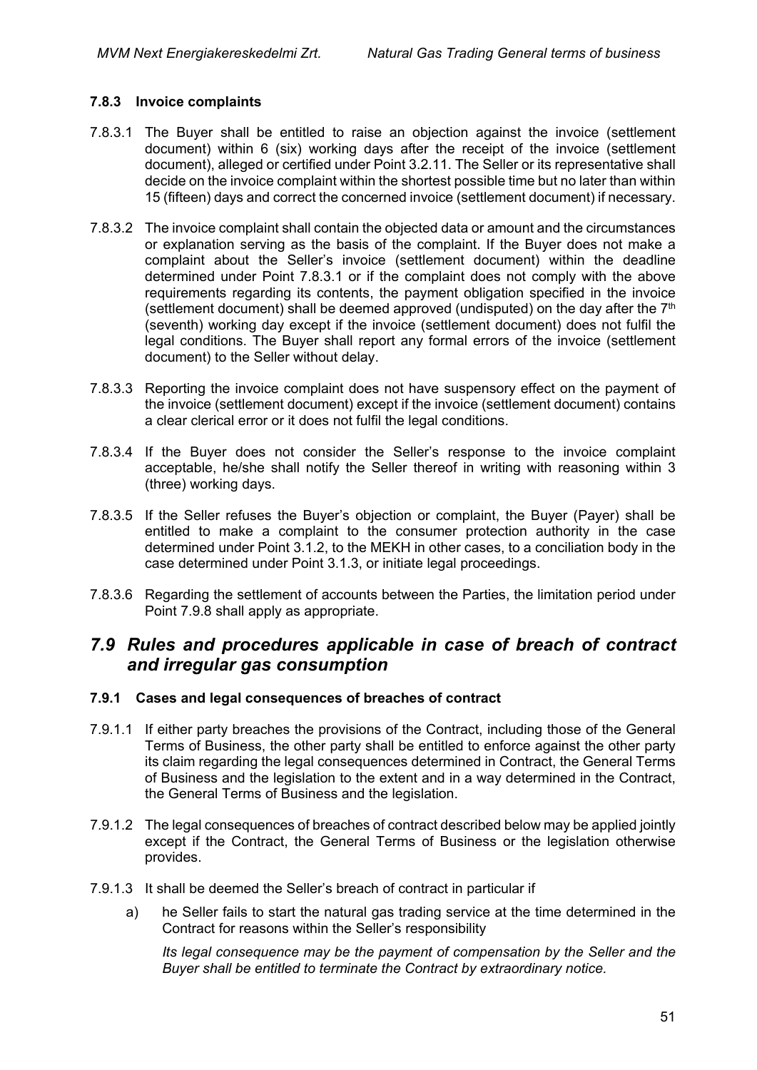#### 7.8.3 Invoice complaints

7.8.3.1 The Buyer shall be entitled to raise an objection against the invoice (settlement document) within 6 (six) working days after the receipt of the invoice (settlement document), alleged or certified under Point 3.2.11. The Seller or its representative shall decide on the invoice complaint within the shortest possible time but no later than within 15 (fifteen) days and correct the concerned invoice (settlement document) if necessary.

7.8.3.2 The invoice complaint shall contain the objected data or amount and the circumstances or explanation serving as the basis of the complaint. If the Buyer does not make a complaint about the Seller's invoice (settlement document) within the deadline determined under Point 7.8.3.1 or if the complaint does not comply with the above requirements regarding its contents, the payment obligation specified in the invoice (settlement document) shall be deemed approved (undisputed) on the day after the 7th (seventh) working day except if the invoice (settlement document) does not fulfil the legal conditions. The Buyer shall report any formal errors of the invoice (settlement document) to the Seller without delay.

7.8.3.3 Reporting the invoice complaint does not have suspensory effect on the payment of the invoice (settlement document) except if the invoice (settlement document) contains a clear clerical error or it does not fulfil the legal conditions.

7.8.3.4 If the Buyer does not consider the Seller's response to the invoice complaint acceptable, he/she shall notify the Seller thereof in writing with reasoning within 3 (three) working days.

7.8.3.5 If the Seller refuses the Buyer's objection or complaint, the Buyer (Payer) shall be entitled to make a complaint to the consumer protection authority in the case determined under Point 3.1.2, to the MEKH in other cases, to a conciliation body in the case determined under Point 3.1.3, or initiate legal proceedings.

7.8.3.6 Regarding the settlement of accounts between the Parties, the limitation period under Point 7.9.8 shall apply as appropriate.

## *7.9 Rules and procedures applicable in case of breach of contract and irregular gas consumption*

#### 7.9.1 Cases and legal consequences of breaches of contract

7.9.1.1 If either party breaches the provisions of the Contract, including those of the General Terms of Business, the other party shall be entitled to enforce against the other party its claim regarding the legal consequences determined in Contract, the General Terms of Business and the legislation to the extent and in a way determined in the Contract, the General Terms of Business and the legislation.

7.9.1.2 The legal consequences of breaches of contract described below may be applied jointly except if the Contract, the General Terms of Business or the legislation otherwise provides.

7.9.1.3 It shall be deemed the Seller's breach of contract in particular if

a) he Seller fails to start the natural gas trading service at the time determined in the Contract for reasons within the Seller's responsibility

*Its legal consequence may be the payment of compensation by the Seller and the Buyer shall be entitled to terminate the Contract by extraordinary notice.*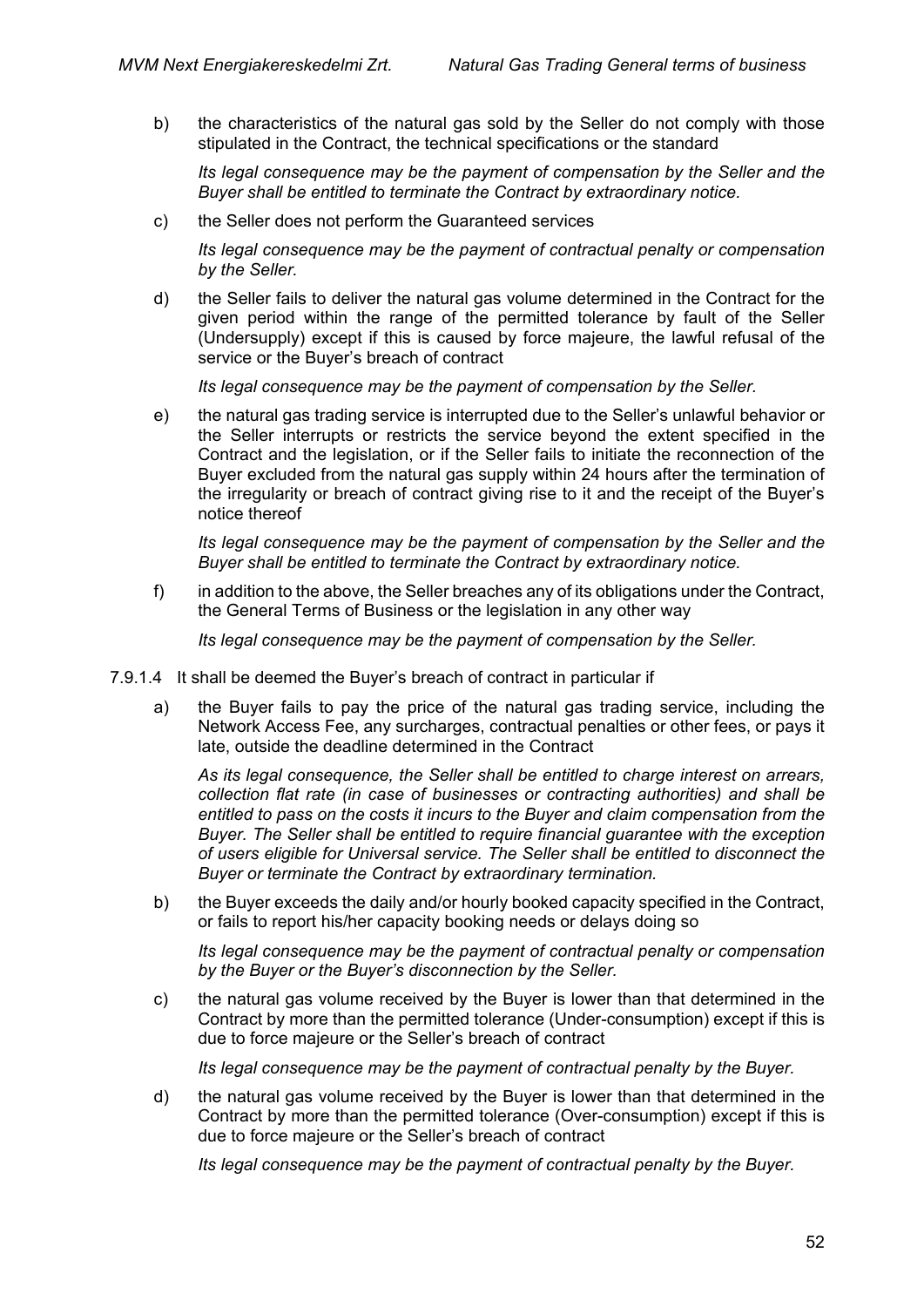b) the characteristics of the natural gas sold by the Seller do not comply with those stipulated in the Contract, the technical specifications or the standard

   *Its legal consequence may be the payment of compensation by the Seller and the Buyer shall be entitled to terminate the Contract by extraordinary notice.*

c) the Seller does not perform the Guaranteed services

   *Its legal consequence may be the payment of contractual penalty or compensation by the Seller.*

d) the Seller fails to deliver the natural gas volume determined in the Contract for the given period within the range of the permitted tolerance by fault of the Seller (Undersupply) except if this is caused by force majeure, the lawful refusal of the service or the Buyer's breach of contract

   *Its legal consequence may be the payment of compensation by the Seller.*

e) the natural gas trading service is interrupted due to the Seller's unlawful behavior or the Seller interrupts or restricts the service beyond the extent specified in the Contract and the legislation, or if the Seller fails to initiate the reconnection of the Buyer excluded from the natural gas supply within 24 hours after the termination of the irregularity or breach of contract giving rise to it and the receipt of the Buyer's notice thereof

   *Its legal consequence may be the payment of compensation by the Seller and the Buyer shall be entitled to terminate the Contract by extraordinary notice.*

f) in addition to the above, the Seller breaches any of its obligations under the Contract, the General Terms of Business or the legislation in any other way

   *Its legal consequence may be the payment of compensation by the Seller.*

7.9.1.4 It shall be deemed the Buyer's breach of contract in particular if

a) the Buyer fails to pay the price of the natural gas trading service, including the Network Access Fee, any surcharges, contractual penalties or other fees, or pays it late, outside the deadline determined in the Contract

   *As its legal consequence, the Seller shall be entitled to charge interest on arrears, collection flat rate (in case of businesses or contracting authorities) and shall be entitled to pass on the costs it incurs to the Buyer and claim compensation from the Buyer. The Seller shall be entitled to require financial guarantee with the exception of users eligible for Universal service. The Seller shall be entitled to disconnect the Buyer or terminate the Contract by extraordinary termination.*

b) the Buyer exceeds the daily and/or hourly booked capacity specified in the Contract, or fails to report his/her capacity booking needs or delays doing so

   *Its legal consequence may be the payment of contractual penalty or compensation by the Buyer or the Buyer's disconnection by the Seller.*

c) the natural gas volume received by the Buyer is lower than that determined in the Contract by more than the permitted tolerance (Under-consumption) except if this is due to force majeure or the Seller's breach of contract

   *Its legal consequence may be the payment of contractual penalty by the Buyer.*

d) the natural gas volume received by the Buyer is lower than that determined in the Contract by more than the permitted tolerance (Over-consumption) except if this is due to force majeure or the Seller's breach of contract

   *Its legal consequence may be the payment of contractual penalty by the Buyer.*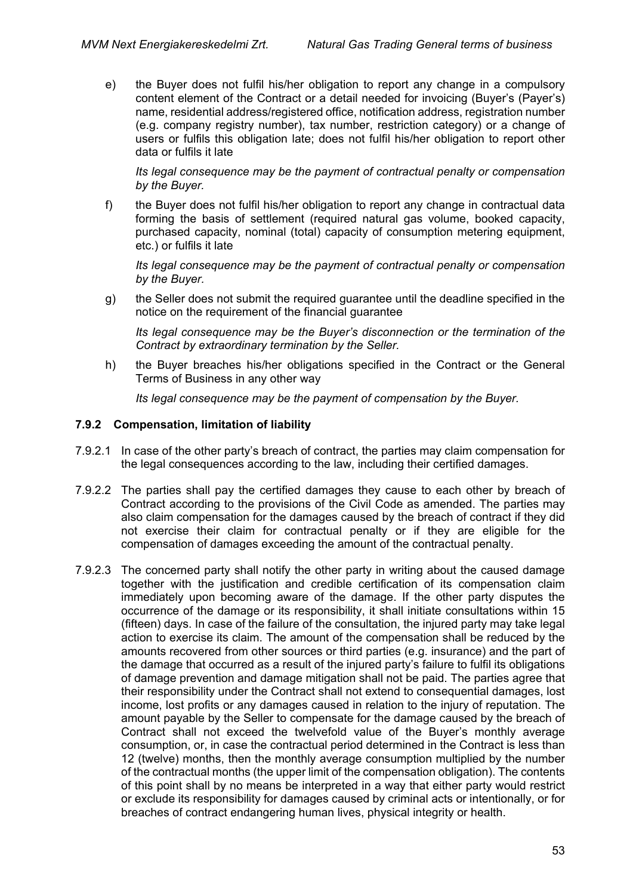e) the Buyer does not fulfil his/her obligation to report any change in a compulsory content element of the Contract or a detail needed for invoicing (Buyer's (Payer's) name, residential address/registered office, notification address, registration number (e.g. company registry number), tax number, restriction category) or a change of users or fulfils this obligation late; does not fulfil his/her obligation to report other data or fulfils it late

*Its legal consequence may be the payment of contractual penalty or compensation by the Buyer.*

f) the Buyer does not fulfil his/her obligation to report any change in contractual data forming the basis of settlement (required natural gas volume, booked capacity, purchased capacity, nominal (total) capacity of consumption metering equipment, etc.) or fulfils it late

*Its legal consequence may be the payment of contractual penalty or compensation by the Buyer.*

g) the Seller does not submit the required guarantee until the deadline specified in the notice on the requirement of the financial guarantee

*Its legal consequence may be the Buyer's disconnection or the termination of the Contract by extraordinary termination by the Seller.*

h) the Buyer breaches his/her obligations specified in the Contract or the General Terms of Business in any other way

*Its legal consequence may be the payment of compensation by the Buyer.*

### 7.9.2 Compensation, limitation of liability

7.9.2.1 In case of the other party's breach of contract, the parties may claim compensation for the legal consequences according to the law, including their certified damages.

7.9.2.2 The parties shall pay the certified damages they cause to each other by breach of Contract according to the provisions of the Civil Code as amended. The parties may also claim compensation for the damages caused by the breach of contract if they did not exercise their claim for contractual penalty or if they are eligible for the compensation of damages exceeding the amount of the contractual penalty.

7.9.2.3 The concerned party shall notify the other party in writing about the caused damage together with the justification and credible certification of its compensation claim immediately upon becoming aware of the damage. If the other party disputes the occurrence of the damage or its responsibility, it shall initiate consultations within 15 (fifteen) days. In case of the failure of the consultation, the injured party may take legal action to exercise its claim. The amount of the compensation shall be reduced by the amounts recovered from other sources or third parties (e.g. insurance) and the part of the damage that occurred as a result of the injured party's failure to fulfil its obligations of damage prevention and damage mitigation shall not be paid. The parties agree that their responsibility under the Contract shall not extend to consequential damages, lost income, lost profits or any damages caused in relation to the injury of reputation. The amount payable by the Seller to compensate for the damage caused by the breach of Contract shall not exceed the twelvefold value of the Buyer's monthly average consumption, or, in case the contractual period determined in the Contract is less than 12 (twelve) months, then the monthly average consumption multiplied by the number of the contractual months (the upper limit of the compensation obligation). The contents of this point shall by no means be interpreted in a way that either party would restrict or exclude its responsibility for damages caused by criminal acts or intentionally, or for breaches of contract endangering human lives, physical integrity or health.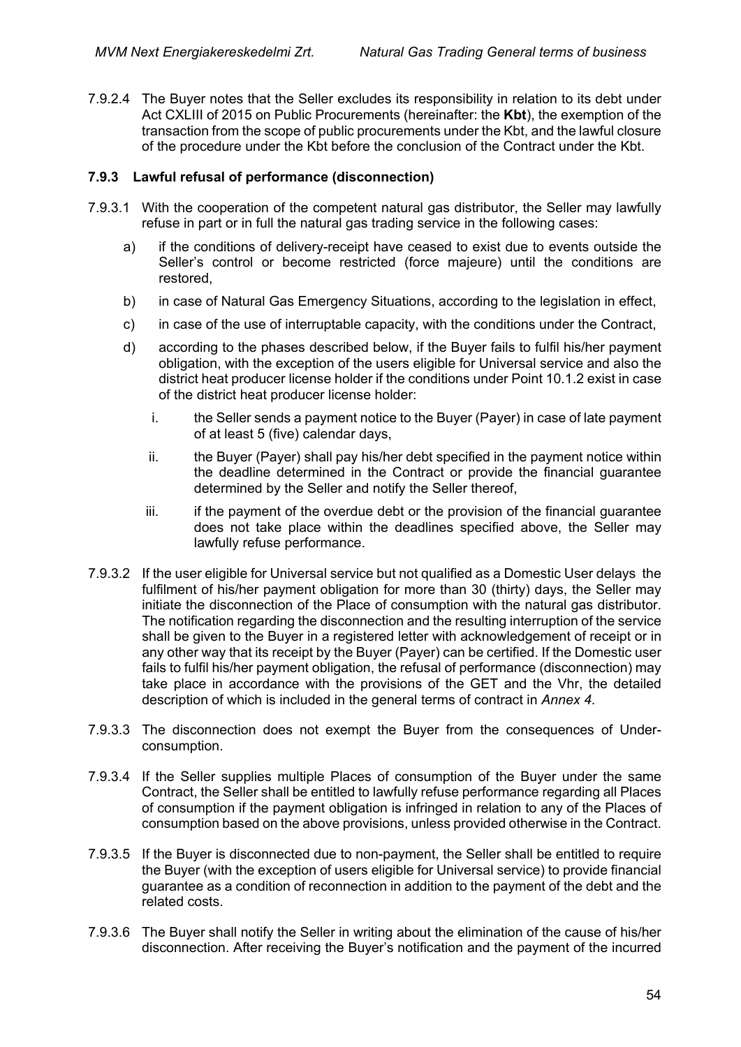7.9.2.4 The Buyer notes that the Seller excludes its responsibility in relation to its debt under Act CXLIII of 2015 on Public Procurements (hereinafter: the **Kbt**), the exemption of the transaction from the scope of public procurements under the Kbt, and the lawful closure of the procedure under the Kbt before the conclusion of the Contract under the Kbt.

### 7.9.3 Lawful refusal of performance (disconnection)

7.9.3.1 With the cooperation of the competent natural gas distributor, the Seller may lawfully refuse in part or in full the natural gas trading service in the following cases:

a) if the conditions of delivery-receipt have ceased to exist due to events outside the Seller's control or become restricted (force majeure) until the conditions are restored,

b) in case of Natural Gas Emergency Situations, according to the legislation in effect,

c) in case of the use of interruptable capacity, with the conditions under the Contract,

d) according to the phases described below, if the Buyer fails to fulfil his/her payment obligation, with the exception of the users eligible for Universal service and also the district heat producer license holder if the conditions under Point 10.1.2 exist in case of the district heat producer license holder:

   i. the Seller sends a payment notice to the Buyer (Payer) in case of late payment of at least 5 (five) calendar days,

   ii. the Buyer (Payer) shall pay his/her debt specified in the payment notice within the deadline determined in the Contract or provide the financial guarantee determined by the Seller and notify the Seller thereof,

   iii. if the payment of the overdue debt or the provision of the financial guarantee does not take place within the deadlines specified above, the Seller may lawfully refuse performance.

7.9.3.2 If the user eligible for Universal service but not qualified as a Domestic User delays the fulfilment of his/her payment obligation for more than 30 (thirty) days, the Seller may initiate the disconnection of the Place of consumption with the natural gas distributor. The notification regarding the disconnection and the resulting interruption of the service shall be given to the Buyer in a registered letter with acknowledgement of receipt or in any other way that its receipt by the Buyer (Payer) can be certified. If the Domestic user fails to fulfil his/her payment obligation, the refusal of performance (disconnection) may take place in accordance with the provisions of the GET and the Vhr, the detailed description of which is included in the general terms of contract in *Annex 4*.

7.9.3.3 The disconnection does not exempt the Buyer from the consequences of Under-consumption.

7.9.3.4 If the Seller supplies multiple Places of consumption of the Buyer under the same Contract, the Seller shall be entitled to lawfully refuse performance regarding all Places of consumption if the payment obligation is infringed in relation to any of the Places of consumption based on the above provisions, unless provided otherwise in the Contract.

7.9.3.5 If the Buyer is disconnected due to non-payment, the Seller shall be entitled to require the Buyer (with the exception of users eligible for Universal service) to provide financial guarantee as a condition of reconnection in addition to the payment of the debt and the related costs.

7.9.3.6 The Buyer shall notify the Seller in writing about the elimination of the cause of his/her disconnection. After receiving the Buyer's notification and the payment of the incurred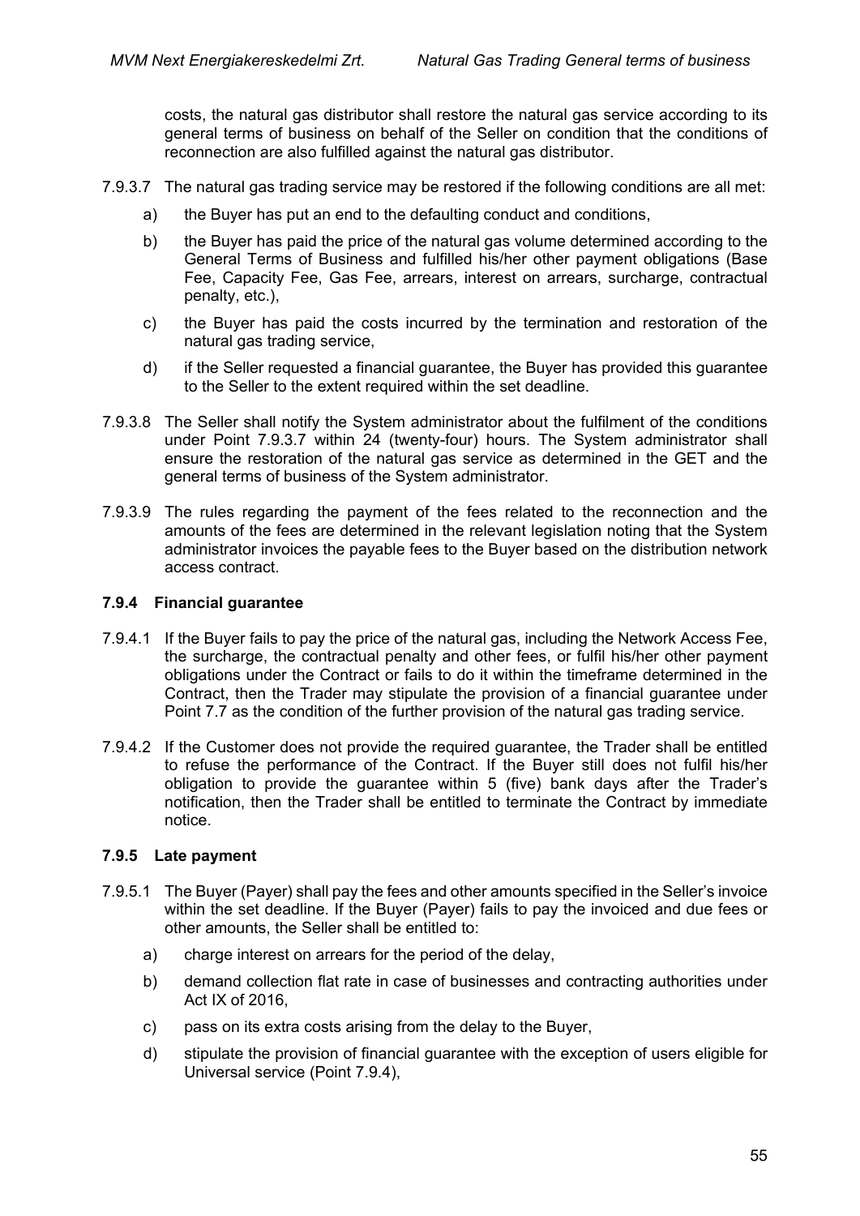costs, the natural gas distributor shall restore the natural gas service according to its general terms of business on behalf of the Seller on condition that the conditions of reconnection are also fulfilled against the natural gas distributor.

7.9.3.7 The natural gas trading service may be restored if the following conditions are all met:

a) the Buyer has put an end to the defaulting conduct and conditions,

b) the Buyer has paid the price of the natural gas volume determined according to the General Terms of Business and fulfilled his/her other payment obligations (Base Fee, Capacity Fee, Gas Fee, arrears, interest on arrears, surcharge, contractual penalty, etc.),

c) the Buyer has paid the costs incurred by the termination and restoration of the natural gas trading service,

d) if the Seller requested a financial guarantee, the Buyer has provided this guarantee to the Seller to the extent required within the set deadline.

7.9.3.8 The Seller shall notify the System administrator about the fulfilment of the conditions under Point 7.9.3.7 within 24 (twenty-four) hours. The System administrator shall ensure the restoration of the natural gas service as determined in the GET and the general terms of business of the System administrator.

7.9.3.9 The rules regarding the payment of the fees related to the reconnection and the amounts of the fees are determined in the relevant legislation noting that the System administrator invoices the payable fees to the Buyer based on the distribution network access contract.

### 7.9.4 Financial guarantee

7.9.4.1 If the Buyer fails to pay the price of the natural gas, including the Network Access Fee, the surcharge, the contractual penalty and other fees, or fulfil his/her other payment obligations under the Contract or fails to do it within the timeframe determined in the Contract, then the Trader may stipulate the provision of a financial guarantee under Point 7.7 as the condition of the further provision of the natural gas trading service.

7.9.4.2 If the Customer does not provide the required guarantee, the Trader shall be entitled to refuse the performance of the Contract. If the Buyer still does not fulfil his/her obligation to provide the guarantee within 5 (five) bank days after the Trader's notification, then the Trader shall be entitled to terminate the Contract by immediate notice.

### 7.9.5 Late payment

7.9.5.1 The Buyer (Payer) shall pay the fees and other amounts specified in the Seller's invoice within the set deadline. If the Buyer (Payer) fails to pay the invoiced and due fees or other amounts, the Seller shall be entitled to:

a) charge interest on arrears for the period of the delay,

b) demand collection flat rate in case of businesses and contracting authorities under Act IX of 2016,

c) pass on its extra costs arising from the delay to the Buyer,

d) stipulate the provision of financial guarantee with the exception of users eligible for Universal service (Point 7.9.4),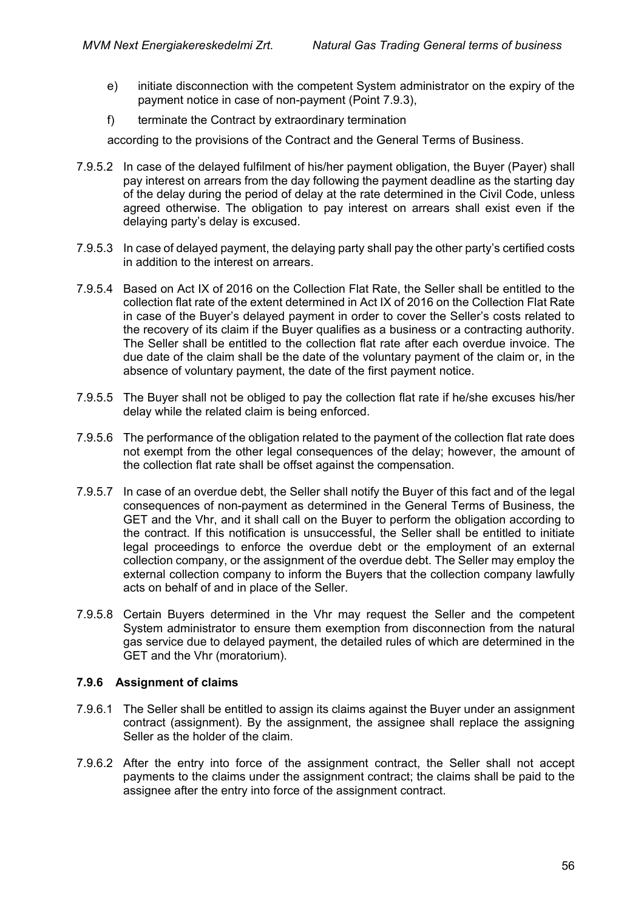e) initiate disconnection with the competent System administrator on the expiry of the payment notice in case of non-payment (Point 7.9.3),

f) terminate the Contract by extraordinary termination

according to the provisions of the Contract and the General Terms of Business.

7.9.5.2 In case of the delayed fulfilment of his/her payment obligation, the Buyer (Payer) shall pay interest on arrears from the day following the payment deadline as the starting day of the delay during the period of delay at the rate determined in the Civil Code, unless agreed otherwise. The obligation to pay interest on arrears shall exist even if the delaying party's delay is excused.

7.9.5.3 In case of delayed payment, the delaying party shall pay the other party's certified costs in addition to the interest on arrears.

7.9.5.4 Based on Act IX of 2016 on the Collection Flat Rate, the Seller shall be entitled to the collection flat rate of the extent determined in Act IX of 2016 on the Collection Flat Rate in case of the Buyer's delayed payment in order to cover the Seller's costs related to the recovery of its claim if the Buyer qualifies as a business or a contracting authority. The Seller shall be entitled to the collection flat rate after each overdue invoice. The due date of the claim shall be the date of the voluntary payment of the claim or, in the absence of voluntary payment, the date of the first payment notice.

7.9.5.5 The Buyer shall not be obliged to pay the collection flat rate if he/she excuses his/her delay while the related claim is being enforced.

7.9.5.6 The performance of the obligation related to the payment of the collection flat rate does not exempt from the other legal consequences of the delay; however, the amount of the collection flat rate shall be offset against the compensation.

7.9.5.7 In case of an overdue debt, the Seller shall notify the Buyer of this fact and of the legal consequences of non-payment as determined in the General Terms of Business, the GET and the Vhr, and it shall call on the Buyer to perform the obligation according to the contract. If this notification is unsuccessful, the Seller shall be entitled to initiate legal proceedings to enforce the overdue debt or the employment of an external collection company, or the assignment of the overdue debt. The Seller may employ the external collection company to inform the Buyers that the collection company lawfully acts on behalf of and in place of the Seller.

7.9.5.8 Certain Buyers determined in the Vhr may request the Seller and the competent System administrator to ensure them exemption from disconnection from the natural gas service due to delayed payment, the detailed rules of which are determined in the GET and the Vhr (moratorium).

### 7.9.6 Assignment of claims

7.9.6.1 The Seller shall be entitled to assign its claims against the Buyer under an assignment contract (assignment). By the assignment, the assignee shall replace the assigning Seller as the holder of the claim.

7.9.6.2 After the entry into force of the assignment contract, the Seller shall not accept payments to the claims under the assignment contract; the claims shall be paid to the assignee after the entry into force of the assignment contract.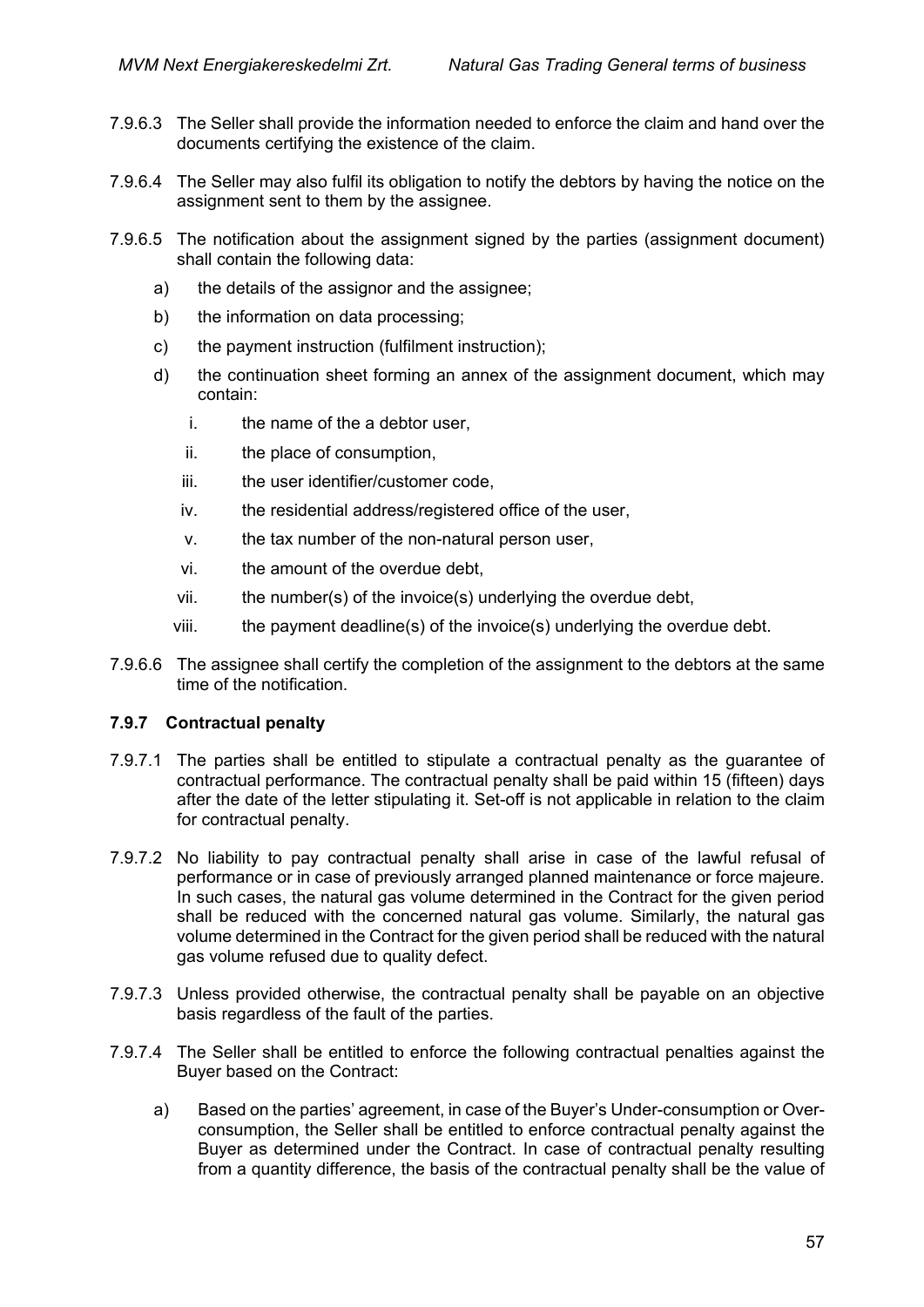7.9.6.3 The Seller shall provide the information needed to enforce the claim and hand over the documents certifying the existence of the claim.

7.9.6.4 The Seller may also fulfil its obligation to notify the debtors by having the notice on the assignment sent to them by the assignee.

7.9.6.5 The notification about the assignment signed by the parties (assignment document) shall contain the following data:

a) the details of the assignor and the assignee;

b) the information on data processing;

c) the payment instruction (fulfilment instruction);

d) the continuation sheet forming an annex of the assignment document, which may contain:

   i. the name of the a debtor user,

   ii. the place of consumption,

   iii. the user identifier/customer code,

   iv. the residential address/registered office of the user,

   v. the tax number of the non-natural person user,

   vi. the amount of the overdue debt,

   vii. the number(s) of the invoice(s) underlying the overdue debt,

   viii. the payment deadline(s) of the invoice(s) underlying the overdue debt.

7.9.6.6 The assignee shall certify the completion of the assignment to the debtors at the same time of the notification.

### 7.9.7 Contractual penalty

7.9.7.1 The parties shall be entitled to stipulate a contractual penalty as the guarantee of contractual performance. The contractual penalty shall be paid within 15 (fifteen) days after the date of the letter stipulating it. Set-off is not applicable in relation to the claim for contractual penalty.

7.9.7.2 No liability to pay contractual penalty shall arise in case of the lawful refusal of performance or in case of previously arranged planned maintenance or force majeure. In such cases, the natural gas volume determined in the Contract for the given period shall be reduced with the concerned natural gas volume. Similarly, the natural gas volume determined in the Contract for the given period shall be reduced with the natural gas volume refused due to quality defect.

7.9.7.3 Unless provided otherwise, the contractual penalty shall be payable on an objective basis regardless of the fault of the parties.

7.9.7.4 The Seller shall be entitled to enforce the following contractual penalties against the Buyer based on the Contract:

a) Based on the parties' agreement, in case of the Buyer's Under-consumption or Over-consumption, the Seller shall be entitled to enforce contractual penalty against the Buyer as determined under the Contract. In case of contractual penalty resulting from a quantity difference, the basis of the contractual penalty shall be the value of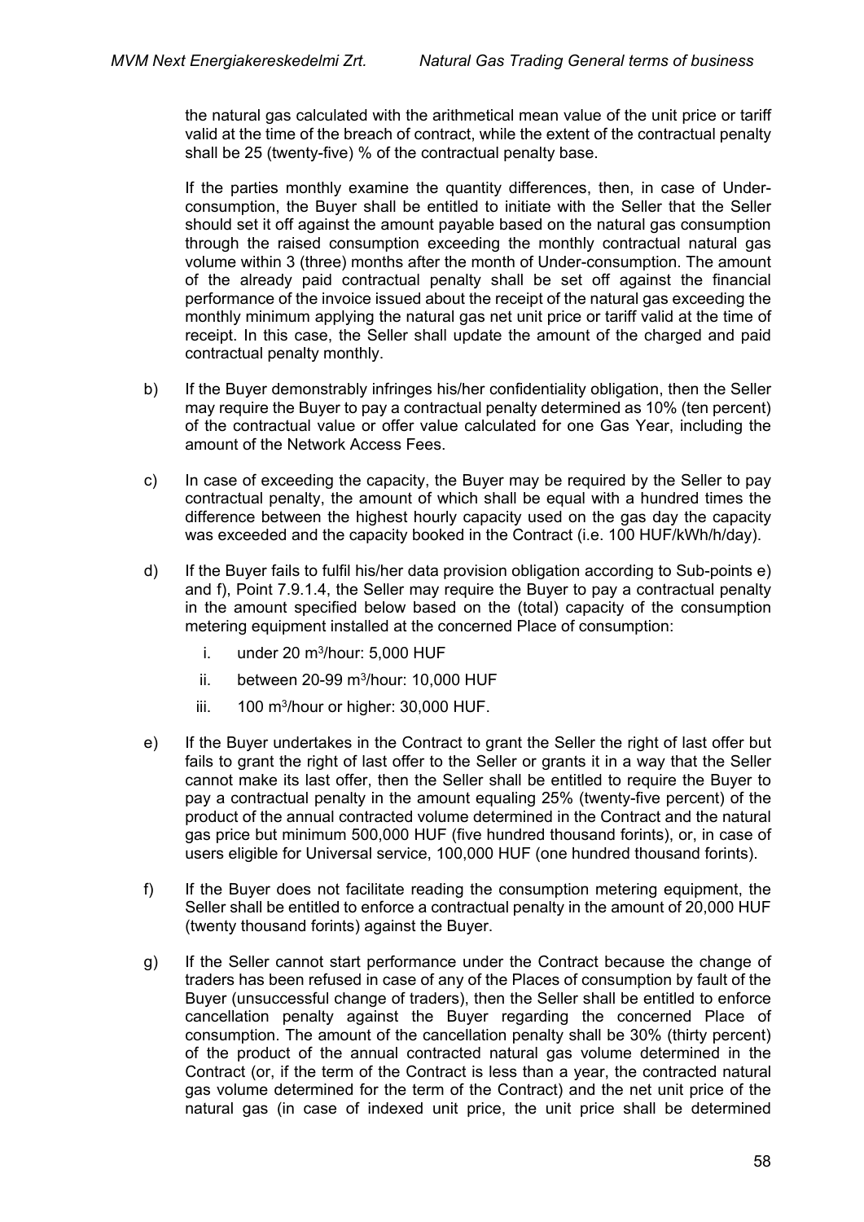the natural gas calculated with the arithmetical mean value of the unit price or tariff valid at the time of the breach of contract, while the extent of the contractual penalty shall be 25 (twenty-five) % of the contractual penalty base.

If the parties monthly examine the quantity differences, then, in case of Under-consumption, the Buyer shall be entitled to initiate with the Seller that the Seller should set it off against the amount payable based on the natural gas consumption through the raised consumption exceeding the monthly contractual natural gas volume within 3 (three) months after the month of Under-consumption. The amount of the already paid contractual penalty shall be set off against the financial performance of the invoice issued about the receipt of the natural gas exceeding the monthly minimum applying the natural gas net unit price or tariff valid at the time of receipt. In this case, the Seller shall update the amount of the charged and paid contractual penalty monthly.

b) If the Buyer demonstrably infringes his/her confidentiality obligation, then the Seller may require the Buyer to pay a contractual penalty determined as 10% (ten percent) of the contractual value or offer value calculated for one Gas Year, including the amount of the Network Access Fees.

c) In case of exceeding the capacity, the Buyer may be required by the Seller to pay contractual penalty, the amount of which shall be equal with a hundred times the difference between the highest hourly capacity used on the gas day the capacity was exceeded and the capacity booked in the Contract (i.e. 100 HUF/kWh/h/day).

d) If the Buyer fails to fulfil his/her data provision obligation according to Sub-points e) and f), Point 7.9.1.4, the Seller may require the Buyer to pay a contractual penalty in the amount specified below based on the (total) capacity of the consumption metering equipment installed at the concerned Place of consumption:

   i. under 20 $m^3$/hour: 5,000 HUF

   ii. between 20-99 $m^3$/hour: 10,000 HUF

   iii. 100 $m^3$/hour or higher: 30,000 HUF.

e) If the Buyer undertakes in the Contract to grant the Seller the right of last offer but fails to grant the right of last offer to the Seller or grants it in a way that the Seller cannot make its last offer, then the Seller shall be entitled to require the Buyer to pay a contractual penalty in the amount equaling 25% (twenty-five percent) of the product of the annual contracted volume determined in the Contract and the natural gas price but minimum 500,000 HUF (five hundred thousand forints), or, in case of users eligible for Universal service, 100,000 HUF (one hundred thousand forints).

f) If the Buyer does not facilitate reading the consumption metering equipment, the Seller shall be entitled to enforce a contractual penalty in the amount of 20,000 HUF (twenty thousand forints) against the Buyer.

g) If the Seller cannot start performance under the Contract because the change of traders has been refused in case of any of the Places of consumption by fault of the Buyer (unsuccessful change of traders), then the Seller shall be entitled to enforce cancellation penalty against the Buyer regarding the concerned Place of consumption. The amount of the cancellation penalty shall be 30% (thirty percent) of the product of the annual contracted natural gas volume determined in the Contract (or, if the term of the Contract is less than a year, the contracted natural gas volume determined for the term of the Contract) and the net unit price of the natural gas (in case of indexed unit price, the unit price shall be determined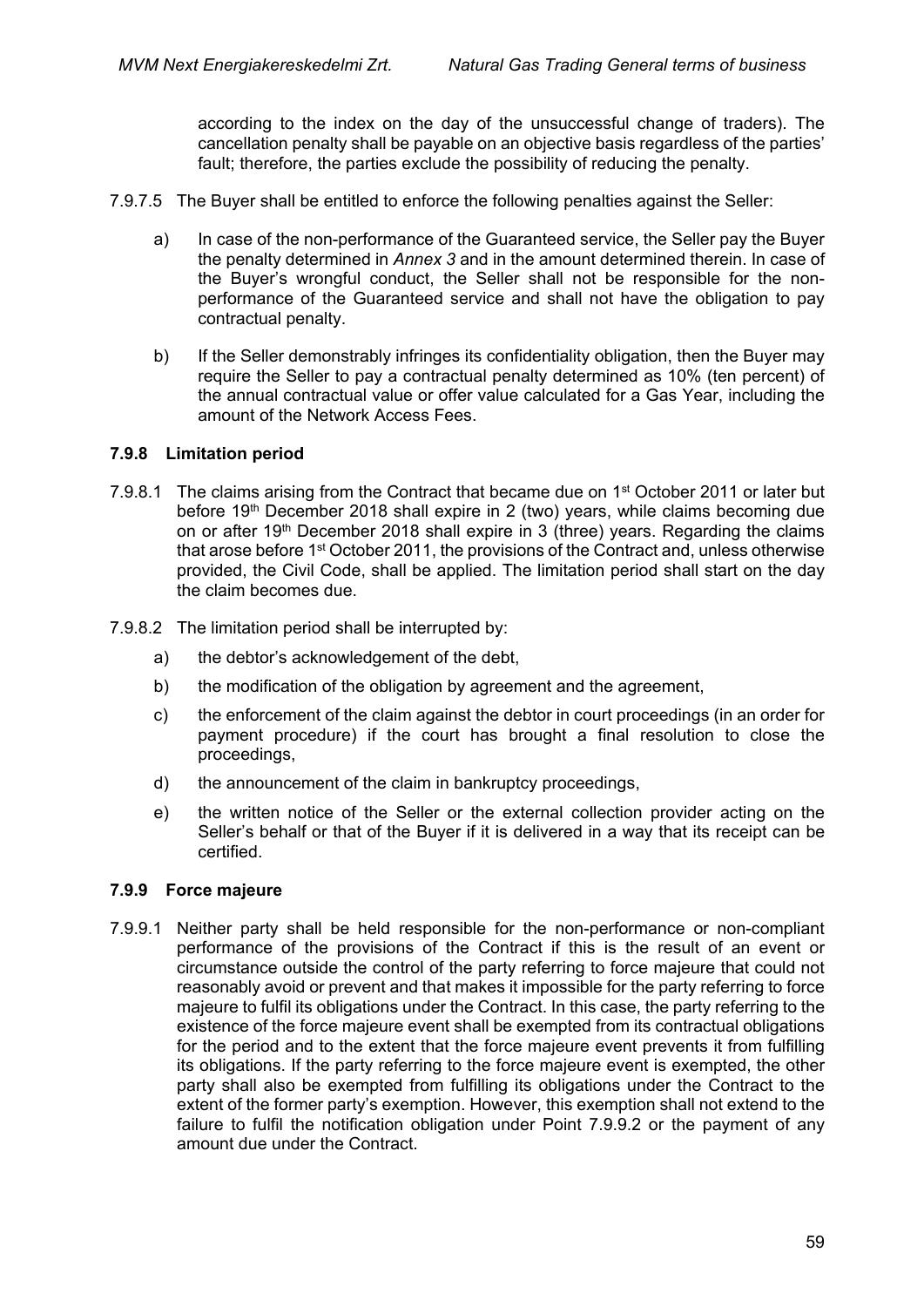according to the index on the day of the unsuccessful change of traders). The cancellation penalty shall be payable on an objective basis regardless of the parties' fault; therefore, the parties exclude the possibility of reducing the penalty.

7.9.7.5 The Buyer shall be entitled to enforce the following penalties against the Seller:

a) In case of the non-performance of the Guaranteed service, the Seller pay the Buyer the penalty determined in *Annex 3* and in the amount determined therein. In case of the Buyer's wrongful conduct, the Seller shall not be responsible for the non-performance of the Guaranteed service and shall not have the obligation to pay contractual penalty.

b) If the Seller demonstrably infringes its confidentiality obligation, then the Buyer may require the Seller to pay a contractual penalty determined as 10% (ten percent) of the annual contractual value or offer value calculated for a Gas Year, including the amount of the Network Access Fees.

### 7.9.8 Limitation period

7.9.8.1 The claims arising from the Contract that became due on 1st October 2011 or later but before 19th December 2018 shall expire in 2 (two) years, while claims becoming due on or after 19th December 2018 shall expire in 3 (three) years. Regarding the claims that arose before 1st October 2011, the provisions of the Contract and, unless otherwise provided, the Civil Code, shall be applied. The limitation period shall start on the day the claim becomes due.

7.9.8.2 The limitation period shall be interrupted by:

a) the debtor's acknowledgement of the debt,

b) the modification of the obligation by agreement and the agreement,

c) the enforcement of the claim against the debtor in court proceedings (in an order for payment procedure) if the court has brought a final resolution to close the proceedings,

d) the announcement of the claim in bankruptcy proceedings,

e) the written notice of the Seller or the external collection provider acting on the Seller's behalf or that of the Buyer if it is delivered in a way that its receipt can be certified.

### 7.9.9 Force majeure

7.9.9.1 Neither party shall be held responsible for the non-performance or non-compliant performance of the provisions of the Contract if this is the result of an event or circumstance outside the control of the party referring to force majeure that could not reasonably avoid or prevent and that makes it impossible for the party referring to force majeure to fulfil its obligations under the Contract. In this case, the party referring to the existence of the force majeure event shall be exempted from its contractual obligations for the period and to the extent that the force majeure event prevents it from fulfilling its obligations. If the party referring to the force majeure event is exempted, the other party shall also be exempted from fulfilling its obligations under the Contract to the extent of the former party's exemption. However, this exemption shall not extend to the failure to fulfil the notification obligation under Point 7.9.9.2 or the payment of any amount due under the Contract.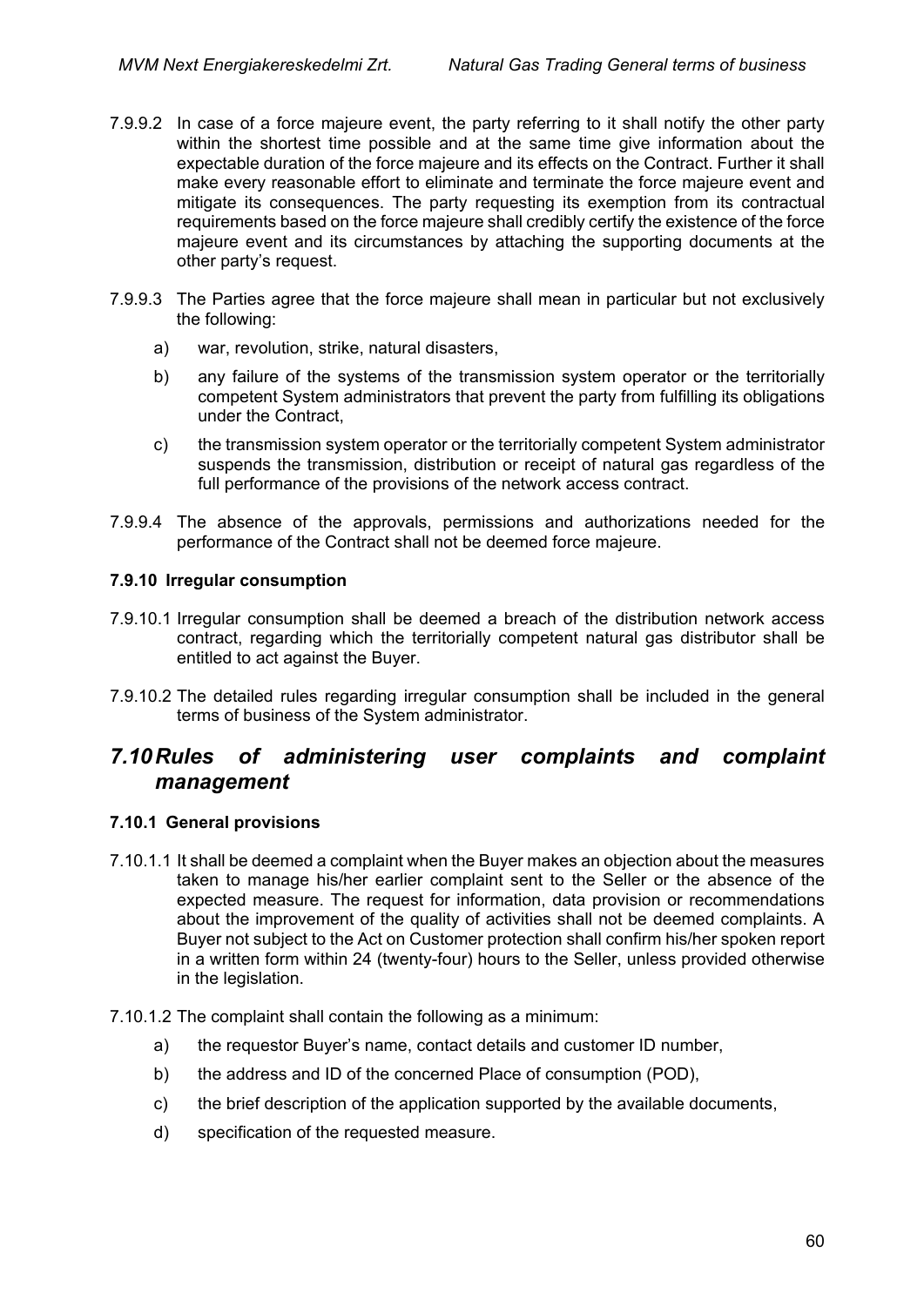7.9.9.2 In case of a force majeure event, the party referring to it shall notify the other party within the shortest time possible and at the same time give information about the expectable duration of the force majeure and its effects on the Contract. Further it shall make every reasonable effort to eliminate and terminate the force majeure event and mitigate its consequences. The party requesting its exemption from its contractual requirements based on the force majeure shall credibly certify the existence of the force majeure event and its circumstances by attaching the supporting documents at the other party's request.

7.9.9.3 The Parties agree that the force majeure shall mean in particular but not exclusively the following:

a) war, revolution, strike, natural disasters,

b) any failure of the systems of the transmission system operator or the territorially competent System administrators that prevent the party from fulfilling its obligations under the Contract,

c) the transmission system operator or the territorially competent System administrator suspends the transmission, distribution or receipt of natural gas regardless of the full performance of the provisions of the network access contract.

7.9.9.4 The absence of the approvals, permissions and authorizations needed for the performance of the Contract shall not be deemed force majeure.

#### 7.9.10 Irregular consumption

7.9.10.1 Irregular consumption shall be deemed a breach of the distribution network access contract, regarding which the territorially competent natural gas distributor shall be entitled to act against the Buyer.

7.9.10.2 The detailed rules regarding irregular consumption shall be included in the general terms of business of the System administrator.

## *7.10 Rules of administering user complaints and complaint management*

#### 7.10.1 General provisions

7.10.1.1 It shall be deemed a complaint when the Buyer makes an objection about the measures taken to manage his/her earlier complaint sent to the Seller or the absence of the expected measure. The request for information, data provision or recommendations about the improvement of the quality of activities shall not be deemed complaints. A Buyer not subject to the Act on Customer protection shall confirm his/her spoken report in a written form within 24 (twenty-four) hours to the Seller, unless provided otherwise in the legislation.

7.10.1.2 The complaint shall contain the following as a minimum:

a) the requestor Buyer's name, contact details and customer ID number,

b) the address and ID of the concerned Place of consumption (POD),

c) the brief description of the application supported by the available documents,

d) specification of the requested measure.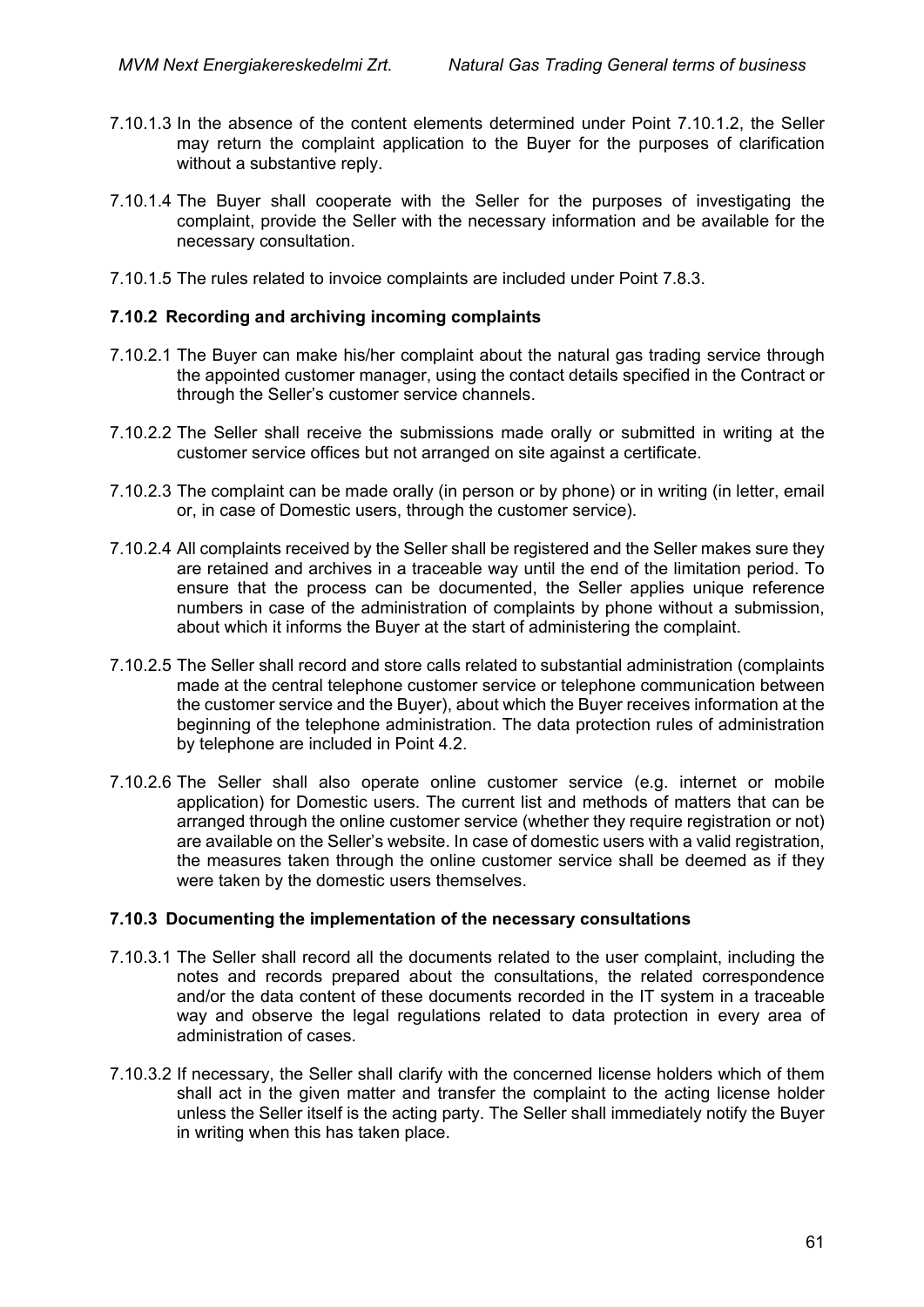7.10.1.3 In the absence of the content elements determined under Point 7.10.1.2, the Seller may return the complaint application to the Buyer for the purposes of clarification without a substantive reply.

7.10.1.4 The Buyer shall cooperate with the Seller for the purposes of investigating the complaint, provide the Seller with the necessary information and be available for the necessary consultation.

7.10.1.5 The rules related to invoice complaints are included under Point 7.8.3.

### 7.10.2 Recording and archiving incoming complaints

7.10.2.1 The Buyer can make his/her complaint about the natural gas trading service through the appointed customer manager, using the contact details specified in the Contract or through the Seller's customer service channels.

7.10.2.2 The Seller shall receive the submissions made orally or submitted in writing at the customer service offices but not arranged on site against a certificate.

7.10.2.3 The complaint can be made orally (in person or by phone) or in writing (in letter, email or, in case of Domestic users, through the customer service).

7.10.2.4 All complaints received by the Seller shall be registered and the Seller makes sure they are retained and archives in a traceable way until the end of the limitation period. To ensure that the process can be documented, the Seller applies unique reference numbers in case of the administration of complaints by phone without a submission, about which it informs the Buyer at the start of administering the complaint.

7.10.2.5 The Seller shall record and store calls related to substantial administration (complaints made at the central telephone customer service or telephone communication between the customer service and the Buyer), about which the Buyer receives information at the beginning of the telephone administration. The data protection rules of administration by telephone are included in Point 4.2.

7.10.2.6 The Seller shall also operate online customer service (e.g. internet or mobile application) for Domestic users. The current list and methods of matters that can be arranged through the online customer service (whether they require registration or not) are available on the Seller's website. In case of domestic users with a valid registration, the measures taken through the online customer service shall be deemed as if they were taken by the domestic users themselves.

### 7.10.3 Documenting the implementation of the necessary consultations

7.10.3.1 The Seller shall record all the documents related to the user complaint, including the notes and records prepared about the consultations, the related correspondence and/or the data content of these documents recorded in the IT system in a traceable way and observe the legal regulations related to data protection in every area of administration of cases.

7.10.3.2 If necessary, the Seller shall clarify with the concerned license holders which of them shall act in the given matter and transfer the complaint to the acting license holder unless the Seller itself is the acting party. The Seller shall immediately notify the Buyer in writing when this has taken place.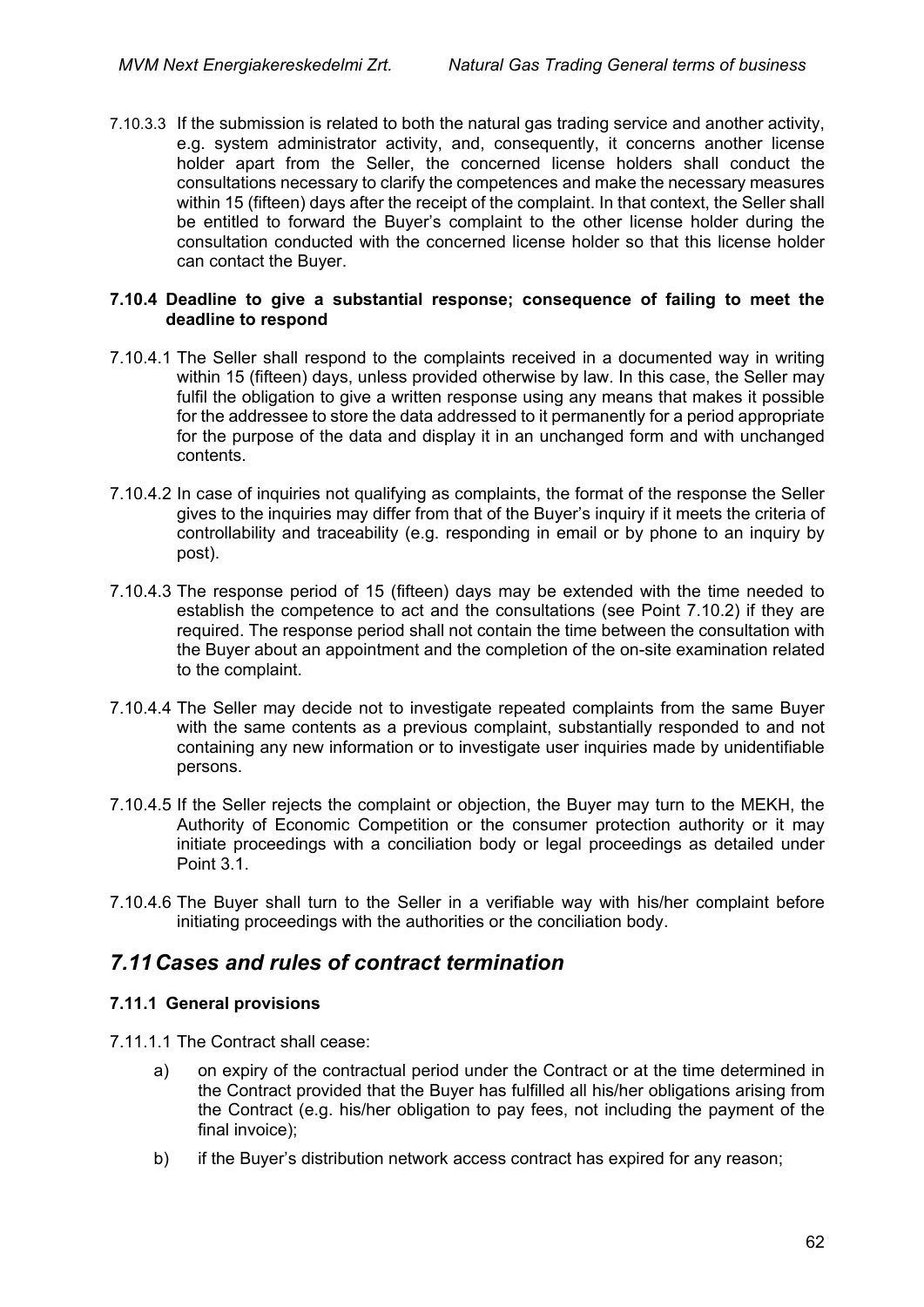7.10.3.3 If the submission is related to both the natural gas trading service and another activity, e.g. system administrator activity, and, consequently, it concerns another license holder apart from the Seller, the concerned license holders shall conduct the consultations necessary to clarify the competences and make the necessary measures within 15 (fifteen) days after the receipt of the complaint. In that context, the Seller shall be entitled to forward the Buyer's complaint to the other license holder during the consultation conducted with the concerned license holder so that this license holder can contact the Buyer.

#### 7.10.4 Deadline to give a substantial response; consequence of failing to meet the deadline to respond

7.10.4.1 The Seller shall respond to the complaints received in a documented way in writing within 15 (fifteen) days, unless provided otherwise by law. In this case, the Seller may fulfil the obligation to give a written response using any means that makes it possible for the addressee to store the data addressed to it permanently for a period appropriate for the purpose of the data and display it in an unchanged form and with unchanged contents.

7.10.4.2 In case of inquiries not qualifying as complaints, the format of the response the Seller gives to the inquiries may differ from that of the Buyer's inquiry if it meets the criteria of controllability and traceability (e.g. responding in email or by phone to an inquiry by post).

7.10.4.3 The response period of 15 (fifteen) days may be extended with the time needed to establish the competence to act and the consultations (see Point 7.10.2) if they are required. The response period shall not contain the time between the consultation with the Buyer about an appointment and the completion of the on-site examination related to the complaint.

7.10.4.4 The Seller may decide not to investigate repeated complaints from the same Buyer with the same contents as a previous complaint, substantially responded to and not containing any new information or to investigate user inquiries made by unidentifiable persons.

7.10.4.5 If the Seller rejects the complaint or objection, the Buyer may turn to the MEKH, the Authority of Economic Competition or the consumer protection authority or it may initiate proceedings with a conciliation body or legal proceedings as detailed under Point 3.1.

7.10.4.6 The Buyer shall turn to the Seller in a verifiable way with his/her complaint before initiating proceedings with the authorities or the conciliation body.

## *7.11 Cases and rules of contract termination*

#### 7.11.1 General provisions

7.11.1.1 The Contract shall cease:

a) on expiry of the contractual period under the Contract or at the time determined in the Contract provided that the Buyer has fulfilled all his/her obligations arising from the Contract (e.g. his/her obligation to pay fees, not including the payment of the final invoice);

b) if the Buyer's distribution network access contract has expired for any reason;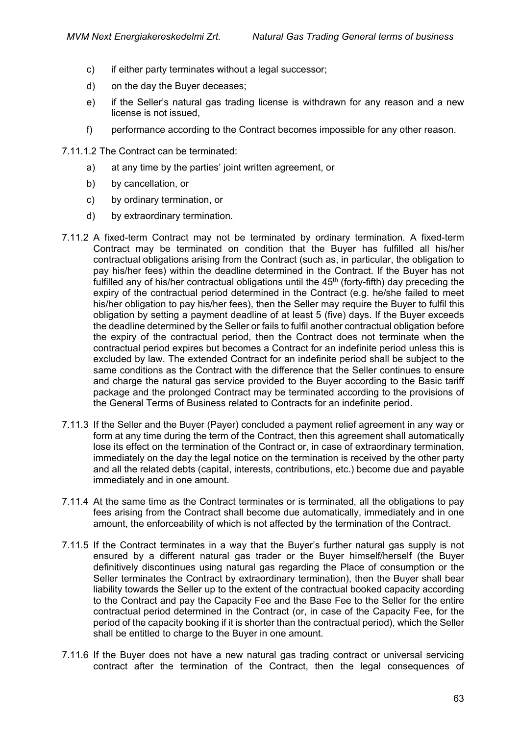c) if either party terminates without a legal successor;

d) on the day the Buyer deceases;

e) if the Seller's natural gas trading license is withdrawn for any reason and a new license is not issued,

f) performance according to the Contract becomes impossible for any other reason.

7.11.1.2 The Contract can be terminated:

a) at any time by the parties' joint written agreement, or

b) by cancellation, or

c) by ordinary termination, or

d) by extraordinary termination.

7.11.2 A fixed-term Contract may not be terminated by ordinary termination. A fixed-term Contract may be terminated on condition that the Buyer has fulfilled all his/her contractual obligations arising from the Contract (such as, in particular, the obligation to pay his/her fees) within the deadline determined in the Contract. If the Buyer has not fulfilled any of his/her contractual obligations until the 45th (forty-fifth) day preceding the expiry of the contractual period determined in the Contract (e.g. he/she failed to meet his/her obligation to pay his/her fees), then the Seller may require the Buyer to fulfil this obligation by setting a payment deadline of at least 5 (five) days. If the Buyer exceeds the deadline determined by the Seller or fails to fulfil another contractual obligation before the expiry of the contractual period, then the Contract does not terminate when the contractual period expires but becomes a Contract for an indefinite period unless this is excluded by law. The extended Contract for an indefinite period shall be subject to the same conditions as the Contract with the difference that the Seller continues to ensure and charge the natural gas service provided to the Buyer according to the Basic tariff package and the prolonged Contract may be terminated according to the provisions of the General Terms of Business related to Contracts for an indefinite period.

7.11.3 If the Seller and the Buyer (Payer) concluded a payment relief agreement in any way or form at any time during the term of the Contract, then this agreement shall automatically lose its effect on the termination of the Contract or, in case of extraordinary termination, immediately on the day the legal notice on the termination is received by the other party and all the related debts (capital, interests, contributions, etc.) become due and payable immediately and in one amount.

7.11.4 At the same time as the Contract terminates or is terminated, all the obligations to pay fees arising from the Contract shall become due automatically, immediately and in one amount, the enforceability of which is not affected by the termination of the Contract.

7.11.5 If the Contract terminates in a way that the Buyer's further natural gas supply is not ensured by a different natural gas trader or the Buyer himself/herself (the Buyer definitively discontinues using natural gas regarding the Place of consumption or the Seller terminates the Contract by extraordinary termination), then the Buyer shall bear liability towards the Seller up to the extent of the contractual booked capacity according to the Contract and pay the Capacity Fee and the Base Fee to the Seller for the entire contractual period determined in the Contract (or, in case of the Capacity Fee, for the period of the capacity booking if it is shorter than the contractual period), which the Seller shall be entitled to charge to the Buyer in one amount.

7.11.6 If the Buyer does not have a new natural gas trading contract or universal servicing contract after the termination of the Contract, then the legal consequences of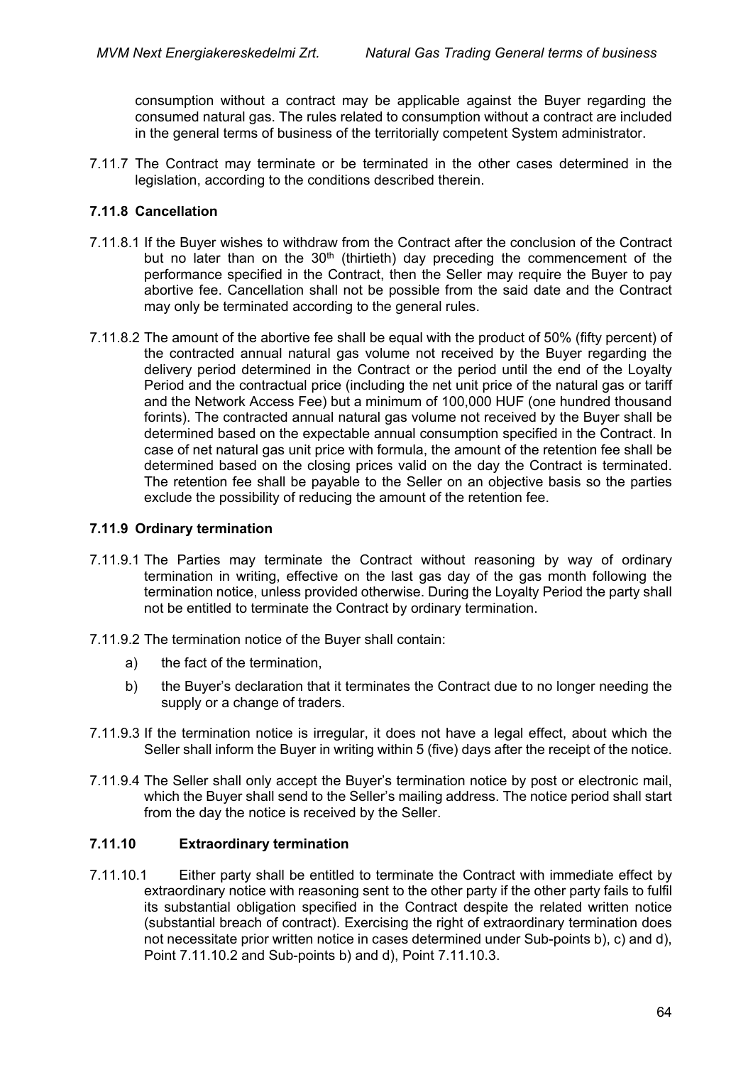consumption without a contract may be applicable against the Buyer regarding the consumed natural gas. The rules related to consumption without a contract are included in the general terms of business of the territorially competent System administrator.

7.11.7 The Contract may terminate or be terminated in the other cases determined in the legislation, according to the conditions described therein.

### 7.11.8 Cancellation

7.11.8.1 If the Buyer wishes to withdraw from the Contract after the conclusion of the Contract but no later than on the 30th (thirtieth) day preceding the commencement of the performance specified in the Contract, then the Seller may require the Buyer to pay abortive fee. Cancellation shall not be possible from the said date and the Contract may only be terminated according to the general rules.

7.11.8.2 The amount of the abortive fee shall be equal with the product of 50% (fifty percent) of the contracted annual natural gas volume not received by the Buyer regarding the delivery period determined in the Contract or the period until the end of the Loyalty Period and the contractual price (including the net unit price of the natural gas or tariff and the Network Access Fee) but a minimum of 100,000 HUF (one hundred thousand forints). The contracted annual natural gas volume not received by the Buyer shall be determined based on the expectable annual consumption specified in the Contract. In case of net natural gas unit price with formula, the amount of the retention fee shall be determined based on the closing prices valid on the day the Contract is terminated. The retention fee shall be payable to the Seller on an objective basis so the parties exclude the possibility of reducing the amount of the retention fee.

### 7.11.9 Ordinary termination

7.11.9.1 The Parties may terminate the Contract without reasoning by way of ordinary termination in writing, effective on the last gas day of the gas month following the termination notice, unless provided otherwise. During the Loyalty Period the party shall not be entitled to terminate the Contract by ordinary termination.

7.11.9.2 The termination notice of the Buyer shall contain:

a) the fact of the termination,

b) the Buyer's declaration that it terminates the Contract due to no longer needing the supply or a change of traders.

7.11.9.3 If the termination notice is irregular, it does not have a legal effect, about which the Seller shall inform the Buyer in writing within 5 (five) days after the receipt of the notice.

7.11.9.4 The Seller shall only accept the Buyer's termination notice by post or electronic mail, which the Buyer shall send to the Seller's mailing address. The notice period shall start from the day the notice is received by the Seller.

### 7.11.10 Extraordinary termination

7.11.10.1 Either party shall be entitled to terminate the Contract with immediate effect by extraordinary notice with reasoning sent to the other party if the other party fails to fulfil its substantial obligation specified in the Contract despite the related written notice (substantial breach of contract). Exercising the right of extraordinary termination does not necessitate prior written notice in cases determined under Sub-points b), c) and d), Point 7.11.10.2 and Sub-points b) and d), Point 7.11.10.3.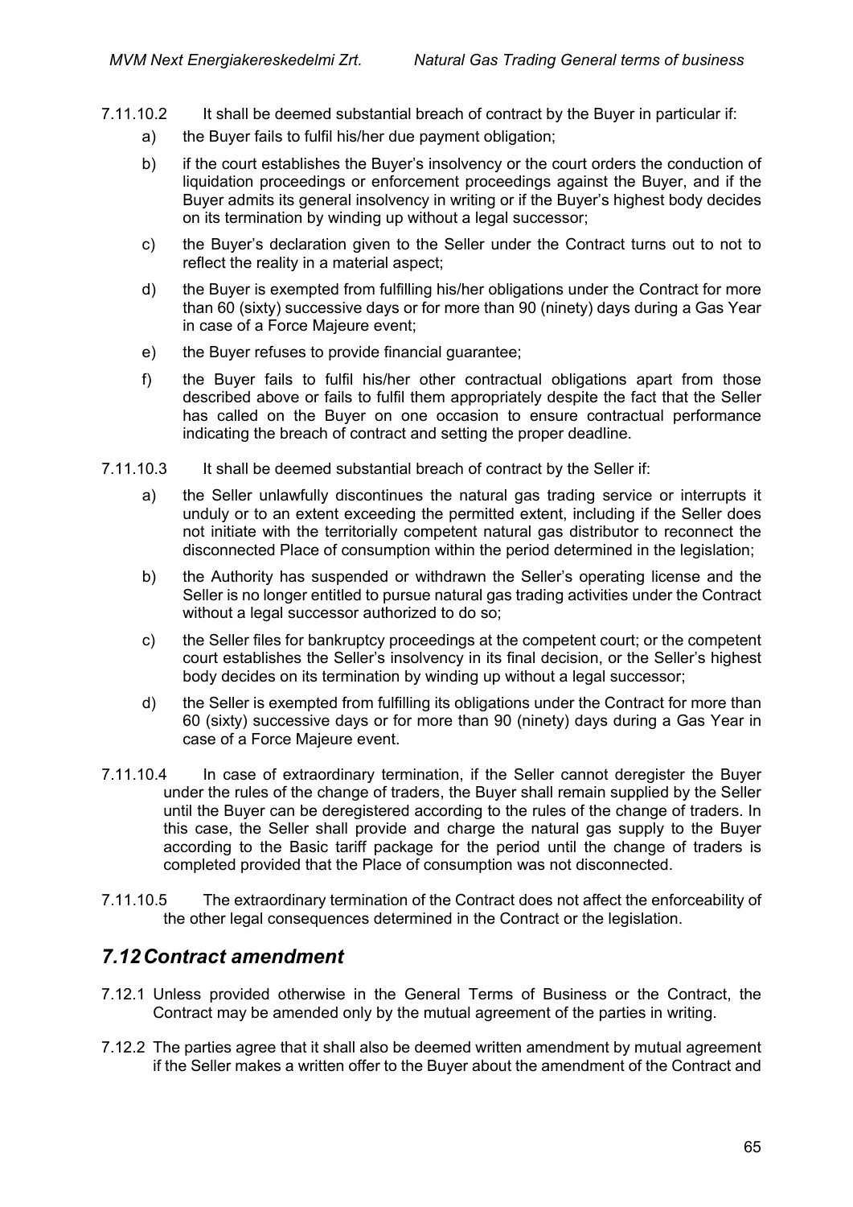7.11.10.2 It shall be deemed substantial breach of contract by the Buyer in particular if:

a) the Buyer fails to fulfil his/her due payment obligation;

b) if the court establishes the Buyer's insolvency or the court orders the conduction of liquidation proceedings or enforcement proceedings against the Buyer, and if the Buyer admits its general insolvency in writing or if the Buyer's highest body decides on its termination by winding up without a legal successor;

c) the Buyer's declaration given to the Seller under the Contract turns out to not to reflect the reality in a material aspect;

d) the Buyer is exempted from fulfilling his/her obligations under the Contract for more than 60 (sixty) successive days or for more than 90 (ninety) days during a Gas Year in case of a Force Majeure event;

e) the Buyer refuses to provide financial guarantee;

f) the Buyer fails to fulfil his/her other contractual obligations apart from those described above or fails to fulfil them appropriately despite the fact that the Seller has called on the Buyer on one occasion to ensure contractual performance indicating the breach of contract and setting the proper deadline.

7.11.10.3 It shall be deemed substantial breach of contract by the Seller if:

a) the Seller unlawfully discontinues the natural gas trading service or interrupts it unduly or to an extent exceeding the permitted extent, including if the Seller does not initiate with the territorially competent natural gas distributor to reconnect the disconnected Place of consumption within the period determined in the legislation;

b) the Authority has suspended or withdrawn the Seller's operating license and the Seller is no longer entitled to pursue natural gas trading activities under the Contract without a legal successor authorized to do so;

c) the Seller files for bankruptcy proceedings at the competent court; or the competent court establishes the Seller's insolvency in its final decision, or the Seller's highest body decides on its termination by winding up without a legal successor;

d) the Seller is exempted from fulfilling its obligations under the Contract for more than 60 (sixty) successive days or for more than 90 (ninety) days during a Gas Year in case of a Force Majeure event.

7.11.10.4 In case of extraordinary termination, if the Seller cannot deregister the Buyer under the rules of the change of traders, the Buyer shall remain supplied by the Seller until the Buyer can be deregistered according to the rules of the change of traders. In this case, the Seller shall provide and charge the natural gas supply to the Buyer according to the Basic tariff package for the period until the change of traders is completed provided that the Place of consumption was not disconnected.

7.11.10.5 The extraordinary termination of the Contract does not affect the enforceability of the other legal consequences determined in the Contract or the legislation.

## *7.12 Contract amendment*

7.12.1 Unless provided otherwise in the General Terms of Business or the Contract, the Contract may be amended only by the mutual agreement of the parties in writing.

7.12.2 The parties agree that it shall also be deemed written amendment by mutual agreement if the Seller makes a written offer to the Buyer about the amendment of the Contract and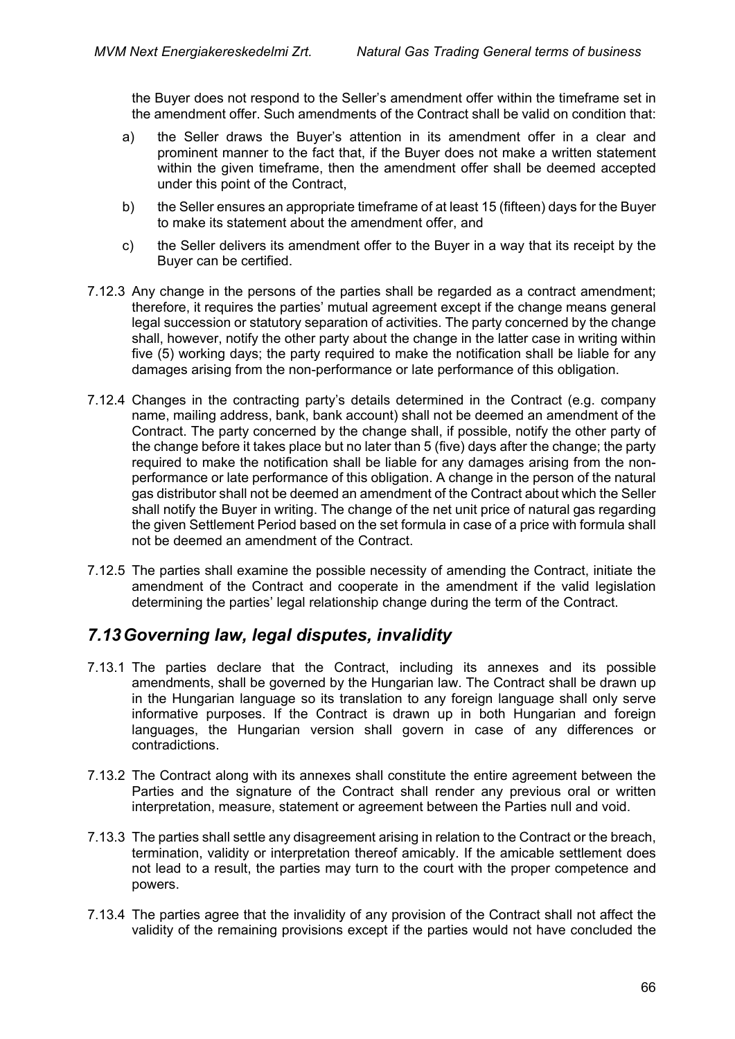the Buyer does not respond to the Seller's amendment offer within the timeframe set in the amendment offer. Such amendments of the Contract shall be valid on condition that:

a) the Seller draws the Buyer's attention in its amendment offer in a clear and prominent manner to the fact that, if the Buyer does not make a written statement within the given timeframe, then the amendment offer shall be deemed accepted under this point of the Contract,

b) the Seller ensures an appropriate timeframe of at least 15 (fifteen) days for the Buyer to make its statement about the amendment offer, and

c) the Seller delivers its amendment offer to the Buyer in a way that its receipt by the Buyer can be certified.

7.12.3 Any change in the persons of the parties shall be regarded as a contract amendment; therefore, it requires the parties' mutual agreement except if the change means general legal succession or statutory separation of activities. The party concerned by the change shall, however, notify the other party about the change in the latter case in writing within five (5) working days; the party required to make the notification shall be liable for any damages arising from the non-performance or late performance of this obligation.

7.12.4 Changes in the contracting party's details determined in the Contract (e.g. company name, mailing address, bank, bank account) shall not be deemed an amendment of the Contract. The party concerned by the change shall, if possible, notify the other party of the change before it takes place but no later than 5 (five) days after the change; the party required to make the notification shall be liable for any damages arising from the non-performance or late performance of this obligation. A change in the person of the natural gas distributor shall not be deemed an amendment of the Contract about which the Seller shall notify the Buyer in writing. The change of the net unit price of natural gas regarding the given Settlement Period based on the set formula in case of a price with formula shall not be deemed an amendment of the Contract.

7.12.5 The parties shall examine the possible necessity of amending the Contract, initiate the amendment of the Contract and cooperate in the amendment if the valid legislation determining the parties' legal relationship change during the term of the Contract.

## *7.13 Governing law, legal disputes, invalidity*

7.13.1 The parties declare that the Contract, including its annexes and its possible amendments, shall be governed by the Hungarian law. The Contract shall be drawn up in the Hungarian language so its translation to any foreign language shall only serve informative purposes. If the Contract is drawn up in both Hungarian and foreign languages, the Hungarian version shall govern in case of any differences or contradictions.

7.13.2 The Contract along with its annexes shall constitute the entire agreement between the Parties and the signature of the Contract shall render any previous oral or written interpretation, measure, statement or agreement between the Parties null and void.

7.13.3 The parties shall settle any disagreement arising in relation to the Contract or the breach, termination, validity or interpretation thereof amicably. If the amicable settlement does not lead to a result, the parties may turn to the court with the proper competence and powers.

7.13.4 The parties agree that the invalidity of any provision of the Contract shall not affect the validity of the remaining provisions except if the parties would not have concluded the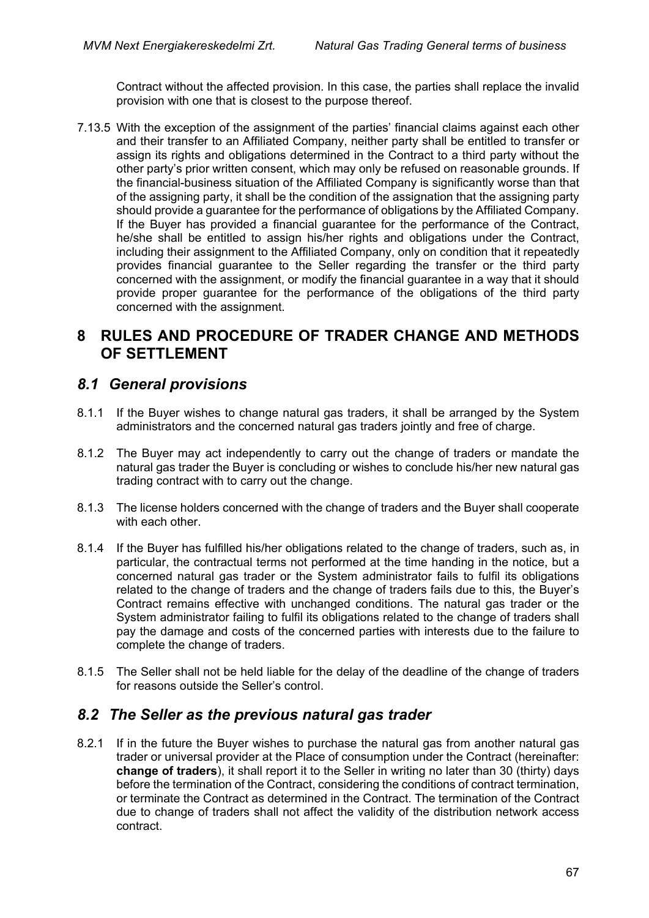Contract without the affected provision. In this case, the parties shall replace the invalid provision with one that is closest to the purpose thereof.

7.13.5 With the exception of the assignment of the parties' financial claims against each other and their transfer to an Affiliated Company, neither party shall be entitled to transfer or assign its rights and obligations determined in the Contract to a third party without the other party's prior written consent, which may only be refused on reasonable grounds. If the financial-business situation of the Affiliated Company is significantly worse than that of the assigning party, it shall be the condition of the assignation that the assigning party should provide a guarantee for the performance of obligations by the Affiliated Company. If the Buyer has provided a financial guarantee for the performance of the Contract, he/she shall be entitled to assign his/her rights and obligations under the Contract, including their assignment to the Affiliated Company, only on condition that it repeatedly provides financial guarantee to the Seller regarding the transfer or the third party concerned with the assignment, or modify the financial guarantee in a way that it should provide proper guarantee for the performance of the obligations of the third party concerned with the assignment.

# 8 RULES AND PROCEDURE OF TRADER CHANGE AND METHODS OF SETTLEMENT

## *8.1 General provisions*

8.1.1 If the Buyer wishes to change natural gas traders, it shall be arranged by the System administrators and the concerned natural gas traders jointly and free of charge.

8.1.2 The Buyer may act independently to carry out the change of traders or mandate the natural gas trader the Buyer is concluding or wishes to conclude his/her new natural gas trading contract with to carry out the change.

8.1.3 The license holders concerned with the change of traders and the Buyer shall cooperate with each other.

8.1.4 If the Buyer has fulfilled his/her obligations related to the change of traders, such as, in particular, the contractual terms not performed at the time handing in the notice, but a concerned natural gas trader or the System administrator fails to fulfil its obligations related to the change of traders and the change of traders fails due to this, the Buyer's Contract remains effective with unchanged conditions. The natural gas trader or the System administrator failing to fulfil its obligations related to the change of traders shall pay the damage and costs of the concerned parties with interests due to the failure to complete the change of traders.

8.1.5 The Seller shall not be held liable for the delay of the deadline of the change of traders for reasons outside the Seller's control.

## *8.2 The Seller as the previous natural gas trader*

8.2.1 If in the future the Buyer wishes to purchase the natural gas from another natural gas trader or universal provider at the Place of consumption under the Contract (hereinafter: **change of traders**), it shall report it to the Seller in writing no later than 30 (thirty) days before the termination of the Contract, considering the conditions of contract termination, or terminate the Contract as determined in the Contract. The termination of the Contract due to change of traders shall not affect the validity of the distribution network access contract.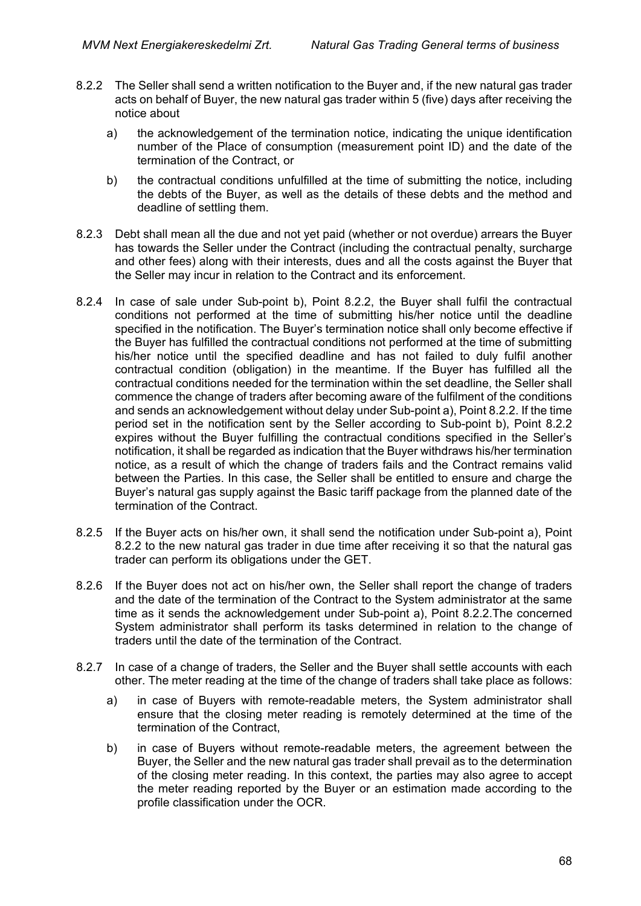8.2.2 The Seller shall send a written notification to the Buyer and, if the new natural gas trader acts on behalf of Buyer, the new natural gas trader within 5 (five) days after receiving the notice about

a) the acknowledgement of the termination notice, indicating the unique identification number of the Place of consumption (measurement point ID) and the date of the termination of the Contract, or

b) the contractual conditions unfulfilled at the time of submitting the notice, including the debts of the Buyer, as well as the details of these debts and the method and deadline of settling them.

8.2.3 Debt shall mean all the due and not yet paid (whether or not overdue) arrears the Buyer has towards the Seller under the Contract (including the contractual penalty, surcharge and other fees) along with their interests, dues and all the costs against the Buyer that the Seller may incur in relation to the Contract and its enforcement.

8.2.4 In case of sale under Sub-point b), Point 8.2.2, the Buyer shall fulfil the contractual conditions not performed at the time of submitting his/her notice until the deadline specified in the notification. The Buyer's termination notice shall only become effective if the Buyer has fulfilled the contractual conditions not performed at the time of submitting his/her notice until the specified deadline and has not failed to duly fulfil another contractual condition (obligation) in the meantime. If the Buyer has fulfilled all the contractual conditions needed for the termination within the set deadline, the Seller shall commence the change of traders after becoming aware of the fulfilment of the conditions and sends an acknowledgement without delay under Sub-point a), Point 8.2.2. If the time period set in the notification sent by the Seller according to Sub-point b), Point 8.2.2 expires without the Buyer fulfilling the contractual conditions specified in the Seller's notification, it shall be regarded as indication that the Buyer withdraws his/her termination notice, as a result of which the change of traders fails and the Contract remains valid between the Parties. In this case, the Seller shall be entitled to ensure and charge the Buyer's natural gas supply against the Basic tariff package from the planned date of the termination of the Contract.

8.2.5 If the Buyer acts on his/her own, it shall send the notification under Sub-point a), Point 8.2.2 to the new natural gas trader in due time after receiving it so that the natural gas trader can perform its obligations under the GET.

8.2.6 If the Buyer does not act on his/her own, the Seller shall report the change of traders and the date of the termination of the Contract to the System administrator at the same time as it sends the acknowledgement under Sub-point a), Point 8.2.2.The concerned System administrator shall perform its tasks determined in relation to the change of traders until the date of the termination of the Contract.

8.2.7 In case of a change of traders, the Seller and the Buyer shall settle accounts with each other. The meter reading at the time of the change of traders shall take place as follows:

a) in case of Buyers with remote-readable meters, the System administrator shall ensure that the closing meter reading is remotely determined at the time of the termination of the Contract,

b) in case of Buyers without remote-readable meters, the agreement between the Buyer, the Seller and the new natural gas trader shall prevail as to the determination of the closing meter reading. In this context, the parties may also agree to accept the meter reading reported by the Buyer or an estimation made according to the profile classification under the OCR.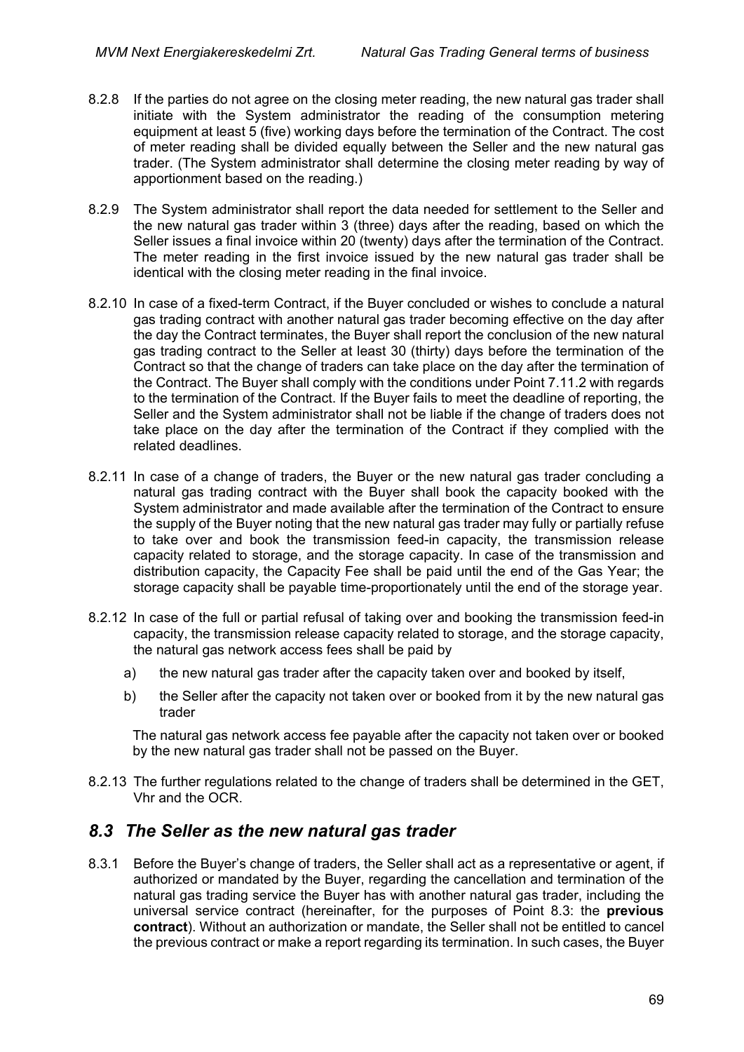8.2.8 If the parties do not agree on the closing meter reading, the new natural gas trader shall initiate with the System administrator the reading of the consumption metering equipment at least 5 (five) working days before the termination of the Contract. The cost of meter reading shall be divided equally between the Seller and the new natural gas trader. (The System administrator shall determine the closing meter reading by way of apportionment based on the reading.)

8.2.9 The System administrator shall report the data needed for settlement to the Seller and the new natural gas trader within 3 (three) days after the reading, based on which the Seller issues a final invoice within 20 (twenty) days after the termination of the Contract. The meter reading in the first invoice issued by the new natural gas trader shall be identical with the closing meter reading in the final invoice.

8.2.10 In case of a fixed-term Contract, if the Buyer concluded or wishes to conclude a natural gas trading contract with another natural gas trader becoming effective on the day after the day the Contract terminates, the Buyer shall report the conclusion of the new natural gas trading contract to the Seller at least 30 (thirty) days before the termination of the Contract so that the change of traders can take place on the day after the termination of the Contract. The Buyer shall comply with the conditions under Point 7.11.2 with regards to the termination of the Contract. If the Buyer fails to meet the deadline of reporting, the Seller and the System administrator shall not be liable if the change of traders does not take place on the day after the termination of the Contract if they complied with the related deadlines.

8.2.11 In case of a change of traders, the Buyer or the new natural gas trader concluding a natural gas trading contract with the Buyer shall book the capacity booked with the System administrator and made available after the termination of the Contract to ensure the supply of the Buyer noting that the new natural gas trader may fully or partially refuse to take over and book the transmission feed-in capacity, the transmission release capacity related to storage, and the storage capacity. In case of the transmission and distribution capacity, the Capacity Fee shall be paid until the end of the Gas Year; the storage capacity shall be payable time-proportionately until the end of the storage year.

8.2.12 In case of the full or partial refusal of taking over and booking the transmission feed-in capacity, the transmission release capacity related to storage, and the storage capacity, the natural gas network access fees shall be paid by

a) the new natural gas trader after the capacity taken over and booked by itself,

b) the Seller after the capacity not taken over or booked from it by the new natural gas trader

The natural gas network access fee payable after the capacity not taken over or booked by the new natural gas trader shall not be passed on the Buyer.

8.2.13 The further regulations related to the change of traders shall be determined in the GET, Vhr and the OCR.

## *8.3 The Seller as the new natural gas trader*

8.3.1 Before the Buyer's change of traders, the Seller shall act as a representative or agent, if authorized or mandated by the Buyer, regarding the cancellation and termination of the natural gas trading service the Buyer has with another natural gas trader, including the universal service contract (hereinafter, for the purposes of Point 8.3: the **previous contract**). Without an authorization or mandate, the Seller shall not be entitled to cancel the previous contract or make a report regarding its termination. In such cases, the Buyer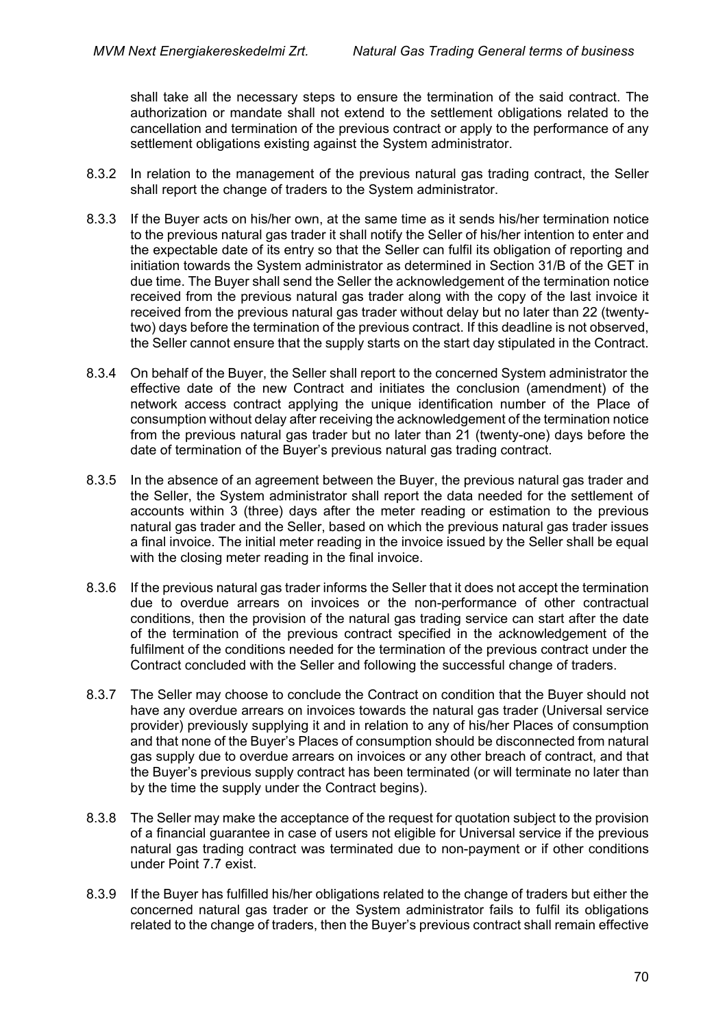shall take all the necessary steps to ensure the termination of the said contract. The authorization or mandate shall not extend to the settlement obligations related to the cancellation and termination of the previous contract or apply to the performance of any settlement obligations existing against the System administrator.

8.3.2 In relation to the management of the previous natural gas trading contract, the Seller shall report the change of traders to the System administrator.

8.3.3 If the Buyer acts on his/her own, at the same time as it sends his/her termination notice to the previous natural gas trader it shall notify the Seller of his/her intention to enter and the expectable date of its entry so that the Seller can fulfil its obligation of reporting and initiation towards the System administrator as determined in Section 31/B of the GET in due time. The Buyer shall send the Seller the acknowledgement of the termination notice received from the previous natural gas trader along with the copy of the last invoice it received from the previous natural gas trader without delay but no later than 22 (twenty-two) days before the termination of the previous contract. If this deadline is not observed, the Seller cannot ensure that the supply starts on the start day stipulated in the Contract.

8.3.4 On behalf of the Buyer, the Seller shall report to the concerned System administrator the effective date of the new Contract and initiates the conclusion (amendment) of the network access contract applying the unique identification number of the Place of consumption without delay after receiving the acknowledgement of the termination notice from the previous natural gas trader but no later than 21 (twenty-one) days before the date of termination of the Buyer's previous natural gas trading contract.

8.3.5 In the absence of an agreement between the Buyer, the previous natural gas trader and the Seller, the System administrator shall report the data needed for the settlement of accounts within 3 (three) days after the meter reading or estimation to the previous natural gas trader and the Seller, based on which the previous natural gas trader issues a final invoice. The initial meter reading in the invoice issued by the Seller shall be equal with the closing meter reading in the final invoice.

8.3.6 If the previous natural gas trader informs the Seller that it does not accept the termination due to overdue arrears on invoices or the non-performance of other contractual conditions, then the provision of the natural gas trading service can start after the date of the termination of the previous contract specified in the acknowledgement of the fulfilment of the conditions needed for the termination of the previous contract under the Contract concluded with the Seller and following the successful change of traders.

8.3.7 The Seller may choose to conclude the Contract on condition that the Buyer should not have any overdue arrears on invoices towards the natural gas trader (Universal service provider) previously supplying it and in relation to any of his/her Places of consumption and that none of the Buyer's Places of consumption should be disconnected from natural gas supply due to overdue arrears on invoices or any other breach of contract, and that the Buyer's previous supply contract has been terminated (or will terminate no later than by the time the supply under the Contract begins).

8.3.8 The Seller may make the acceptance of the request for quotation subject to the provision of a financial guarantee in case of users not eligible for Universal service if the previous natural gas trading contract was terminated due to non-payment or if other conditions under Point 7.7 exist.

8.3.9 If the Buyer has fulfilled his/her obligations related to the change of traders but either the concerned natural gas trader or the System administrator fails to fulfil its obligations related to the change of traders, then the Buyer's previous contract shall remain effective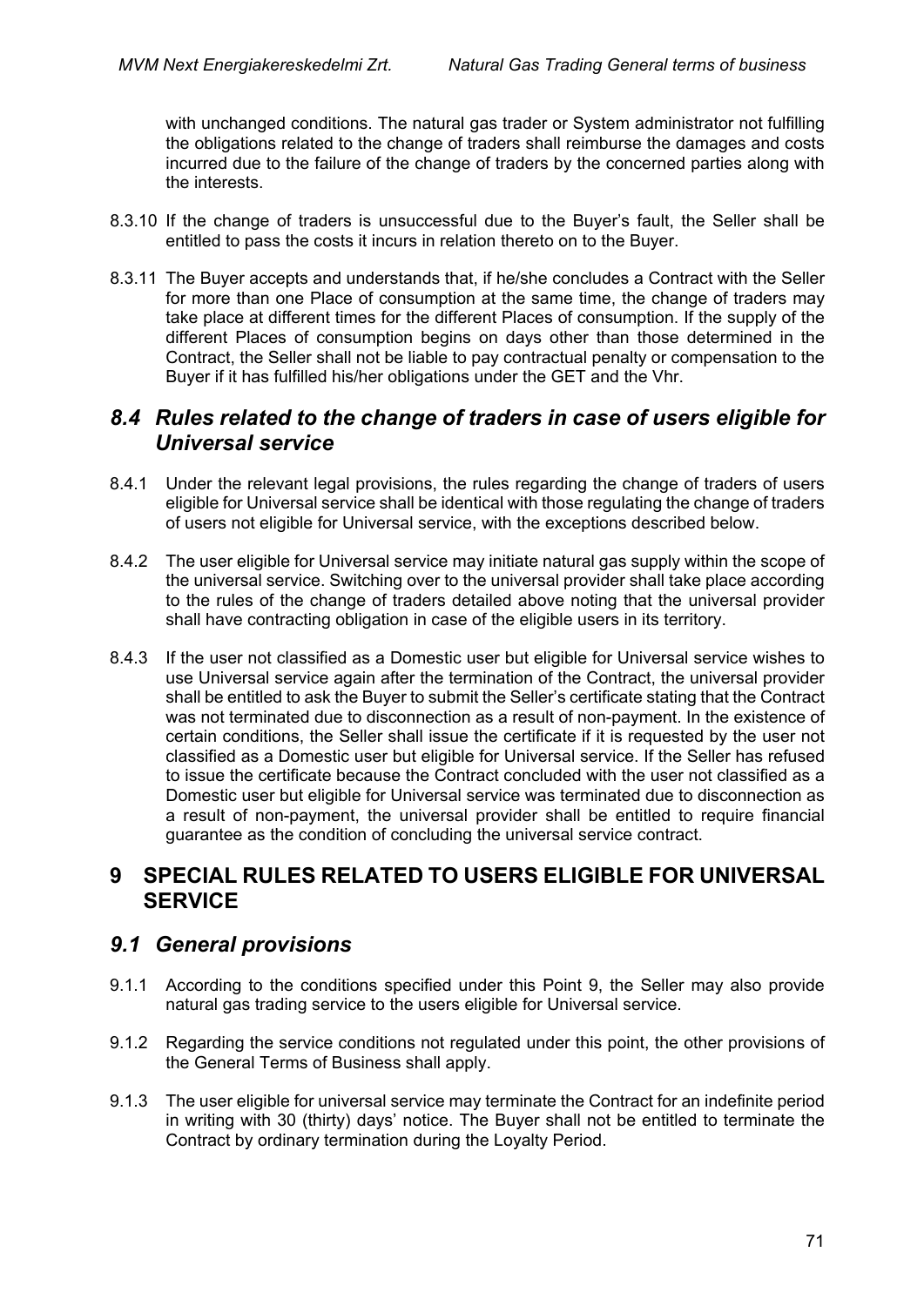with unchanged conditions. The natural gas trader or System administrator not fulfilling the obligations related to the change of traders shall reimburse the damages and costs incurred due to the failure of the change of traders by the concerned parties along with the interests.

8.3.10 If the change of traders is unsuccessful due to the Buyer's fault, the Seller shall be entitled to pass the costs it incurs in relation thereto on to the Buyer.

8.3.11 The Buyer accepts and understands that, if he/she concludes a Contract with the Seller for more than one Place of consumption at the same time, the change of traders may take place at different times for the different Places of consumption. If the supply of the different Places of consumption begins on days other than those determined in the Contract, the Seller shall not be liable to pay contractual penalty or compensation to the Buyer if it has fulfilled his/her obligations under the GET and the Vhr.

## *8.4 Rules related to the change of traders in case of users eligible for Universal service*

8.4.1 Under the relevant legal provisions, the rules regarding the change of traders of users eligible for Universal service shall be identical with those regulating the change of traders of users not eligible for Universal service, with the exceptions described below.

8.4.2 The user eligible for Universal service may initiate natural gas supply within the scope of the universal service. Switching over to the universal provider shall take place according to the rules of the change of traders detailed above noting that the universal provider shall have contracting obligation in case of the eligible users in its territory.

8.4.3 If the user not classified as a Domestic user but eligible for Universal service wishes to use Universal service again after the termination of the Contract, the universal provider shall be entitled to ask the Buyer to submit the Seller's certificate stating that the Contract was not terminated due to disconnection as a result of non-payment. In the existence of certain conditions, the Seller shall issue the certificate if it is requested by the user not classified as a Domestic user but eligible for Universal service. If the Seller has refused to issue the certificate because the Contract concluded with the user not classified as a Domestic user but eligible for Universal service was terminated due to disconnection as a result of non-payment, the universal provider shall be entitled to require financial guarantee as the condition of concluding the universal service contract.

# 9 SPECIAL RULES RELATED TO USERS ELIGIBLE FOR UNIVERSAL SERVICE

## *9.1 General provisions*

9.1.1 According to the conditions specified under this Point 9, the Seller may also provide natural gas trading service to the users eligible for Universal service.

9.1.2 Regarding the service conditions not regulated under this point, the other provisions of the General Terms of Business shall apply.

9.1.3 The user eligible for universal service may terminate the Contract for an indefinite period in writing with 30 (thirty) days' notice. The Buyer shall not be entitled to terminate the Contract by ordinary termination during the Loyalty Period.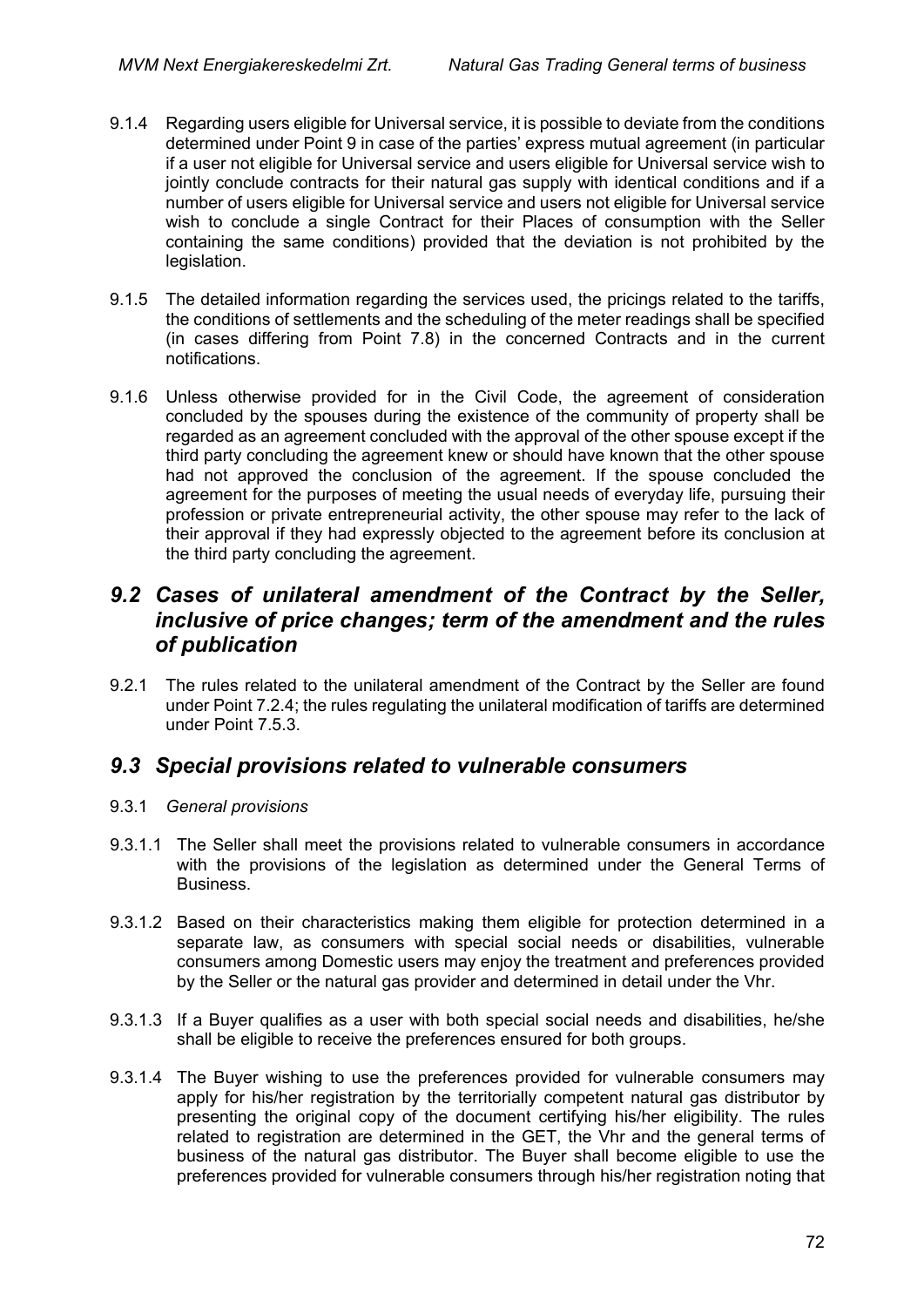9.1.4 Regarding users eligible for Universal service, it is possible to deviate from the conditions determined under Point 9 in case of the parties' express mutual agreement (in particular if a user not eligible for Universal service and users eligible for Universal service wish to jointly conclude contracts for their natural gas supply with identical conditions and if a number of users eligible for Universal service and users not eligible for Universal service wish to conclude a single Contract for their Places of consumption with the Seller containing the same conditions) provided that the deviation is not prohibited by the legislation.

9.1.5 The detailed information regarding the services used, the pricings related to the tariffs, the conditions of settlements and the scheduling of the meter readings shall be specified (in cases differing from Point 7.8) in the concerned Contracts and in the current notifications.

9.1.6 Unless otherwise provided for in the Civil Code, the agreement of consideration concluded by the spouses during the existence of the community of property shall be regarded as an agreement concluded with the approval of the other spouse except if the third party concluding the agreement knew or should have known that the other spouse had not approved the conclusion of the agreement. If the spouse concluded the agreement for the purposes of meeting the usual needs of everyday life, pursuing their profession or private entrepreneurial activity, the other spouse may refer to the lack of their approval if they had expressly objected to the agreement before its conclusion at the third party concluding the agreement.

## *9.2 Cases of unilateral amendment of the Contract by the Seller, inclusive of price changes; term of the amendment and the rules of publication*

9.2.1 The rules related to the unilateral amendment of the Contract by the Seller are found under Point 7.2.4; the rules regulating the unilateral modification of tariffs are determined under Point 7.5.3.

## *9.3 Special provisions related to vulnerable consumers*

9.3.1 *General provisions*

9.3.1.1 The Seller shall meet the provisions related to vulnerable consumers in accordance with the provisions of the legislation as determined under the General Terms of Business.

9.3.1.2 Based on their characteristics making them eligible for protection determined in a separate law, as consumers with special social needs or disabilities, vulnerable consumers among Domestic users may enjoy the treatment and preferences provided by the Seller or the natural gas provider and determined in detail under the Vhr.

9.3.1.3 If a Buyer qualifies as a user with both special social needs and disabilities, he/she shall be eligible to receive the preferences ensured for both groups.

9.3.1.4 The Buyer wishing to use the preferences provided for vulnerable consumers may apply for his/her registration by the territorially competent natural gas distributor by presenting the original copy of the document certifying his/her eligibility. The rules related to registration are determined in the GET, the Vhr and the general terms of business of the natural gas distributor. The Buyer shall become eligible to use the preferences provided for vulnerable consumers through his/her registration noting that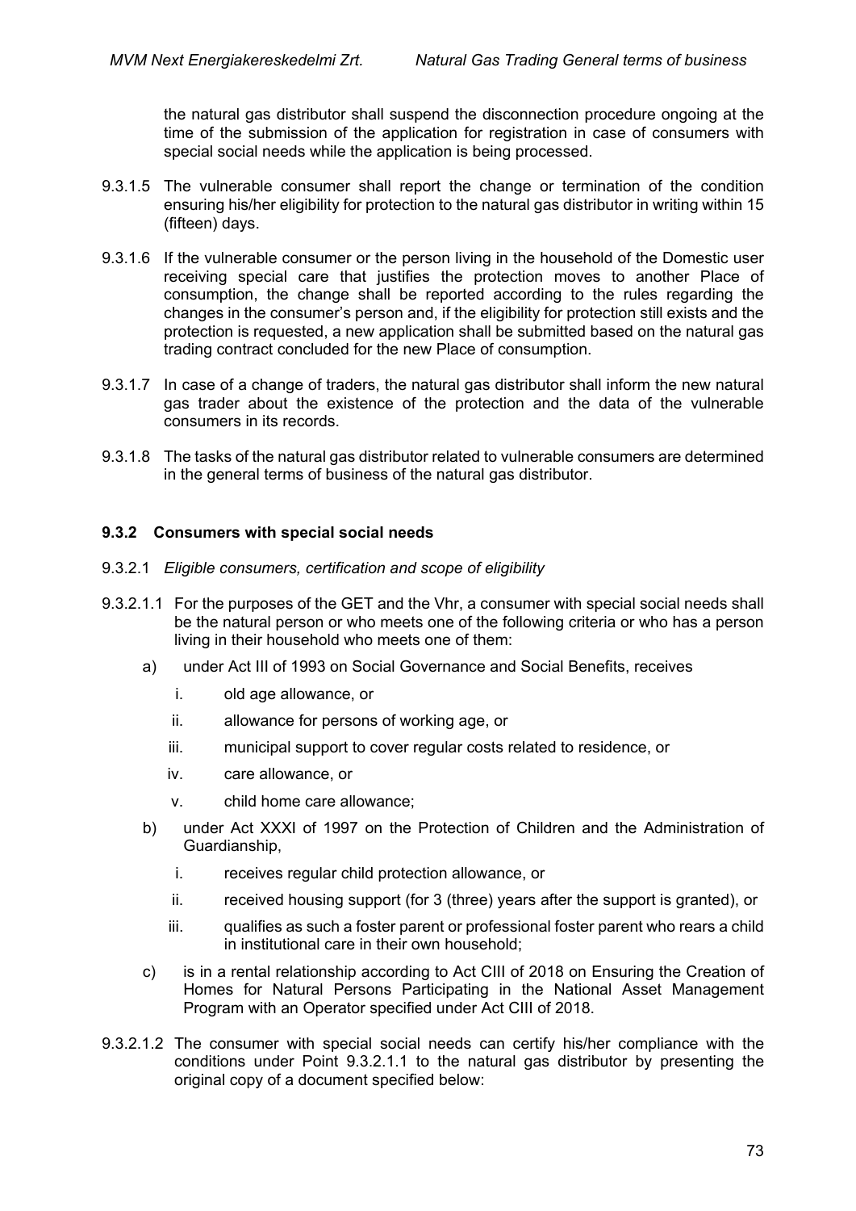the natural gas distributor shall suspend the disconnection procedure ongoing at the time of the submission of the application for registration in case of consumers with special social needs while the application is being processed.

9.3.1.5 The vulnerable consumer shall report the change or termination of the condition ensuring his/her eligibility for protection to the natural gas distributor in writing within 15 (fifteen) days.

9.3.1.6 If the vulnerable consumer or the person living in the household of the Domestic user receiving special care that justifies the protection moves to another Place of consumption, the change shall be reported according to the rules regarding the changes in the consumer's person and, if the eligibility for protection still exists and the protection is requested, a new application shall be submitted based on the natural gas trading contract concluded for the new Place of consumption.

9.3.1.7 In case of a change of traders, the natural gas distributor shall inform the new natural gas trader about the existence of the protection and the data of the vulnerable consumers in its records.

9.3.1.8 The tasks of the natural gas distributor related to vulnerable consumers are determined in the general terms of business of the natural gas distributor.

### 9.3.2 Consumers with special social needs

9.3.2.1 *Eligible consumers, certification and scope of eligibility*

9.3.2.1.1 For the purposes of the GET and the Vhr, a consumer with special social needs shall be the natural person or who meets one of the following criteria or who has a person living in their household who meets one of them:

a) under Act III of 1993 on Social Governance and Social Benefits, receives
   i. old age allowance, or
   ii. allowance for persons of working age, or
   iii. municipal support to cover regular costs related to residence, or
   iv. care allowance, or
   v. child home care allowance;

b) under Act XXXI of 1997 on the Protection of Children and the Administration of Guardianship,
   i. receives regular child protection allowance, or
   ii. received housing support (for 3 (three) years after the support is granted), or
   iii. qualifies as such a foster parent or professional foster parent who rears a child in institutional care in their own household;

c) is in a rental relationship according to Act CIII of 2018 on Ensuring the Creation of Homes for Natural Persons Participating in the National Asset Management Program with an Operator specified under Act CIII of 2018.

9.3.2.1.2 The consumer with special social needs can certify his/her compliance with the conditions under Point 9.3.2.1.1 to the natural gas distributor by presenting the original copy of a document specified below: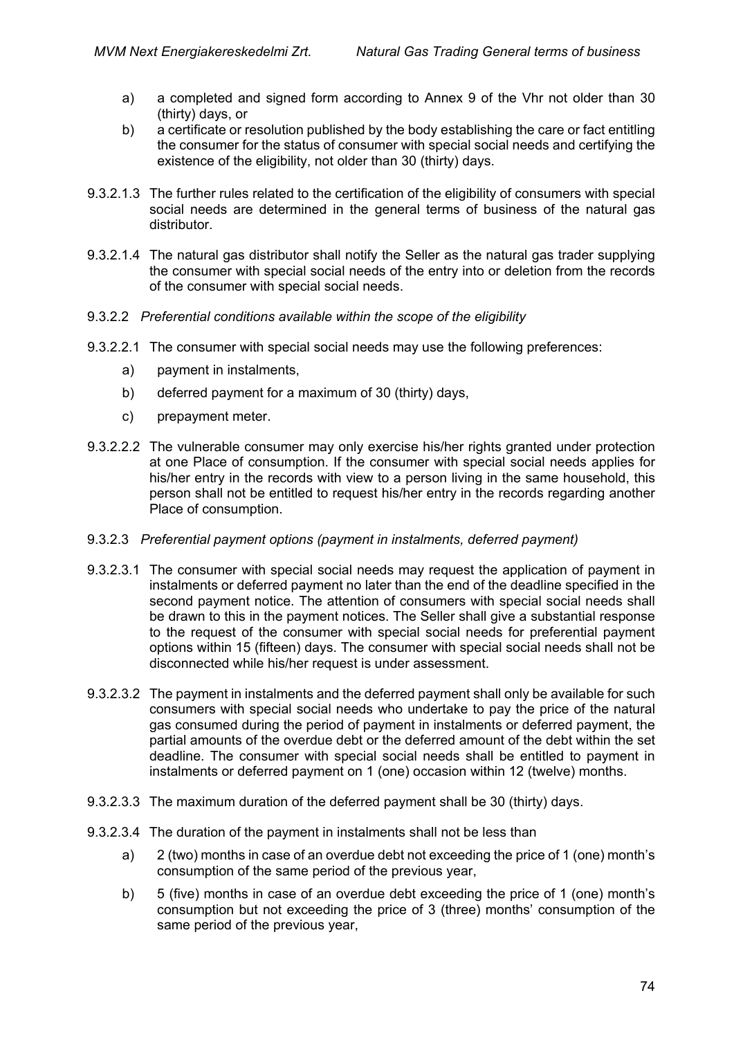a) a completed and signed form according to Annex 9 of the Vhr not older than 30 (thirty) days, or

b) a certificate or resolution published by the body establishing the care or fact entitling the consumer for the status of consumer with special social needs and certifying the existence of the eligibility, not older than 30 (thirty) days.

9.3.2.1.3 The further rules related to the certification of the eligibility of consumers with special social needs are determined in the general terms of business of the natural gas distributor.

9.3.2.1.4 The natural gas distributor shall notify the Seller as the natural gas trader supplying the consumer with special social needs of the entry into or deletion from the records of the consumer with special social needs.

9.3.2.2 *Preferential conditions available within the scope of the eligibility*

9.3.2.2.1 The consumer with special social needs may use the following preferences:

a) payment in instalments,

b) deferred payment for a maximum of 30 (thirty) days,

c) prepayment meter.

9.3.2.2.2 The vulnerable consumer may only exercise his/her rights granted under protection at one Place of consumption. If the consumer with special social needs applies for his/her entry in the records with view to a person living in the same household, this person shall not be entitled to request his/her entry in the records regarding another Place of consumption.

9.3.2.3 *Preferential payment options (payment in instalments, deferred payment)*

9.3.2.3.1 The consumer with special social needs may request the application of payment in instalments or deferred payment no later than the end of the deadline specified in the second payment notice. The attention of consumers with special social needs shall be drawn to this in the payment notices. The Seller shall give a substantial response to the request of the consumer with special social needs for preferential payment options within 15 (fifteen) days. The consumer with special social needs shall not be disconnected while his/her request is under assessment.

9.3.2.3.2 The payment in instalments and the deferred payment shall only be available for such consumers with special social needs who undertake to pay the price of the natural gas consumed during the period of payment in instalments or deferred payment, the partial amounts of the overdue debt or the deferred amount of the debt within the set deadline. The consumer with special social needs shall be entitled to payment in instalments or deferred payment on 1 (one) occasion within 12 (twelve) months.

9.3.2.3.3 The maximum duration of the deferred payment shall be 30 (thirty) days.

9.3.2.3.4 The duration of the payment in instalments shall not be less than

a) 2 (two) months in case of an overdue debt not exceeding the price of 1 (one) month's consumption of the same period of the previous year,

b) 5 (five) months in case of an overdue debt exceeding the price of 1 (one) month's consumption but not exceeding the price of 3 (three) months' consumption of the same period of the previous year,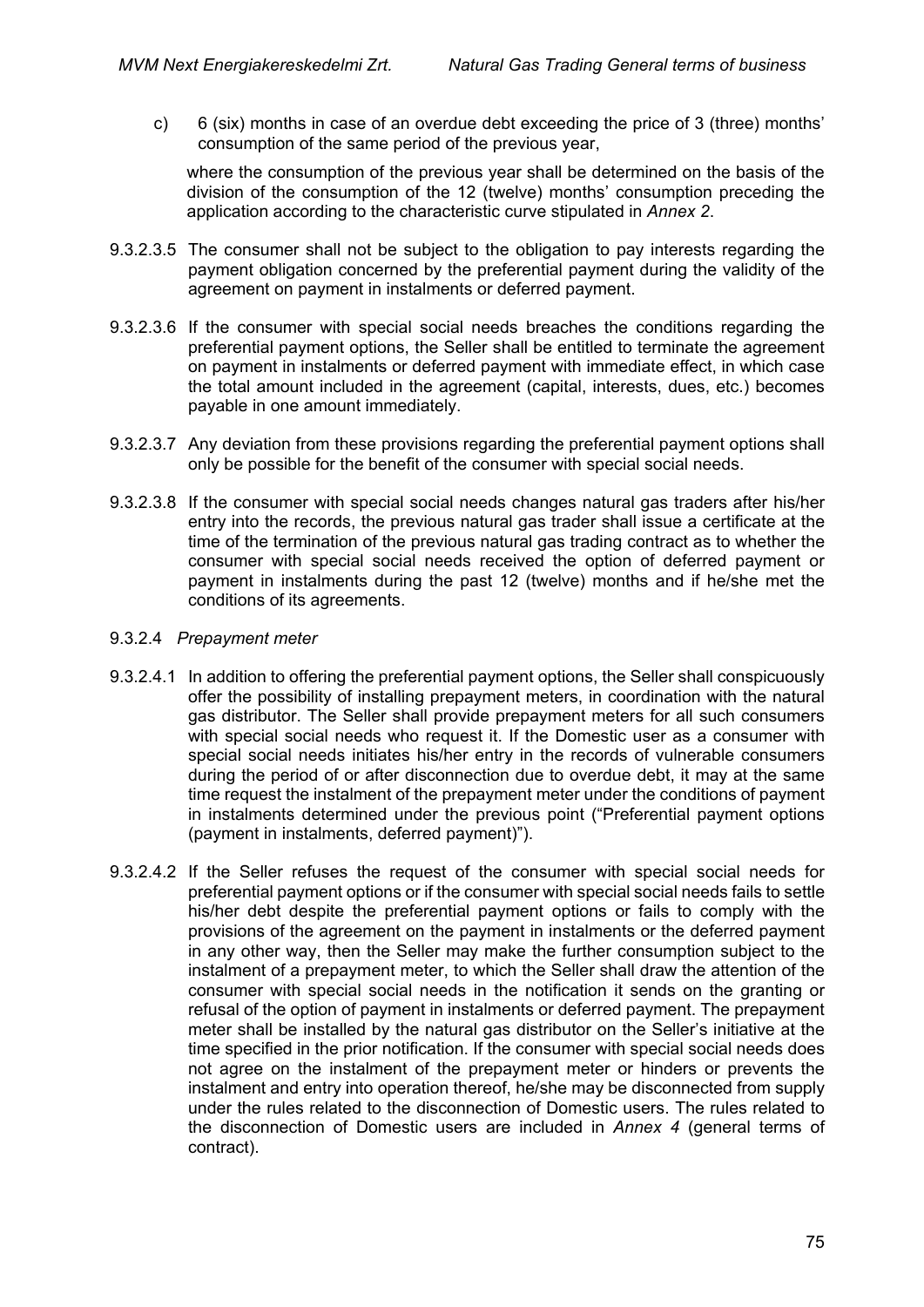c) 6 (six) months in case of an overdue debt exceeding the price of 3 (three) months' consumption of the same period of the previous year,

where the consumption of the previous year shall be determined on the basis of the division of the consumption of the 12 (twelve) months' consumption preceding the application according to the characteristic curve stipulated in *Annex 2*.

9.3.2.3.5 The consumer shall not be subject to the obligation to pay interests regarding the payment obligation concerned by the preferential payment during the validity of the agreement on payment in instalments or deferred payment.

9.3.2.3.6 If the consumer with special social needs breaches the conditions regarding the preferential payment options, the Seller shall be entitled to terminate the agreement on payment in instalments or deferred payment with immediate effect, in which case the total amount included in the agreement (capital, interests, dues, etc.) becomes payable in one amount immediately.

9.3.2.3.7 Any deviation from these provisions regarding the preferential payment options shall only be possible for the benefit of the consumer with special social needs.

9.3.2.3.8 If the consumer with special social needs changes natural gas traders after his/her entry into the records, the previous natural gas trader shall issue a certificate at the time of the termination of the previous natural gas trading contract as to whether the consumer with special social needs received the option of deferred payment or payment in instalments during the past 12 (twelve) months and if he/she met the conditions of its agreements.

9.3.2.4 *Prepayment meter*

9.3.2.4.1 In addition to offering the preferential payment options, the Seller shall conspicuously offer the possibility of installing prepayment meters, in coordination with the natural gas distributor. The Seller shall provide prepayment meters for all such consumers with special social needs who request it. If the Domestic user as a consumer with special social needs initiates his/her entry in the records of vulnerable consumers during the period of or after disconnection due to overdue debt, it may at the same time request the instalment of the prepayment meter under the conditions of payment in instalments determined under the previous point ("Preferential payment options (payment in instalments, deferred payment)").

9.3.2.4.2 If the Seller refuses the request of the consumer with special social needs for preferential payment options or if the consumer with special social needs fails to settle his/her debt despite the preferential payment options or fails to comply with the provisions of the agreement on the payment in instalments or the deferred payment in any other way, then the Seller may make the further consumption subject to the instalment of a prepayment meter, to which the Seller shall draw the attention of the consumer with special social needs in the notification it sends on the granting or refusal of the option of payment in instalments or deferred payment. The prepayment meter shall be installed by the natural gas distributor on the Seller's initiative at the time specified in the prior notification. If the consumer with special social needs does not agree on the instalment of the prepayment meter or hinders or prevents the instalment and entry into operation thereof, he/she may be disconnected from supply under the rules related to the disconnection of Domestic users. The rules related to the disconnection of Domestic users are included in *Annex 4* (general terms of contract).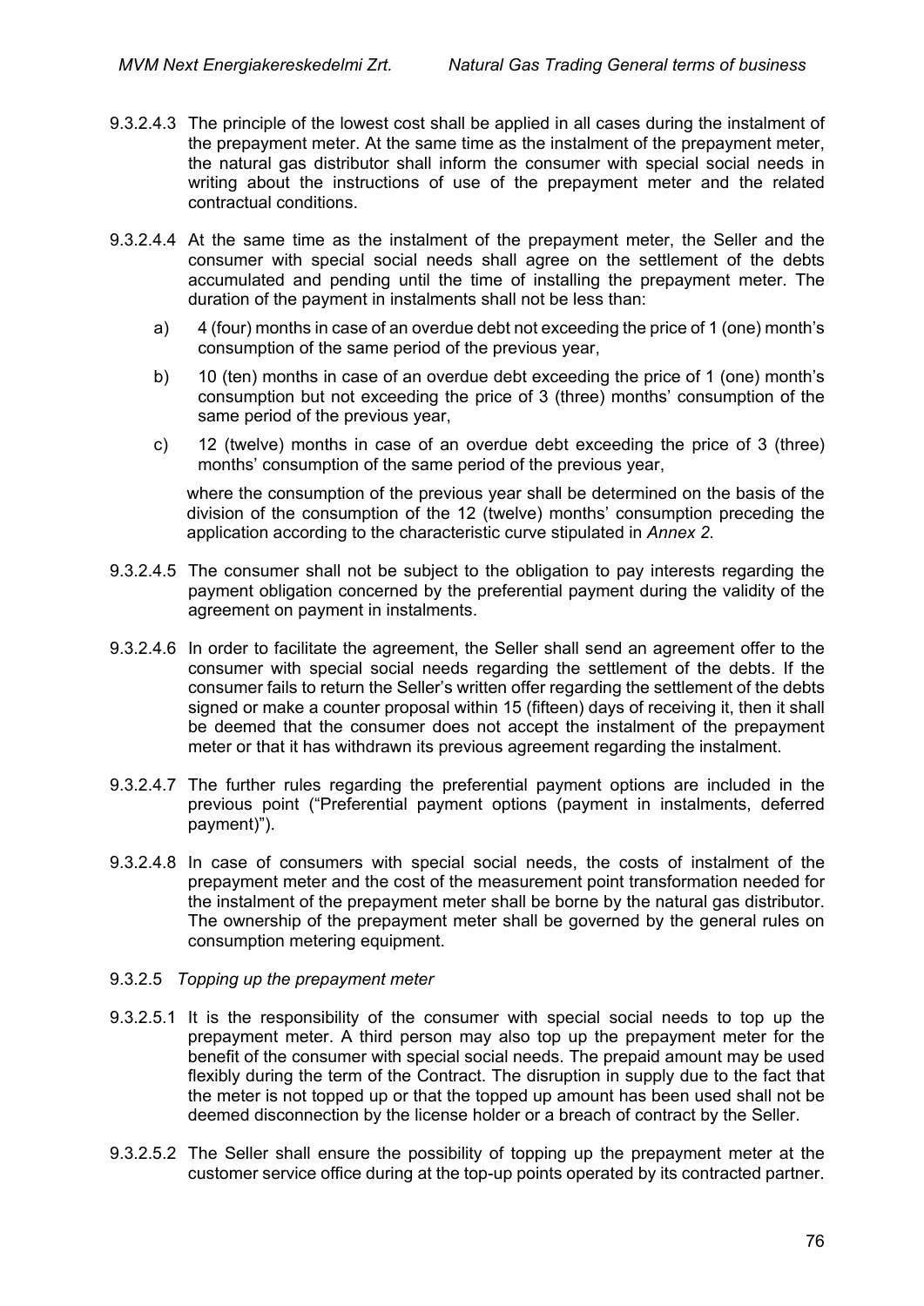9.3.2.4.3 The principle of the lowest cost shall be applied in all cases during the instalment of the prepayment meter. At the same time as the instalment of the prepayment meter, the natural gas distributor shall inform the consumer with special social needs in writing about the instructions of use of the prepayment meter and the related contractual conditions.

9.3.2.4.4 At the same time as the instalment of the prepayment meter, the Seller and the consumer with special social needs shall agree on the settlement of the debts accumulated and pending until the time of installing the prepayment meter. The duration of the payment in instalments shall not be less than:

a) 4 (four) months in case of an overdue debt not exceeding the price of 1 (one) month's consumption of the same period of the previous year,

b) 10 (ten) months in case of an overdue debt exceeding the price of 1 (one) month's consumption but not exceeding the price of 3 (three) months' consumption of the same period of the previous year,

c) 12 (twelve) months in case of an overdue debt exceeding the price of 3 (three) months' consumption of the same period of the previous year,

where the consumption of the previous year shall be determined on the basis of the division of the consumption of the 12 (twelve) months' consumption preceding the application according to the characteristic curve stipulated in *Annex 2*.

9.3.2.4.5 The consumer shall not be subject to the obligation to pay interests regarding the payment obligation concerned by the preferential payment during the validity of the agreement on payment in instalments.

9.3.2.4.6 In order to facilitate the agreement, the Seller shall send an agreement offer to the consumer with special social needs regarding the settlement of the debts. If the consumer fails to return the Seller's written offer regarding the settlement of the debts signed or make a counter proposal within 15 (fifteen) days of receiving it, then it shall be deemed that the consumer does not accept the instalment of the prepayment meter or that it has withdrawn its previous agreement regarding the instalment.

9.3.2.4.7 The further rules regarding the preferential payment options are included in the previous point ("Preferential payment options (payment in instalments, deferred payment)").

9.3.2.4.8 In case of consumers with special social needs, the costs of instalment of the prepayment meter and the cost of the measurement point transformation needed for the instalment of the prepayment meter shall be borne by the natural gas distributor. The ownership of the prepayment meter shall be governed by the general rules on consumption metering equipment.

9.3.2.5 *Topping up the prepayment meter*

9.3.2.5.1 It is the responsibility of the consumer with special social needs to top up the prepayment meter. A third person may also top up the prepayment meter for the benefit of the consumer with special social needs. The prepaid amount may be used flexibly during the term of the Contract. The disruption in supply due to the fact that the meter is not topped up or that the topped up amount has been used shall not be deemed disconnection by the license holder or a breach of contract by the Seller.

9.3.2.5.2 The Seller shall ensure the possibility of topping up the prepayment meter at the customer service office during at the top-up points operated by its contracted partner.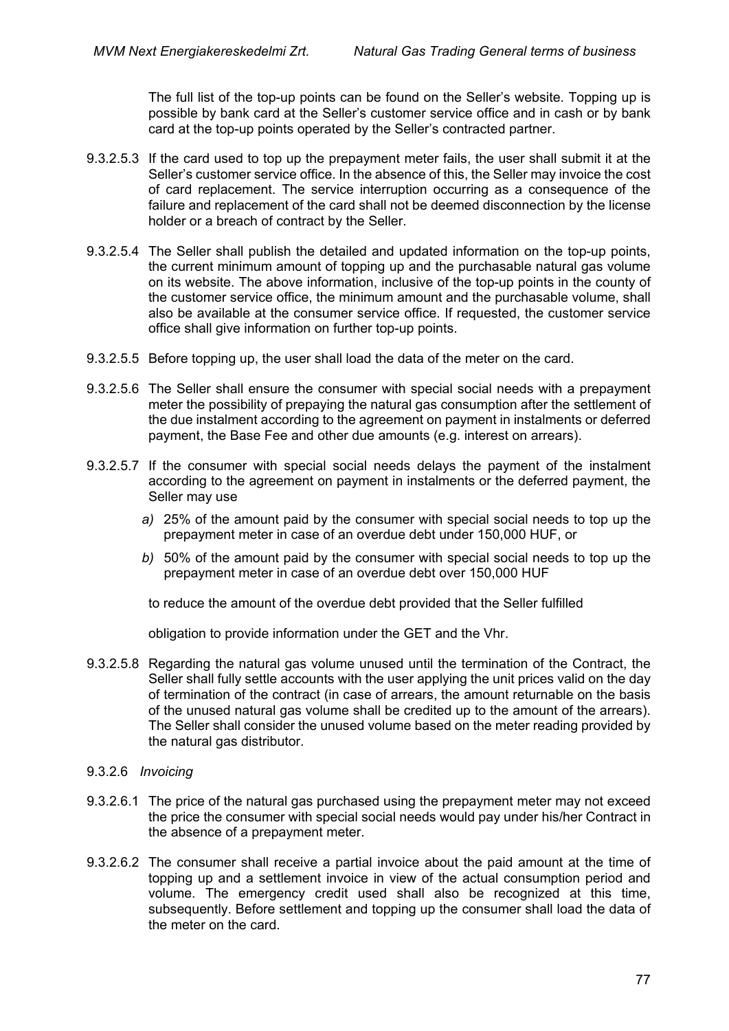The full list of the top-up points can be found on the Seller's website. Topping up is possible by bank card at the Seller's customer service office and in cash or by bank card at the top-up points operated by the Seller's contracted partner.

9.3.2.5.3 If the card used to top up the prepayment meter fails, the user shall submit it at the Seller's customer service office. In the absence of this, the Seller may invoice the cost of card replacement. The service interruption occurring as a consequence of the failure and replacement of the card shall not be deemed disconnection by the license holder or a breach of contract by the Seller.

9.3.2.5.4 The Seller shall publish the detailed and updated information on the top-up points, the current minimum amount of topping up and the purchasable natural gas volume on its website. The above information, inclusive of the top-up points in the county of the customer service office, the minimum amount and the purchasable volume, shall also be available at the consumer service office. If requested, the customer service office shall give information on further top-up points.

9.3.2.5.5 Before topping up, the user shall load the data of the meter on the card.

9.3.2.5.6 The Seller shall ensure the consumer with special social needs with a prepayment meter the possibility of prepaying the natural gas consumption after the settlement of the due instalment according to the agreement on payment in instalments or deferred payment, the Base Fee and other due amounts (e.g. interest on arrears).

9.3.2.5.7 If the consumer with special social needs delays the payment of the instalment according to the agreement on payment in instalments or the deferred payment, the Seller may use

*a)* 25% of the amount paid by the consumer with special social needs to top up the prepayment meter in case of an overdue debt under 150,000 HUF, or

*b)* 50% of the amount paid by the consumer with special social needs to top up the prepayment meter in case of an overdue debt over 150,000 HUF

to reduce the amount of the overdue debt provided that the Seller fulfilled

obligation to provide information under the GET and the Vhr.

9.3.2.5.8 Regarding the natural gas volume unused until the termination of the Contract, the Seller shall fully settle accounts with the user applying the unit prices valid on the day of termination of the contract (in case of arrears, the amount returnable on the basis of the unused natural gas volume shall be credited up to the amount of the arrears). The Seller shall consider the unused volume based on the meter reading provided by the natural gas distributor.

9.3.2.6 *Invoicing*

9.3.2.6.1 The price of the natural gas purchased using the prepayment meter may not exceed the price the consumer with special social needs would pay under his/her Contract in the absence of a prepayment meter.

9.3.2.6.2 The consumer shall receive a partial invoice about the paid amount at the time of topping up and a settlement invoice in view of the actual consumption period and volume. The emergency credit used shall also be recognized at this time, subsequently. Before settlement and topping up the consumer shall load the data of the meter on the card.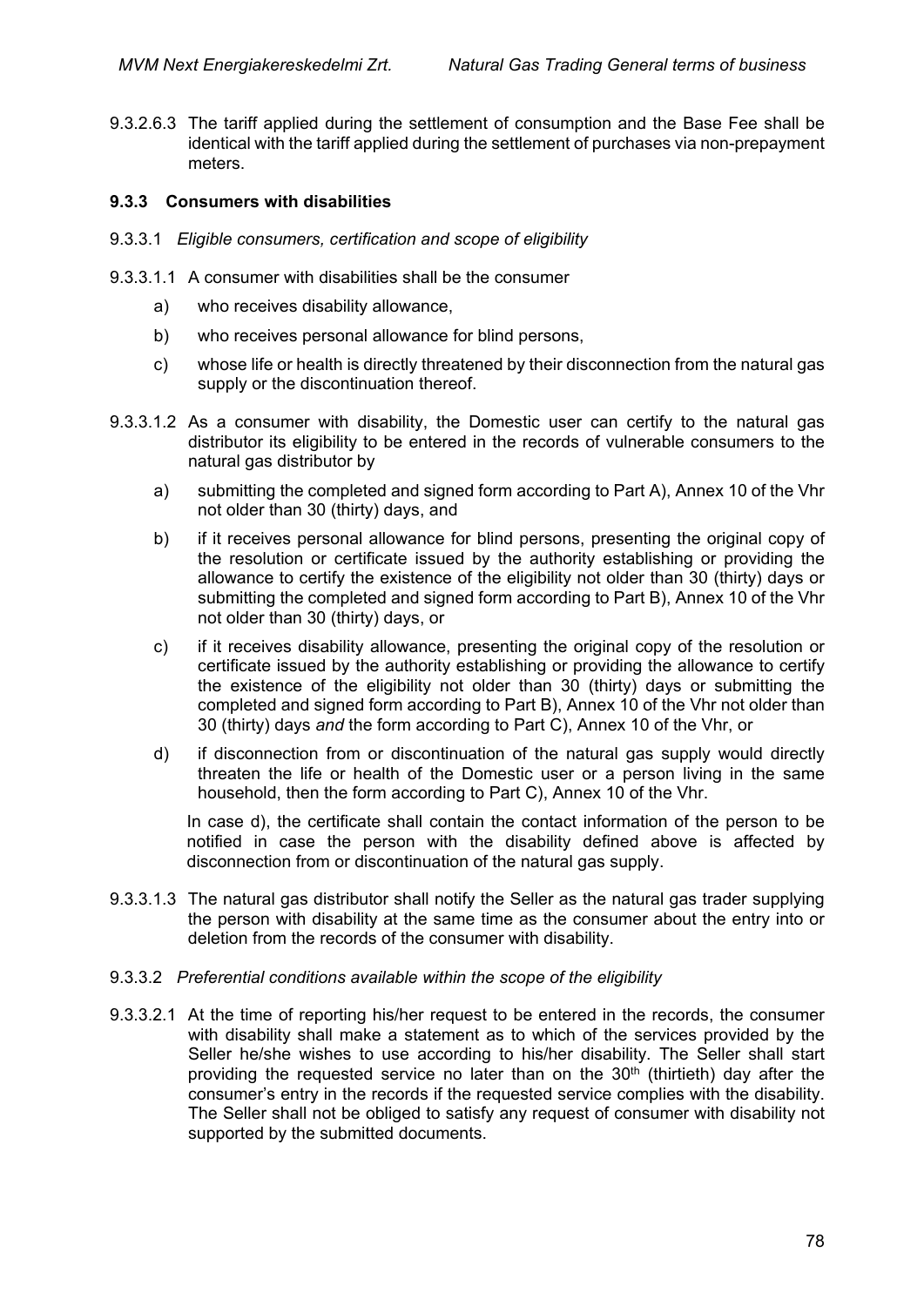9.3.2.6.3 The tariff applied during the settlement of consumption and the Base Fee shall be identical with the tariff applied during the settlement of purchases via non-prepayment meters.

### 9.3.3 Consumers with disabilities

9.3.3.1 *Eligible consumers, certification and scope of eligibility*

9.3.3.1.1 A consumer with disabilities shall be the consumer

a) who receives disability allowance,

b) who receives personal allowance for blind persons,

c) whose life or health is directly threatened by their disconnection from the natural gas supply or the discontinuation thereof.

9.3.3.1.2 As a consumer with disability, the Domestic user can certify to the natural gas distributor its eligibility to be entered in the records of vulnerable consumers to the natural gas distributor by

a) submitting the completed and signed form according to Part A), Annex 10 of the Vhr not older than 30 (thirty) days, and

b) if it receives personal allowance for blind persons, presenting the original copy of the resolution or certificate issued by the authority establishing or providing the allowance to certify the existence of the eligibility not older than 30 (thirty) days or submitting the completed and signed form according to Part B), Annex 10 of the Vhr not older than 30 (thirty) days, or

c) if it receives disability allowance, presenting the original copy of the resolution or certificate issued by the authority establishing or providing the allowance to certify the existence of the eligibility not older than 30 (thirty) days or submitting the completed and signed form according to Part B), Annex 10 of the Vhr not older than 30 (thirty) days *and* the form according to Part C), Annex 10 of the Vhr, or

d) if disconnection from or discontinuation of the natural gas supply would directly threaten the life or health of the Domestic user or a person living in the same household, then the form according to Part C), Annex 10 of the Vhr.

In case d), the certificate shall contain the contact information of the person to be notified in case the person with the disability defined above is affected by disconnection from or discontinuation of the natural gas supply.

9.3.3.1.3 The natural gas distributor shall notify the Seller as the natural gas trader supplying the person with disability at the same time as the consumer about the entry into or deletion from the records of the consumer with disability.

9.3.3.2 *Preferential conditions available within the scope of the eligibility*

9.3.3.2.1 At the time of reporting his/her request to be entered in the records, the consumer with disability shall make a statement as to which of the services provided by the Seller he/she wishes to use according to his/her disability. The Seller shall start providing the requested service no later than on the 30th (thirtieth) day after the consumer's entry in the records if the requested service complies with the disability. The Seller shall not be obliged to satisfy any request of consumer with disability not supported by the submitted documents.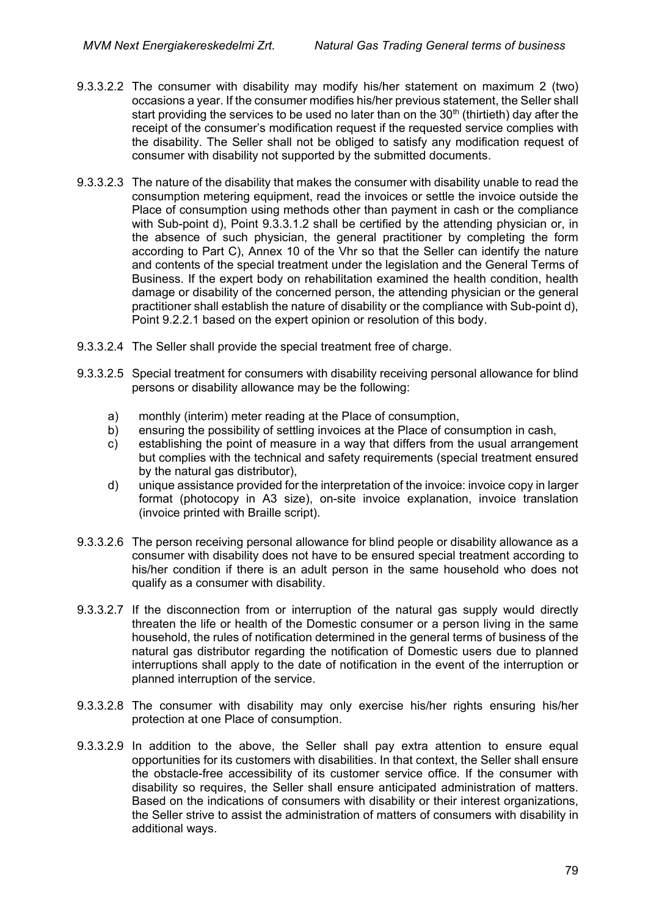9.3.3.2.2 The consumer with disability may modify his/her statement on maximum 2 (two) occasions a year. If the consumer modifies his/her previous statement, the Seller shall start providing the services to be used no later than on the 30th (thirtieth) day after the receipt of the consumer's modification request if the requested service complies with the disability. The Seller shall not be obliged to satisfy any modification request of consumer with disability not supported by the submitted documents.

9.3.3.2.3 The nature of the disability that makes the consumer with disability unable to read the consumption metering equipment, read the invoices or settle the invoice outside the Place of consumption using methods other than payment in cash or the compliance with Sub-point d), Point 9.3.3.1.2 shall be certified by the attending physician or, in the absence of such physician, the general practitioner by completing the form according to Part C), Annex 10 of the Vhr so that the Seller can identify the nature and contents of the special treatment under the legislation and the General Terms of Business. If the expert body on rehabilitation examined the health condition, health damage or disability of the concerned person, the attending physician or the general practitioner shall establish the nature of disability or the compliance with Sub-point d), Point 9.2.2.1 based on the expert opinion or resolution of this body.

9.3.3.2.4 The Seller shall provide the special treatment free of charge.

9.3.3.2.5 Special treatment for consumers with disability receiving personal allowance for blind persons or disability allowance may be the following:

a) monthly (interim) meter reading at the Place of consumption,
b) ensuring the possibility of settling invoices at the Place of consumption in cash,
c) establishing the point of measure in a way that differs from the usual arrangement but complies with the technical and safety requirements (special treatment ensured by the natural gas distributor),
d) unique assistance provided for the interpretation of the invoice: invoice copy in larger format (photocopy in A3 size), on-site invoice explanation, invoice translation (invoice printed with Braille script).

9.3.3.2.6 The person receiving personal allowance for blind people or disability allowance as a consumer with disability does not have to be ensured special treatment according to his/her condition if there is an adult person in the same household who does not qualify as a consumer with disability.

9.3.3.2.7 If the disconnection from or interruption of the natural gas supply would directly threaten the life or health of the Domestic consumer or a person living in the same household, the rules of notification determined in the general terms of business of the natural gas distributor regarding the notification of Domestic users due to planned interruptions shall apply to the date of notification in the event of the interruption or planned interruption of the service.

9.3.3.2.8 The consumer with disability may only exercise his/her rights ensuring his/her protection at one Place of consumption.

9.3.3.2.9 In addition to the above, the Seller shall pay extra attention to ensure equal opportunities for its customers with disabilities. In that context, the Seller shall ensure the obstacle-free accessibility of its customer service office. If the consumer with disability so requires, the Seller shall ensure anticipated administration of matters. Based on the indications of consumers with disability or their interest organizations, the Seller strive to assist the administration of matters of consumers with disability in additional ways.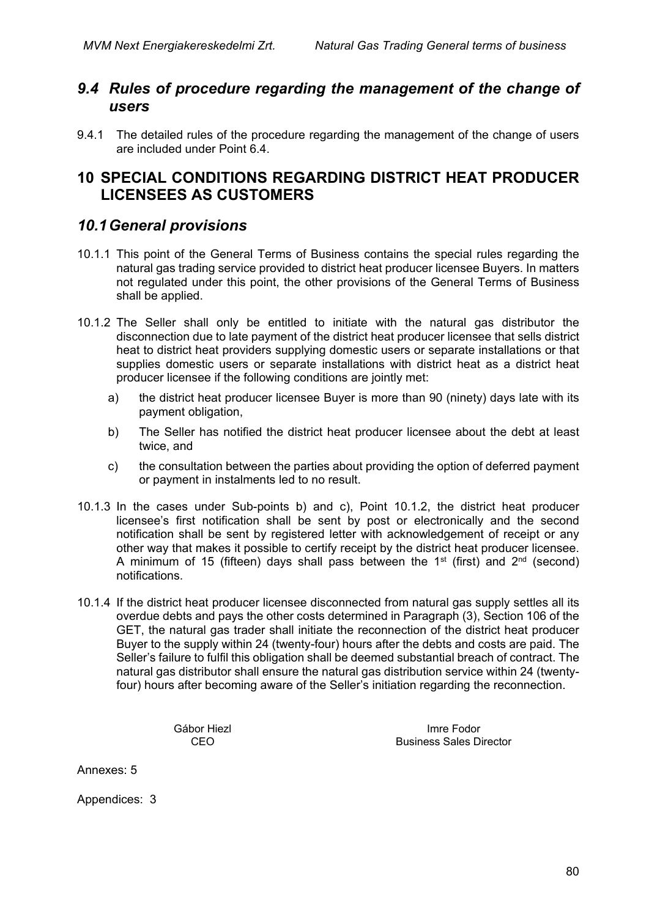## *9.4 Rules of procedure regarding the management of the change of users*

9.4.1 The detailed rules of the procedure regarding the management of the change of users are included under Point 6.4.

# 10 SPECIAL CONDITIONS REGARDING DISTRICT HEAT PRODUCER LICENSEES AS CUSTOMERS

## *10.1 General provisions*

10.1.1 This point of the General Terms of Business contains the special rules regarding the natural gas trading service provided to district heat producer licensee Buyers. In matters not regulated under this point, the other provisions of the General Terms of Business shall be applied.

10.1.2 The Seller shall only be entitled to initiate with the natural gas distributor the disconnection due to late payment of the district heat producer licensee that sells district heat to district heat providers supplying domestic users or separate installations or that supplies domestic users or separate installations with district heat as a district heat producer licensee if the following conditions are jointly met:

a) the district heat producer licensee Buyer is more than 90 (ninety) days late with its payment obligation,

b) The Seller has notified the district heat producer licensee about the debt at least twice, and

c) the consultation between the parties about providing the option of deferred payment or payment in instalments led to no result.

10.1.3 In the cases under Sub-points b) and c), Point 10.1.2, the district heat producer licensee's first notification shall be sent by post or electronically and the second notification shall be sent by registered letter with acknowledgement of receipt or any other way that makes it possible to certify receipt by the district heat producer licensee. A minimum of 15 (fifteen) days shall pass between the 1st (first) and 2nd (second) notifications.

10.1.4 If the district heat producer licensee disconnected from natural gas supply settles all its overdue debts and pays the other costs determined in Paragraph (3), Section 106 of the GET, the natural gas trader shall initiate the reconnection of the district heat producer Buyer to the supply within 24 (twenty-four) hours after the debts and costs are paid. The Seller's failure to fulfil this obligation shall be deemed substantial breach of contract. The natural gas distributor shall ensure the natural gas distribution service within 24 (twenty-four) hours after becoming aware of the Seller's initiation regarding the reconnection.

Gábor Hiezl
CEO

Imre Fodor
Business Sales Director

Annexes: 5

Appendices: 3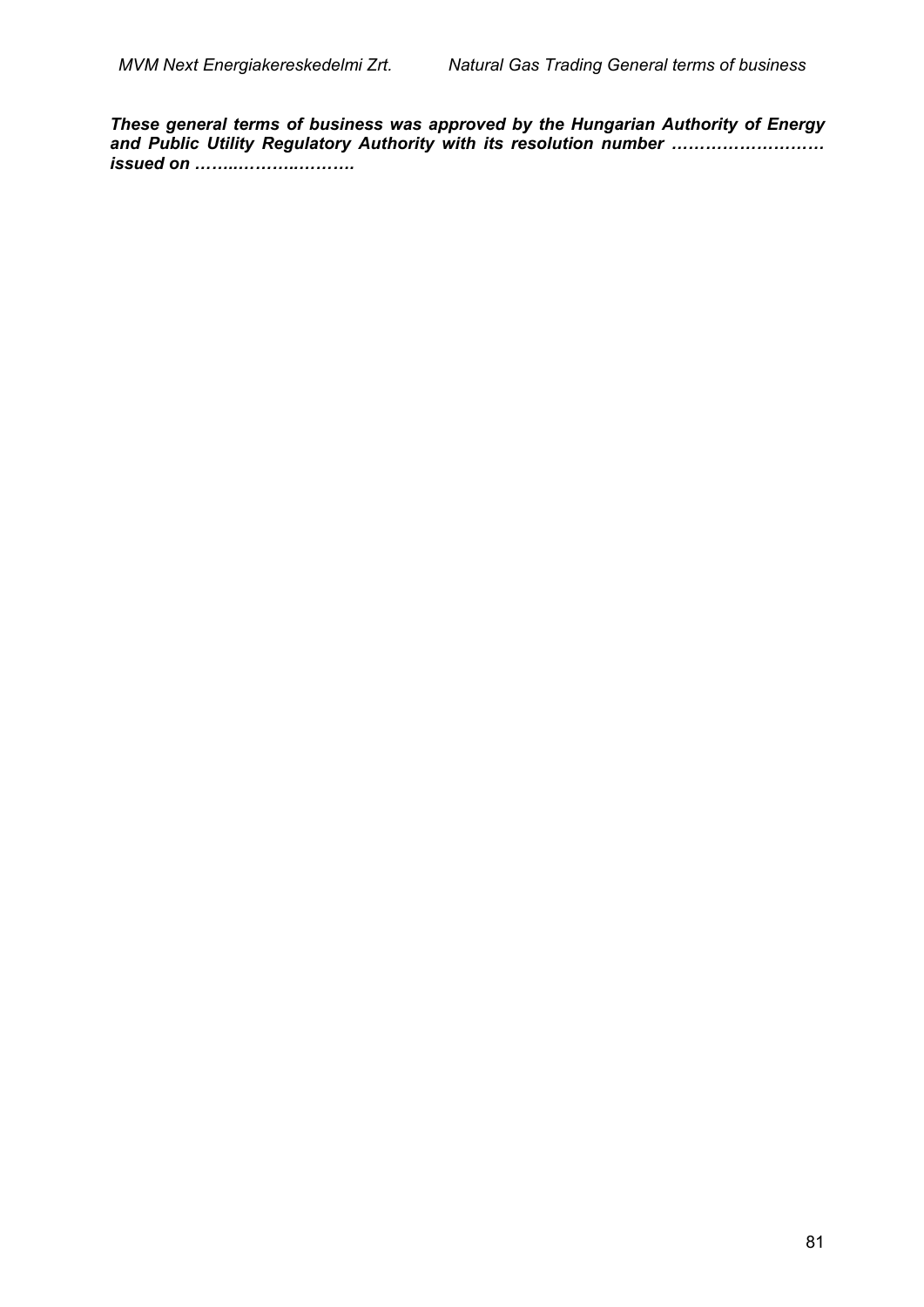***These general terms of business was approved by the Hungarian Authority of Energy and Public Utility Regulatory Authority with its resolution number ……………………… issued on ……..……..……….***